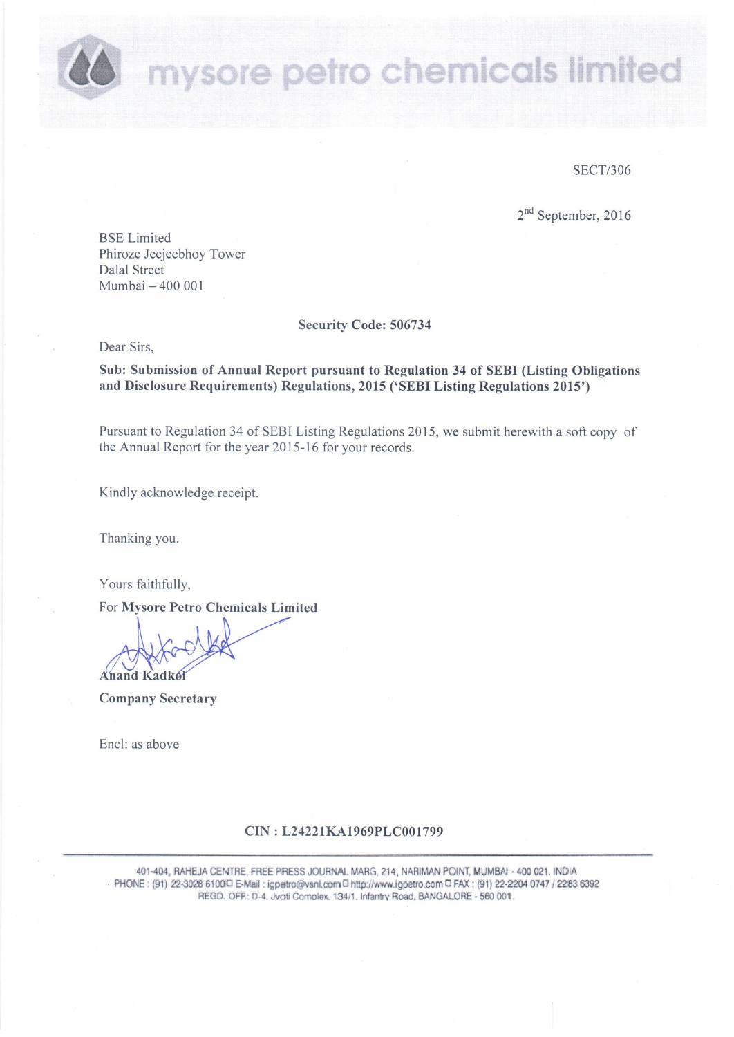mysore petro chemicals limited

SECT/306

2nd September, 2016

BSE Limited
Phiroze Jeejeebhoy Tower
Dalal Street
Mumbai – 400 001

**Security Code: 506734**

Dear Sirs,

**Sub: Submission of Annual Report pursuant to Regulation 34 of SEBI (Listing Obligations and Disclosure Requirements) Regulations, 2015 ('SEBI Listing Regulations 2015')**

Pursuant to Regulation 34 of SEBI Listing Regulations 2015, we submit herewith a soft copy of the Annual Report for the year 2015-16 for your records.

Kindly acknowledge receipt.

Thanking you.

Yours faithfully,

For **Mysore Petro Chemicals Limited**

**Anand Kadkol**

**Company Secretary**

Encl: as above

**CIN : L24221KA1969PLC001799**

401-404, RAHEJA CENTRE, FREE PRESS JOURNAL MARG, 214, NARIMAN POINT, MUMBAI - 400 021. INDIA
PHONE : (91) 22-3028 6100 E-Mail : igpetro@vsnl.com http://www.igpetro.com FAX : (91) 22-2204 0747 / 2283 6392
REGD. OFF.: D-4, Jyoti Complex, 134/1, Infantry Road, BANGALORE - 560 001.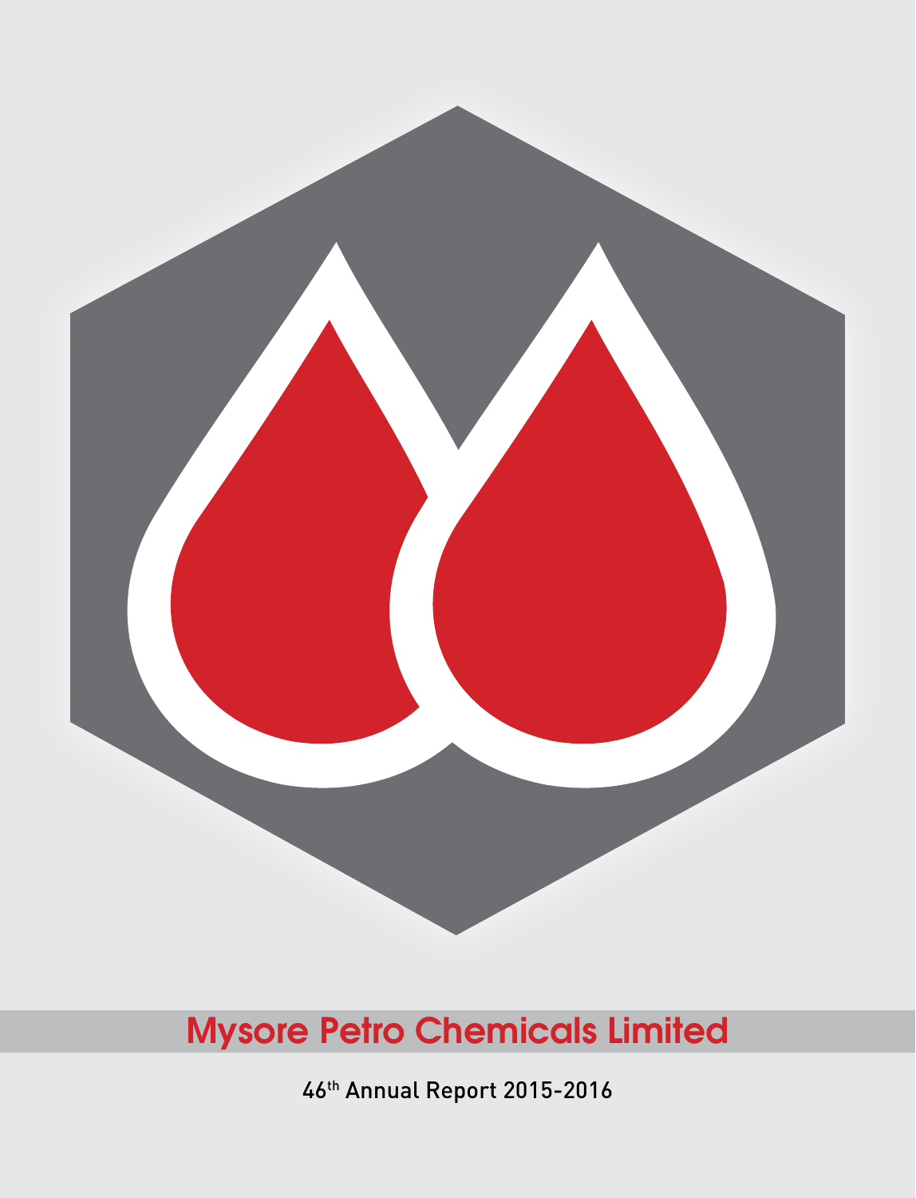# Mysore Petro Chemicals Limited

46th Annual Report 2015-2016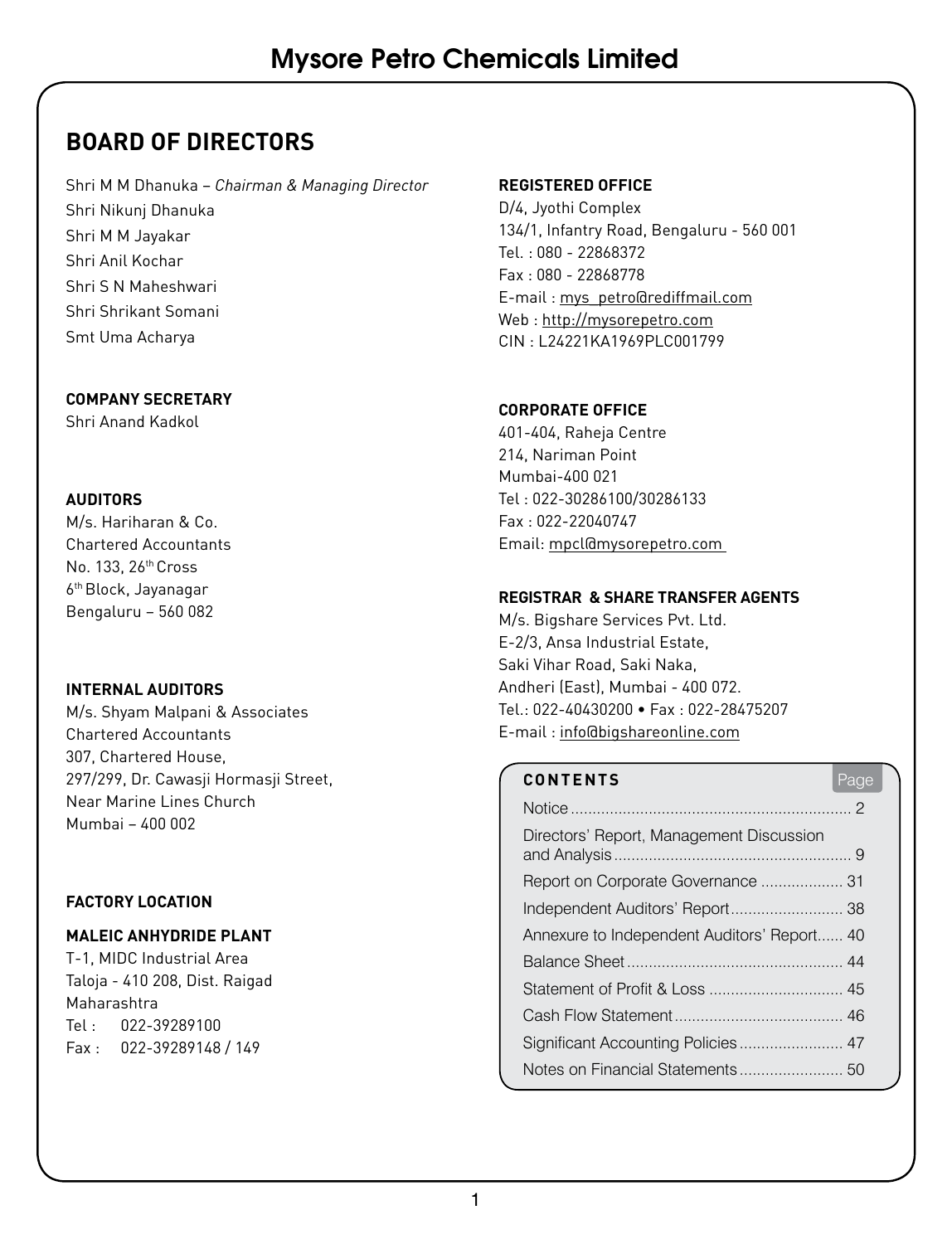# Mysore Petro Chemicals Limited

## BOARD OF DIRECTORS

Shri M M Dhanuka – *Chairman & Managing Director*
Shri Nikunj Dhanuka
Shri M M Jayakar
Shri Anil Kochar
Shri S N Maheshwari
Shri Shrikant Somani
Smt Uma Acharya

**COMPANY SECRETARY**
Shri Anand Kadkol

**AUDITORS**
M/s. Hariharan & Co.
Chartered Accountants
No. 133, 26th Cross
6th Block, Jayanagar
Bengaluru – 560 082

**INTERNAL AUDITORS**
M/s. Shyam Malpani & Associates
Chartered Accountants
307, Chartered House,
297/299, Dr. Cawasji Hormasji Street,
Near Marine Lines Church
Mumbai – 400 002

**FACTORY LOCATION**

**MALEIC ANHYDRIDE PLANT**
T-1, MIDC Industrial Area
Taloja - 410 208, Dist. Raigad
Maharashtra
Tel : 022-39289100
Fax : 022-39289148 / 149

**REGISTERED OFFICE**
D/4, Jyothi Complex
134/1, Infantry Road, Bengaluru - 560 001
Tel. : 080 - 22868372
Fax : 080 - 22868778
E-mail : mys_petro@rediffmail.com
Web : http://mysorepetro.com
CIN : L24221KA1969PLC001799

**CORPORATE OFFICE**
401-404, Raheja Centre
214, Nariman Point
Mumbai-400 021
Tel : 022-30286100/30286133
Fax : 022-22040747
Email: mpcl@mysorepetro.com

**REGISTRAR & SHARE TRANSFER AGENTS**
M/s. Bigshare Services Pvt. Ltd.
E-2/3, Ansa Industrial Estate,
Saki Vihar Road, Saki Naka,
Andheri (East), Mumbai - 400 072.
Tel.: 022-40430200 • Fax : 022-28475207
E-mail : info@bigshareonline.com

| CONTENTS | Page |
|---|---|
| Notice | 2 |
| Directors' Report, Management Discussion and Analysis | 9 |
| Report on Corporate Governance | 31 |
| Independent Auditors' Report | 38 |
| Annexure to Independent Auditors' Report | 40 |
| Balance Sheet | 44 |
| Statement of Profit & Loss | 45 |
| Cash Flow Statement | 46 |
| Significant Accounting Policies | 47 |
| Notes on Financial Statements | 50 |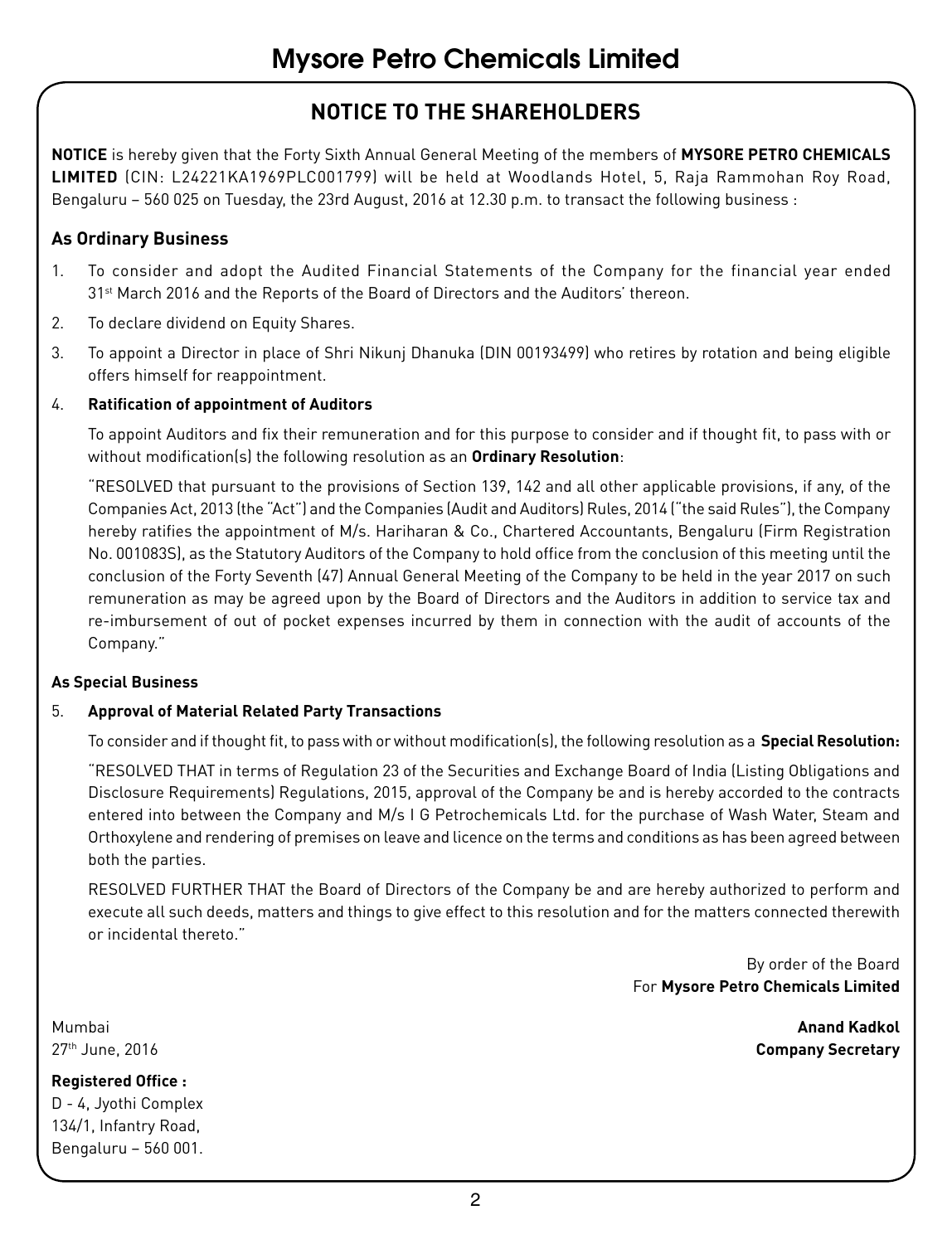# Mysore Petro Chemicals Limited

## NOTICE TO THE SHAREHOLDERS

**NOTICE** is hereby given that the Forty Sixth Annual General Meeting of the members of **MYSORE PETRO CHEMICALS LIMITED** (CIN: L24221KA1969PLC001799) will be held at Woodlands Hotel, 5, Raja Rammohan Roy Road, Bengaluru – 560 025 on Tuesday, the 23rd August, 2016 at 12.30 p.m. to transact the following business :

### As Ordinary Business

1. To consider and adopt the Audited Financial Statements of the Company for the financial year ended 31st March 2016 and the Reports of the Board of Directors and the Auditors' thereon.
2. To declare dividend on Equity Shares.
3. To appoint a Director in place of Shri Nikunj Dhanuka (DIN 00193499) who retires by rotation and being eligible offers himself for reappointment.
4. **Ratification of appointment of Auditors**

   To appoint Auditors and fix their remuneration and for this purpose to consider and if thought fit, to pass with or without modification(s) the following resolution as an **Ordinary Resolution**:

   "RESOLVED that pursuant to the provisions of Section 139, 142 and all other applicable provisions, if any, of the Companies Act, 2013 (the "Act") and the Companies (Audit and Auditors) Rules, 2014 ("the said Rules"), the Company hereby ratifies the appointment of M/s. Hariharan & Co., Chartered Accountants, Bengaluru (Firm Registration No. 001083S), as the Statutory Auditors of the Company to hold office from the conclusion of this meeting until the conclusion of the Forty Seventh (47) Annual General Meeting of the Company to be held in the year 2017 on such remuneration as may be agreed upon by the Board of Directors and the Auditors in addition to service tax and re-imbursement of out of pocket expenses incurred by them in connection with the audit of accounts of the Company."

**As Special Business**

5. **Approval of Material Related Party Transactions**

   To consider and if thought fit, to pass with or without modification(s), the following resolution as a **Special Resolution:**

   "RESOLVED THAT in terms of Regulation 23 of the Securities and Exchange Board of India (Listing Obligations and Disclosure Requirements) Regulations, 2015, approval of the Company be and is hereby accorded to the contracts entered into between the Company and M/s I G Petrochemicals Ltd. for the purchase of Wash Water, Steam and Orthoxylene and rendering of premises on leave and licence on the terms and conditions as has been agreed between both the parties.

   RESOLVED FURTHER THAT the Board of Directors of the Company be and are hereby authorized to perform and execute all such deeds, matters and things to give effect to this resolution and for the matters connected therewith or incidental thereto."

By order of the Board
For **Mysore Petro Chemicals Limited**

Mumbai
27th June, 2016

**Anand Kadkol**
**Company Secretary**

**Registered Office :**
D - 4, Jyothi Complex
134/1, Infantry Road,
Bengaluru – 560 001.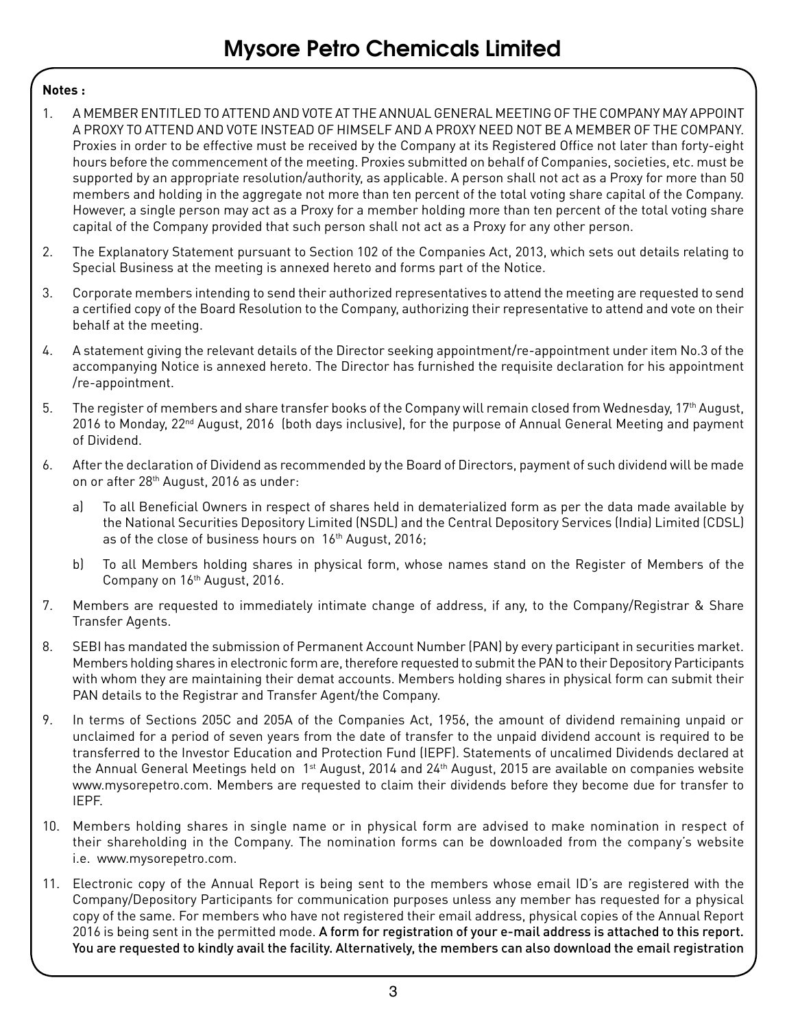**Notes :**

1. A MEMBER ENTITLED TO ATTEND AND VOTE AT THE ANNUAL GENERAL MEETING OF THE COMPANY MAY APPOINT A PROXY TO ATTEND AND VOTE INSTEAD OF HIMSELF AND A PROXY NEED NOT BE A MEMBER OF THE COMPANY. Proxies in order to be effective must be received by the Company at its Registered Office not later than forty-eight hours before the commencement of the meeting. Proxies submitted on behalf of Companies, societies, etc. must be supported by an appropriate resolution/authority, as applicable. A person shall not act as a Proxy for more than 50 members and holding in the aggregate not more than ten percent of the total voting share capital of the Company. However, a single person may act as a Proxy for a member holding more than ten percent of the total voting share capital of the Company provided that such person shall not act as a Proxy for any other person.

2. The Explanatory Statement pursuant to Section 102 of the Companies Act, 2013, which sets out details relating to Special Business at the meeting is annexed hereto and forms part of the Notice.

3. Corporate members intending to send their authorized representatives to attend the meeting are requested to send a certified copy of the Board Resolution to the Company, authorizing their representative to attend and vote on their behalf at the meeting.

4. A statement giving the relevant details of the Director seeking appointment/re-appointment under item No.3 of the accompanying Notice is annexed hereto. The Director has furnished the requisite declaration for his appointment /re-appointment.

5. The register of members and share transfer books of the Company will remain closed from Wednesday, 17th August, 2016 to Monday, 22nd August, 2016 (both days inclusive), for the purpose of Annual General Meeting and payment of Dividend.

6. After the declaration of Dividend as recommended by the Board of Directors, payment of such dividend will be made on or after 28th August, 2016 as under:

   a) To all Beneficial Owners in respect of shares held in dematerialized form as per the data made available by the National Securities Depository Limited (NSDL) and the Central Depository Services (India) Limited (CDSL) as of the close of business hours on 16th August, 2016;

   b) To all Members holding shares in physical form, whose names stand on the Register of Members of the Company on 16th August, 2016.

7. Members are requested to immediately intimate change of address, if any, to the Company/Registrar & Share Transfer Agents.

8. SEBI has mandated the submission of Permanent Account Number (PAN) by every participant in securities market. Members holding shares in electronic form are, therefore requested to submit the PAN to their Depository Participants with whom they are maintaining their demat accounts. Members holding shares in physical form can submit their PAN details to the Registrar and Transfer Agent/the Company.

9. In terms of Sections 205C and 205A of the Companies Act, 1956, the amount of dividend remaining unpaid or unclaimed for a period of seven years from the date of transfer to the unpaid dividend account is required to be transferred to the Investor Education and Protection Fund (IEPF). Statements of uncalimed Dividends declared at the Annual General Meetings held on 1st August, 2014 and 24th August, 2015 are available on companies website www.mysorepetro.com. Members are requested to claim their dividends before they become due for transfer to IEPF.

10. Members holding shares in single name or in physical form are advised to make nomination in respect of their shareholding in the Company. The nomination forms can be downloaded from the company's website i.e. www.mysorepetro.com.

11. Electronic copy of the Annual Report is being sent to the members whose email ID's are registered with the Company/Depository Participants for communication purposes unless any member has requested for a physical copy of the same. For members who have not registered their email address, physical copies of the Annual Report 2016 is being sent in the permitted mode. **A form for registration of your e-mail address is attached to this report. You are requested to kindly avail the facility. Alternatively, the members can also download the email registration**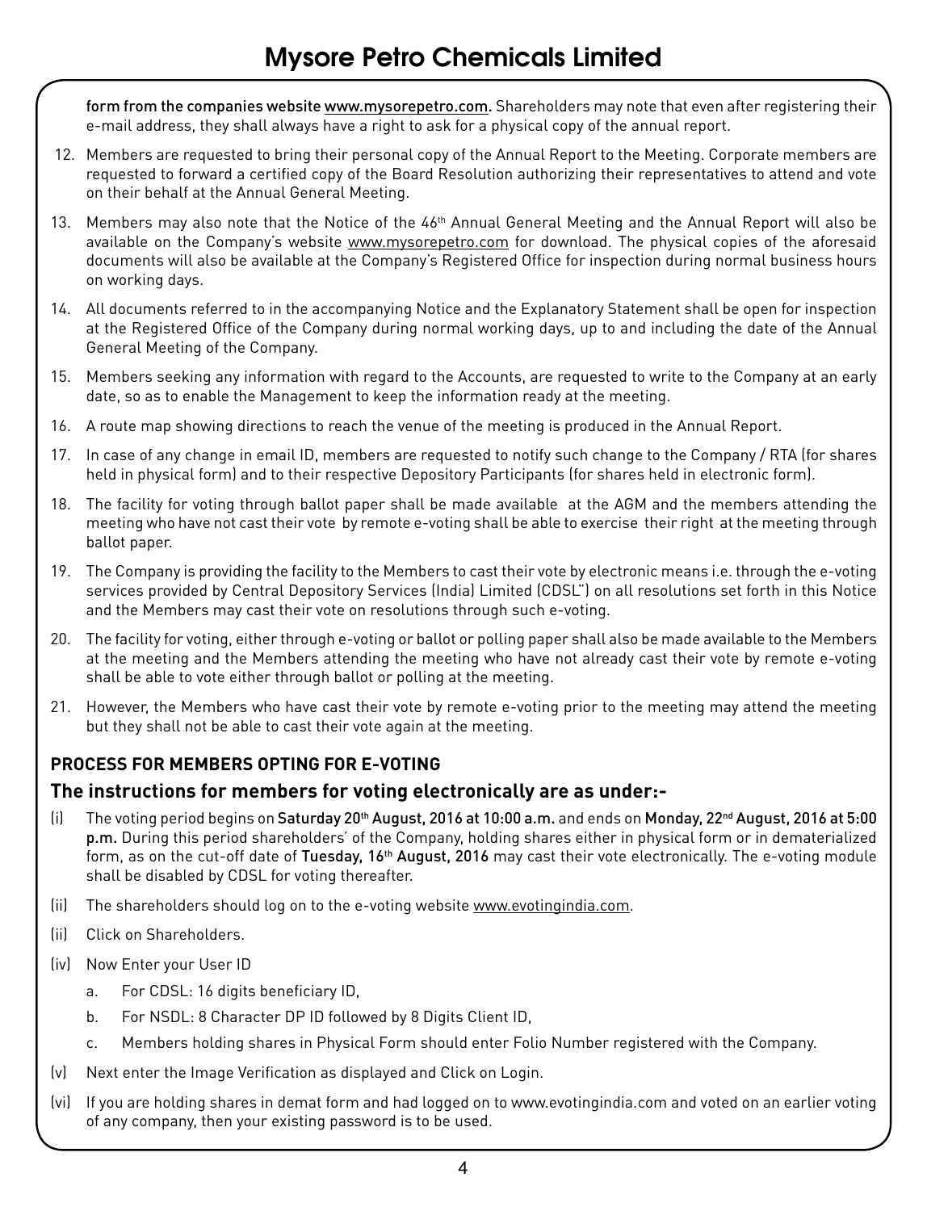form from the companies website www.mysorepetro.com. Shareholders may note that even after registering their e-mail address, they shall always have a right to ask for a physical copy of the annual report.

12. Members are requested to bring their personal copy of the Annual Report to the Meeting. Corporate members are requested to forward a certified copy of the Board Resolution authorizing their representatives to attend and vote on their behalf at the Annual General Meeting.

13. Members may also note that the Notice of the 46th Annual General Meeting and the Annual Report will also be available on the Company's website www.mysorepetro.com for download. The physical copies of the aforesaid documents will also be available at the Company's Registered Office for inspection during normal business hours on working days.

14. All documents referred to in the accompanying Notice and the Explanatory Statement shall be open for inspection at the Registered Office of the Company during normal working days, up to and including the date of the Annual General Meeting of the Company.

15. Members seeking any information with regard to the Accounts, are requested to write to the Company at an early date, so as to enable the Management to keep the information ready at the meeting.

16. A route map showing directions to reach the venue of the meeting is produced in the Annual Report.

17. In case of any change in email ID, members are requested to notify such change to the Company / RTA (for shares held in physical form) and to their respective Depository Participants (for shares held in electronic form).

18. The facility for voting through ballot paper shall be made available at the AGM and the members attending the meeting who have not cast their vote by remote e-voting shall be able to exercise their right at the meeting through ballot paper.

19. The Company is providing the facility to the Members to cast their vote by electronic means i.e. through the e-voting services provided by Central Depository Services (India) Limited (CDSL") on all resolutions set forth in this Notice and the Members may cast their vote on resolutions through such e-voting.

20. The facility for voting, either through e-voting or ballot or polling paper shall also be made available to the Members at the meeting and the Members attending the meeting who have not already cast their vote by remote e-voting shall be able to vote either through ballot or polling at the meeting.

21. However, the Members who have cast their vote by remote e-voting prior to the meeting may attend the meeting but they shall not be able to cast their vote again at the meeting.

### PROCESS FOR MEMBERS OPTING FOR E-VOTING

### The instructions for members for voting electronically are as under:-

(i) The voting period begins on **Saturday 20th August, 2016 at 10:00 a.m.** and ends on **Monday, 22nd August, 2016 at 5:00 p.m.** During this period shareholders' of the Company, holding shares either in physical form or in dematerialized form, as on the cut-off date of **Tuesday, 16th August, 2016** may cast their vote electronically. The e-voting module shall be disabled by CDSL for voting thereafter.

(ii) The shareholders should log on to the e-voting website www.evotingindia.com.

(ii) Click on Shareholders.

(iv) Now Enter your User ID

   a. For CDSL: 16 digits beneficiary ID,

   b. For NSDL: 8 Character DP ID followed by 8 Digits Client ID,

   c. Members holding shares in Physical Form should enter Folio Number registered with the Company.

(v) Next enter the Image Verification as displayed and Click on Login.

(vi) If you are holding shares in demat form and had logged on to www.evotingindia.com and voted on an earlier voting of any company, then your existing password is to be used.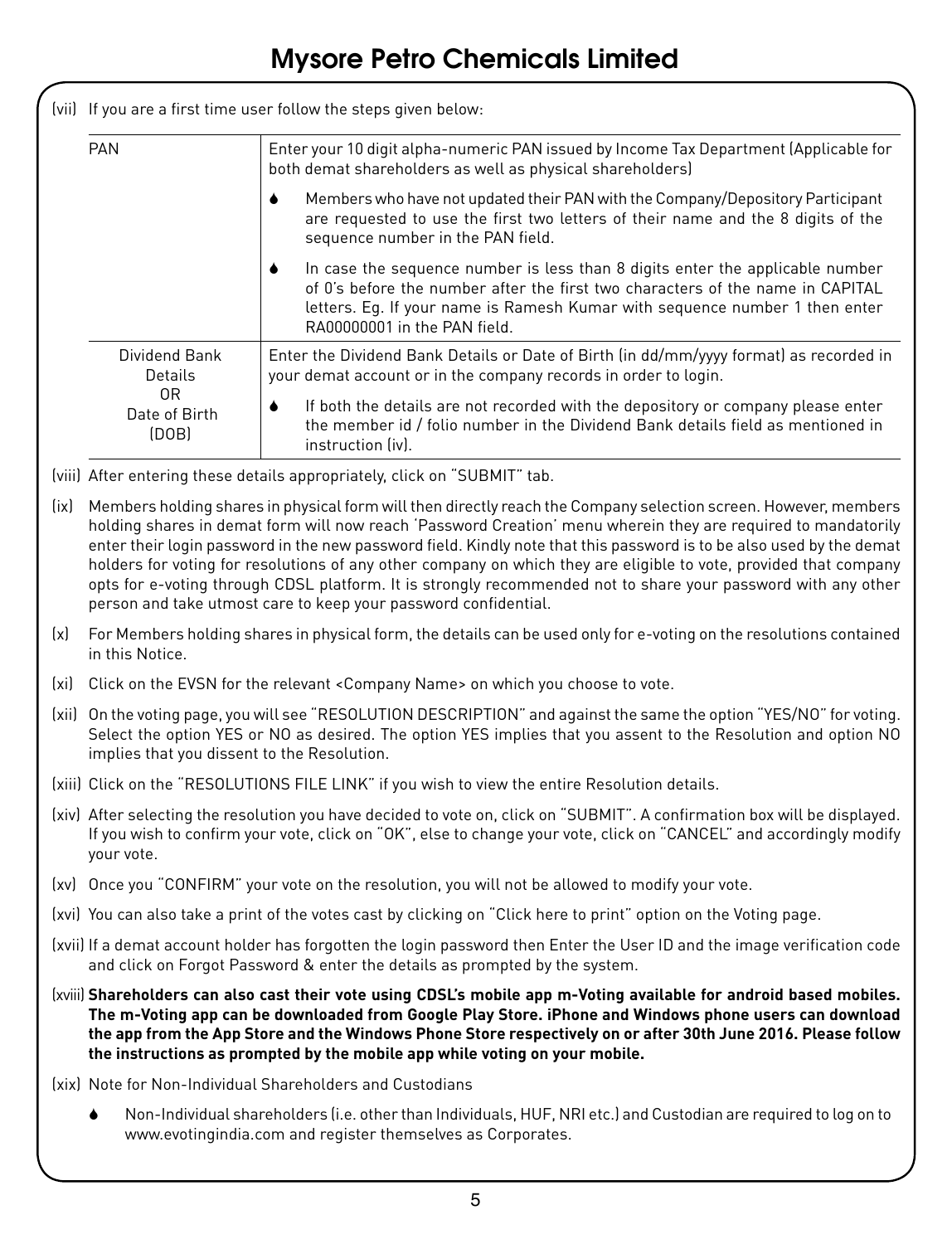(vii) If you are a first time user follow the steps given below:

| | |
|---|---|
| PAN | Enter your 10 digit alpha-numeric PAN issued by Income Tax Department (Applicable for both demat shareholders as well as physical shareholders)<br>• Members who have not updated their PAN with the Company/Depository Participant are requested to use the first two letters of their name and the 8 digits of the sequence number in the PAN field.<br>• In case the sequence number is less than 8 digits enter the applicable number of 0's before the number after the first two characters of the name in CAPITAL letters. Eg. If your name is Ramesh Kumar with sequence number 1 then enter RA00000001 in the PAN field. |
| Dividend Bank Details OR Date of Birth (DOB) | Enter the Dividend Bank Details or Date of Birth (in dd/mm/yyyy format) as recorded in your demat account or in the company records in order to login.<br>• If both the details are not recorded with the depository or company please enter the member id / folio number in the Dividend Bank details field as mentioned in instruction (iv). |

(viii) After entering these details appropriately, click on "SUBMIT" tab.

(ix) Members holding shares in physical form will then directly reach the Company selection screen. However, members holding shares in demat form will now reach 'Password Creation' menu wherein they are required to mandatorily enter their login password in the new password field. Kindly note that this password is to be also used by the demat holders for voting for resolutions of any other company on which they are eligible to vote, provided that company opts for e-voting through CDSL platform. It is strongly recommended not to share your password with any other person and take utmost care to keep your password confidential.

(x) For Members holding shares in physical form, the details can be used only for e-voting on the resolutions contained in this Notice.

(xi) Click on the EVSN for the relevant <Company Name> on which you choose to vote.

(xii) On the voting page, you will see "RESOLUTION DESCRIPTION" and against the same the option "YES/NO" for voting. Select the option YES or NO as desired. The option YES implies that you assent to the Resolution and option NO implies that you dissent to the Resolution.

(xiii) Click on the "RESOLUTIONS FILE LINK" if you wish to view the entire Resolution details.

(xiv) After selecting the resolution you have decided to vote on, click on "SUBMIT". A confirmation box will be displayed. If you wish to confirm your vote, click on "OK", else to change your vote, click on "CANCEL" and accordingly modify your vote.

(xv) Once you "CONFIRM" your vote on the resolution, you will not be allowed to modify your vote.

(xvi) You can also take a print of the votes cast by clicking on "Click here to print" option on the Voting page.

(xvii) If a demat account holder has forgotten the login password then Enter the User ID and the image verification code and click on Forgot Password & enter the details as prompted by the system.

(xviii) **Shareholders can also cast their vote using CDSL's mobile app m-Voting available for android based mobiles. The m-Voting app can be downloaded from Google Play Store. iPhone and Windows phone users can download the app from the App Store and the Windows Phone Store respectively on or after 30th June 2016. Please follow the instructions as prompted by the mobile app while voting on your mobile.**

(xix) Note for Non-Individual Shareholders and Custodians

- Non-Individual shareholders (i.e. other than Individuals, HUF, NRI etc.) and Custodian are required to log on to www.evotingindia.com and register themselves as Corporates.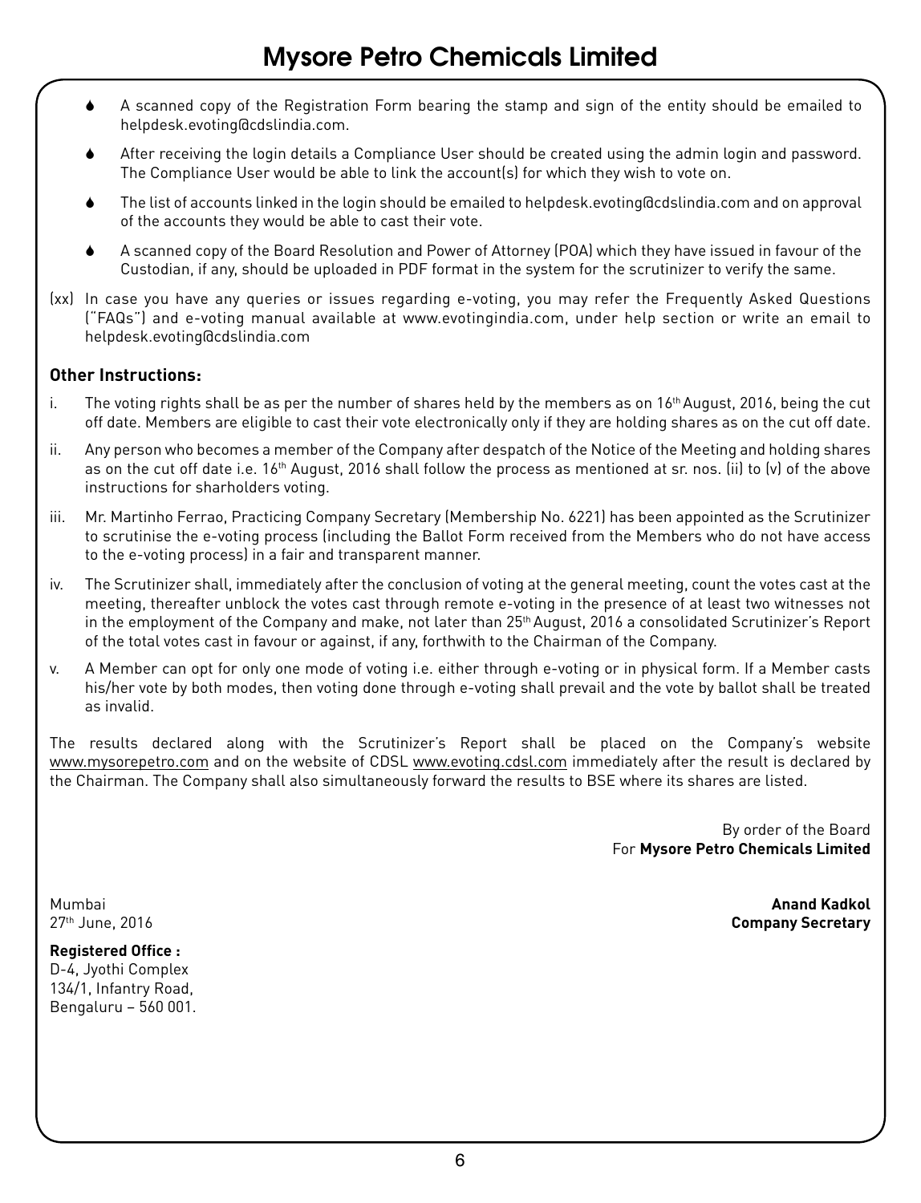- A scanned copy of the Registration Form bearing the stamp and sign of the entity should be emailed to helpdesk.evoting@cdslindia.com.
- After receiving the login details a Compliance User should be created using the admin login and password. The Compliance User would be able to link the account(s) for which they wish to vote on.
- The list of accounts linked in the login should be emailed to helpdesk.evoting@cdslindia.com and on approval of the accounts they would be able to cast their vote.
- A scanned copy of the Board Resolution and Power of Attorney (POA) which they have issued in favour of the Custodian, if any, should be uploaded in PDF format in the system for the scrutinizer to verify the same.

(xx) In case you have any queries or issues regarding e-voting, you may refer the Frequently Asked Questions ("FAQs") and e-voting manual available at www.evotingindia.com, under help section or write an email to helpdesk.evoting@cdslindia.com

**Other Instructions:**

i. The voting rights shall be as per the number of shares held by the members as on 16th August, 2016, being the cut off date. Members are eligible to cast their vote electronically only if they are holding shares as on the cut off date.

ii. Any person who becomes a member of the Company after despatch of the Notice of the Meeting and holding shares as on the cut off date i.e. 16th August, 2016 shall follow the process as mentioned at sr. nos. (ii) to (v) of the above instructions for sharholders voting.

iii. Mr. Martinho Ferrao, Practicing Company Secretary (Membership No. 6221) has been appointed as the Scrutinizer to scrutinise the e-voting process (including the Ballot Form received from the Members who do not have access to the e-voting process) in a fair and transparent manner.

iv. The Scrutinizer shall, immediately after the conclusion of voting at the general meeting, count the votes cast at the meeting, thereafter unblock the votes cast through remote e-voting in the presence of at least two witnesses not in the employment of the Company and make, not later than 25th August, 2016 a consolidated Scrutinizer's Report of the total votes cast in favour or against, if any, forthwith to the Chairman of the Company.

v. A Member can opt for only one mode of voting i.e. either through e-voting or in physical form. If a Member casts his/her vote by both modes, then voting done through e-voting shall prevail and the vote by ballot shall be treated as invalid.

The results declared along with the Scrutinizer's Report shall be placed on the Company's website www.mysorepetro.com and on the website of CDSL www.evoting.cdsl.com immediately after the result is declared by the Chairman. The Company shall also simultaneously forward the results to BSE where its shares are listed.

By order of the Board
For **Mysore Petro Chemicals Limited**

Mumbai
27th June, 2016

**Anand Kadkol**
**Company Secretary**

**Registered Office :**
D-4, Jyothi Complex
134/1, Infantry Road,
Bengaluru – 560 001.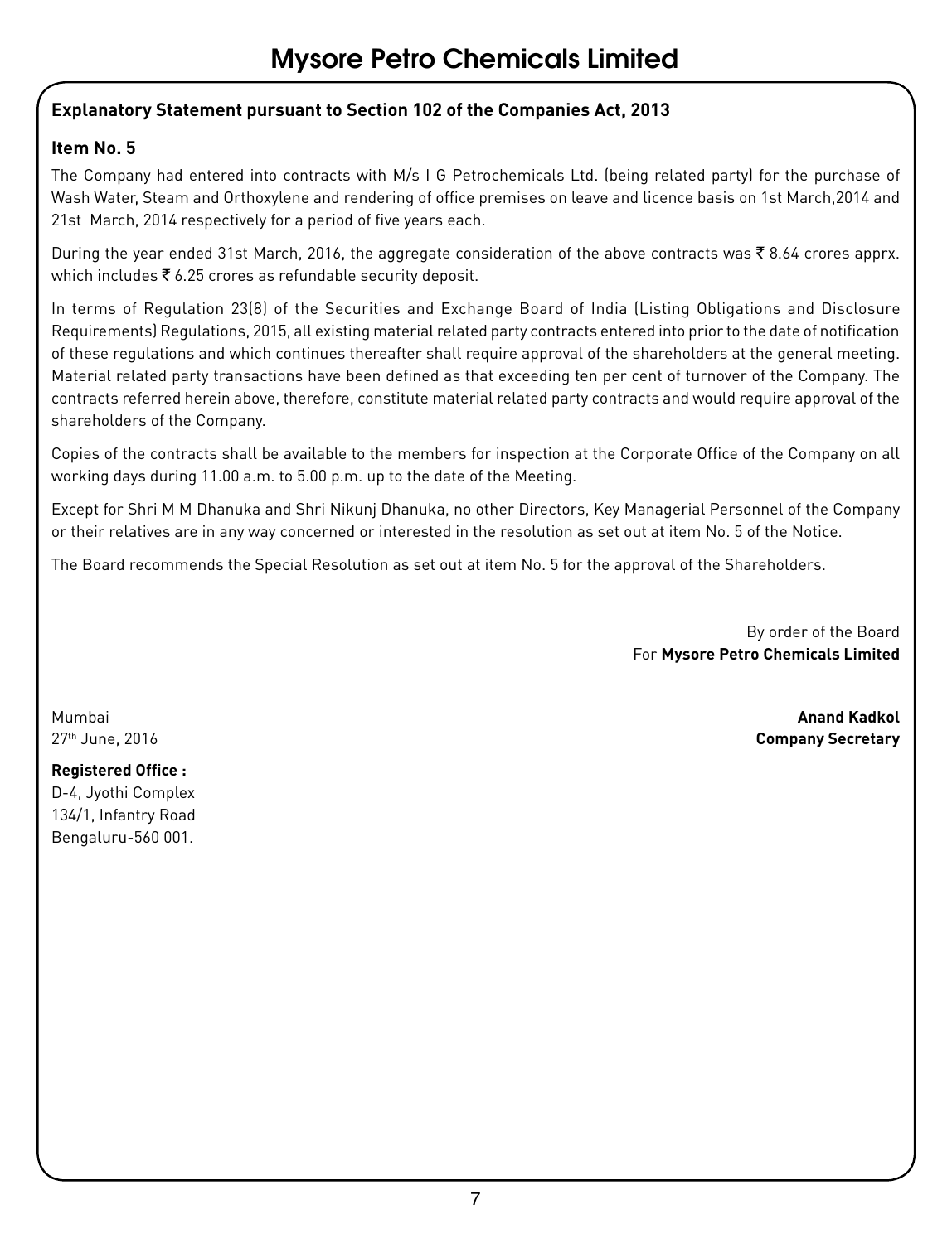## Explanatory Statement pursuant to Section 102 of the Companies Act, 2013

### Item No. 5

The Company had entered into contracts with M/s I G Petrochemicals Ltd. (being related party) for the purchase of Wash Water, Steam and Orthoxylene and rendering of office premises on leave and licence basis on 1st March,2014 and 21st March, 2014 respectively for a period of five years each.

During the year ended 31st March, 2016, the aggregate consideration of the above contracts was ₹ 8.64 crores apprx. which includes ₹ 6.25 crores as refundable security deposit.

In terms of Regulation 23(8) of the Securities and Exchange Board of India (Listing Obligations and Disclosure Requirements) Regulations, 2015, all existing material related party contracts entered into prior to the date of notification of these regulations and which continues thereafter shall require approval of the shareholders at the general meeting. Material related party transactions have been defined as that exceeding ten per cent of turnover of the Company. The contracts referred herein above, therefore, constitute material related party contracts and would require approval of the shareholders of the Company.

Copies of the contracts shall be available to the members for inspection at the Corporate Office of the Company on all working days during 11.00 a.m. to 5.00 p.m. up to the date of the Meeting.

Except for Shri M M Dhanuka and Shri Nikunj Dhanuka, no other Directors, Key Managerial Personnel of the Company or their relatives are in any way concerned or interested in the resolution as set out at item No. 5 of the Notice.

The Board recommends the Special Resolution as set out at item No. 5 for the approval of the Shareholders.

By order of the Board
For **Mysore Petro Chemicals Limited**

Mumbai
27th June, 2016

**Anand Kadkol**
**Company Secretary**

**Registered Office :**
D-4, Jyothi Complex
134/1, Infantry Road
Bengaluru-560 001.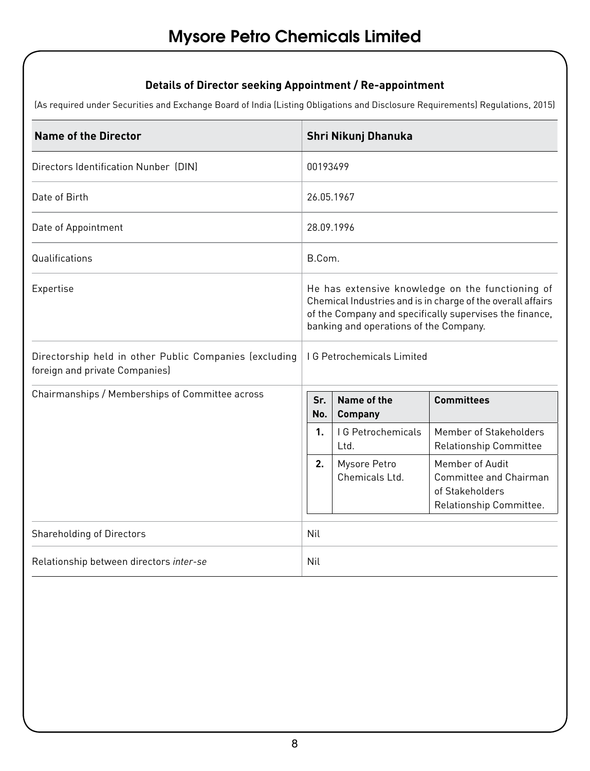## Details of Director seeking Appointment / Re-appointment

(As required under Securities and Exchange Board of India (Listing Obligations and Disclosure Requirements) Regulations, 2015)

| Name of the Director | Shri Nikunj Dhanuka |
|---|---|
| Directors Identification Nunber (DIN) | 00193499 |
| Date of Birth | 26.05.1967 |
| Date of Appointment | 28.09.1996 |
| Qualifications | B.Com. |
| Expertise | He has extensive knowledge on the functioning of Chemical Industries and is in charge of the overall affairs of the Company and specifically supervises the finance, banking and operations of the Company. |
| Directorship held in other Public Companies (excluding foreign and private Companies) | I G Petrochemicals Limited |
| Chairmanships / Memberships of Committee across | **Sr. No.** / **Name of the Company** / **Committees**<br>1. I G Petrochemicals Ltd. – Member of Stakeholders Relationship Committee<br>2. Mysore Petro Chemicals Ltd. – Member of Audit Committee and Chairman of Stakeholders Relationship Committee. |
| Shareholding of Directors | Nil |
| Relationship between directors *inter-se* | Nil |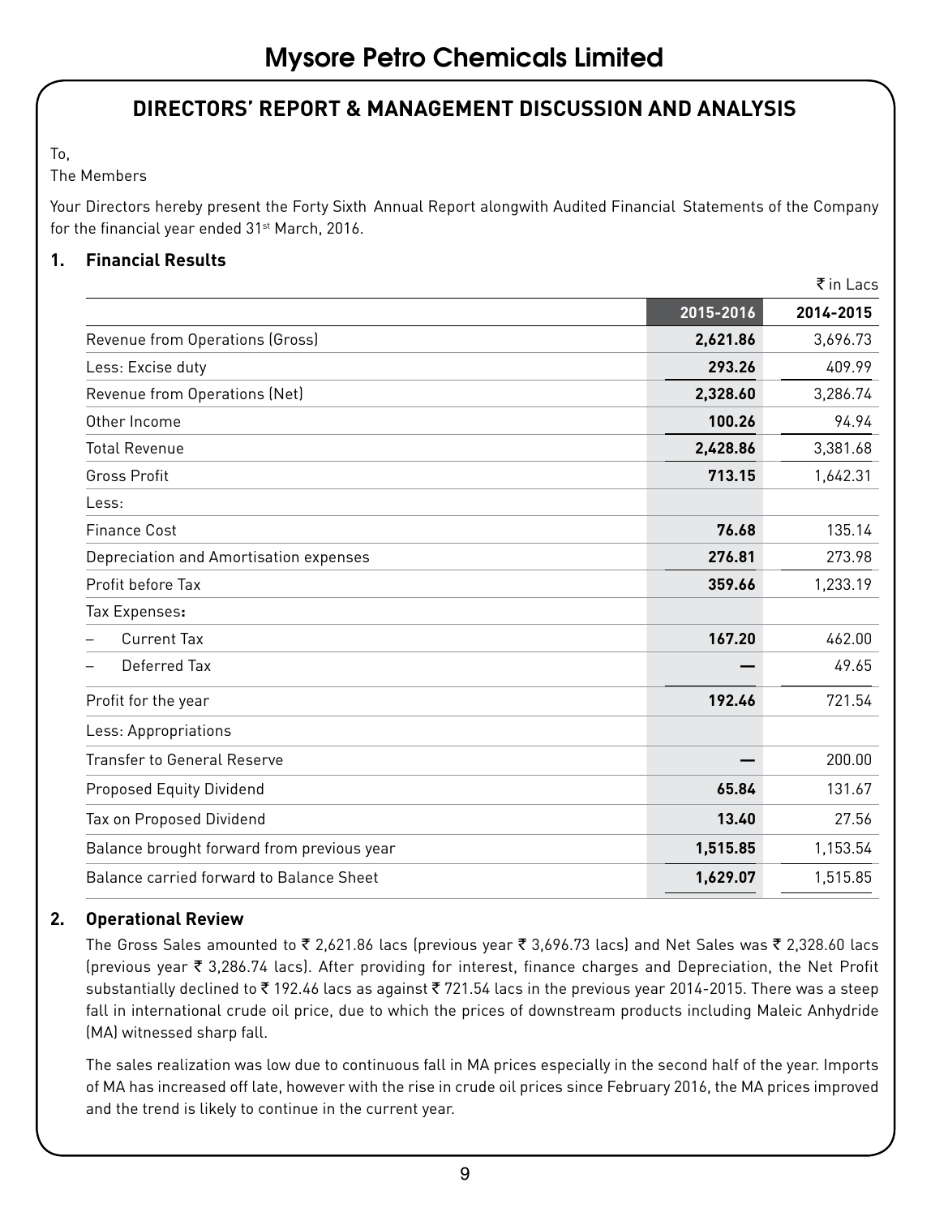# Mysore Petro Chemicals Limited

## DIRECTORS' REPORT & MANAGEMENT DISCUSSION AND ANALYSIS

To,
The Members

Your Directors hereby present the Forty Sixth Annual Report alongwith Audited Financial Statements of the Company for the financial year ended 31st March, 2016.

### 1. Financial Results

₹ in Lacs

| | 2015-2016 | 2014-2015 |
|---|---|---|
| Revenue from Operations (Gross) | **2,621.86** | 3,696.73 |
| Less: Excise duty | **293.26** | 409.99 |
| Revenue from Operations (Net) | **2,328.60** | 3,286.74 |
| Other Income | **100.26** | 94.94 |
| Total Revenue | **2,428.86** | 3,381.68 |
| Gross Profit | **713.15** | 1,642.31 |
| Less: | | |
| Finance Cost | **76.68** | 135.14 |
| Depreciation and Amortisation expenses | **276.81** | 273.98 |
| Profit before Tax | **359.66** | 1,233.19 |
| Tax Expenses**:** | | |
| – Current Tax | **167.20** | 462.00 |
| – Deferred Tax | **—** | 49.65 |
| Profit for the year | **192.46** | 721.54 |
| Less: Appropriations | | |
| Transfer to General Reserve | **—** | 200.00 |
| Proposed Equity Dividend | **65.84** | 131.67 |
| Tax on Proposed Dividend | **13.40** | 27.56 |
| Balance brought forward from previous year | **1,515.85** | 1,153.54 |
| Balance carried forward to Balance Sheet | **1,629.07** | 1,515.85 |

### 2. Operational Review

The Gross Sales amounted to ₹ 2,621.86 lacs (previous year ₹ 3,696.73 lacs) and Net Sales was ₹ 2,328.60 lacs (previous year ₹ 3,286.74 lacs). After providing for interest, finance charges and Depreciation, the Net Profit substantially declined to ₹ 192.46 lacs as against ₹ 721.54 lacs in the previous year 2014-2015. There was a steep fall in international crude oil price, due to which the prices of downstream products including Maleic Anhydride (MA) witnessed sharp fall.

The sales realization was low due to continuous fall in MA prices especially in the second half of the year. Imports of MA has increased off late, however with the rise in crude oil prices since February 2016, the MA prices improved and the trend is likely to continue in the current year.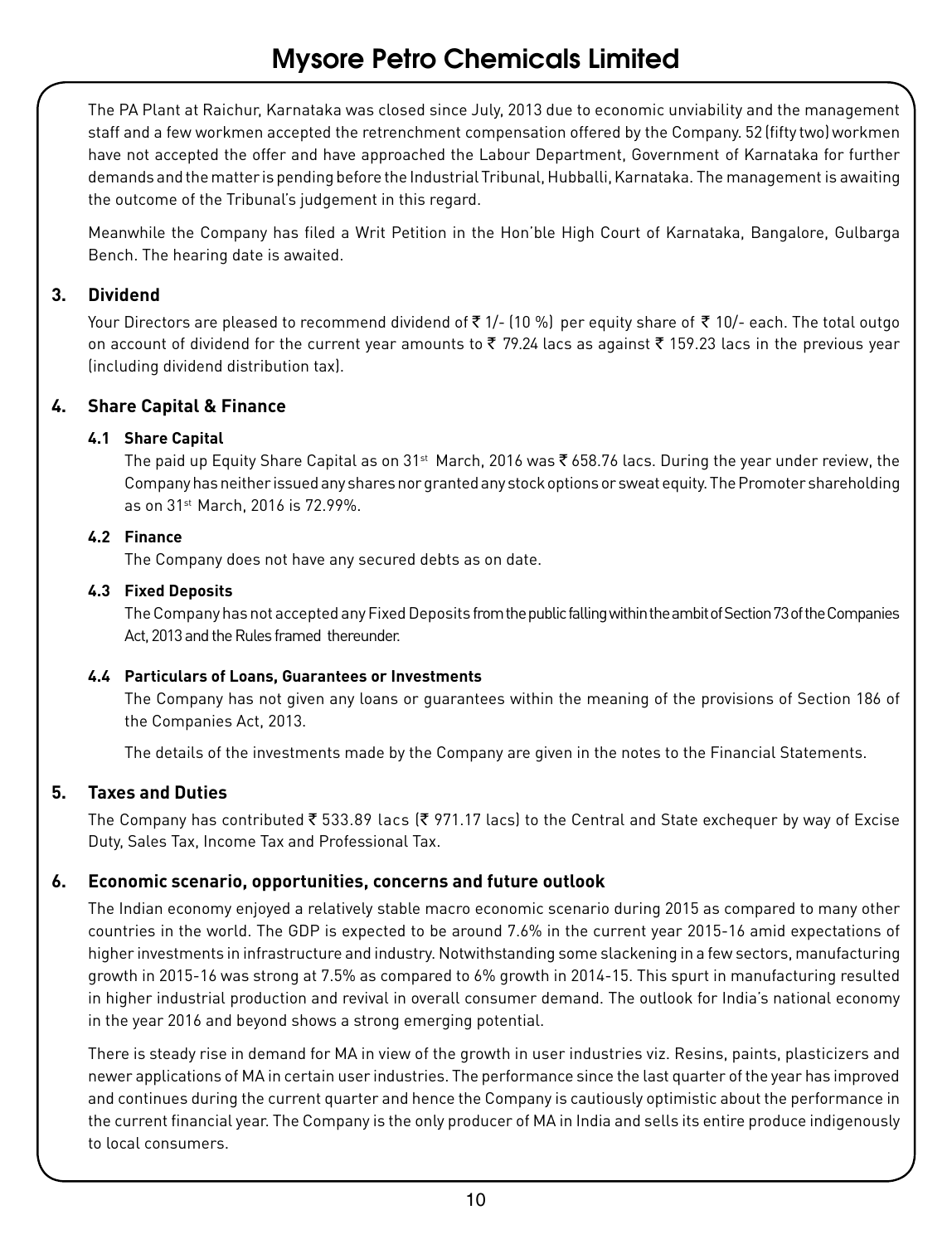The PA Plant at Raichur, Karnataka was closed since July, 2013 due to economic unviability and the management staff and a few workmen accepted the retrenchment compensation offered by the Company. 52 (fifty two) workmen have not accepted the offer and have approached the Labour Department, Government of Karnataka for further demands and the matter is pending before the Industrial Tribunal, Hubballi, Karnataka. The management is awaiting the outcome of the Tribunal's judgement in this regard.

Meanwhile the Company has filed a Writ Petition in the Hon'ble High Court of Karnataka, Bangalore, Gulbarga Bench. The hearing date is awaited.

## 3. Dividend

Your Directors are pleased to recommend dividend of ₹ 1/- (10 %) per equity share of ₹ 10/- each. The total outgo on account of dividend for the current year amounts to ₹ 79.24 lacs as against ₹ 159.23 lacs in the previous year (including dividend distribution tax).

## 4. Share Capital & Finance

### 4.1 Share Capital

The paid up Equity Share Capital as on 31st March, 2016 was ₹ 658.76 lacs. During the year under review, the Company has neither issued any shares nor granted any stock options or sweat equity. The Promoter shareholding as on 31st March, 2016 is 72.99%.

### 4.2 Finance

The Company does not have any secured debts as on date.

### 4.3 Fixed Deposits

The Company has not accepted any Fixed Deposits from the public falling within the ambit of Section 73 of the Companies Act, 2013 and the Rules framed thereunder.

### 4.4 Particulars of Loans, Guarantees or Investments

The Company has not given any loans or guarantees within the meaning of the provisions of Section 186 of the Companies Act, 2013.

The details of the investments made by the Company are given in the notes to the Financial Statements.

## 5. Taxes and Duties

The Company has contributed ₹ 533.89 lacs (₹ 971.17 lacs) to the Central and State exchequer by way of Excise Duty, Sales Tax, Income Tax and Professional Tax.

## 6. Economic scenario, opportunities, concerns and future outlook

The Indian economy enjoyed a relatively stable macro economic scenario during 2015 as compared to many other countries in the world. The GDP is expected to be around 7.6% in the current year 2015-16 amid expectations of higher investments in infrastructure and industry. Notwithstanding some slackening in a few sectors, manufacturing growth in 2015-16 was strong at 7.5% as compared to 6% growth in 2014-15. This spurt in manufacturing resulted in higher industrial production and revival in overall consumer demand. The outlook for India's national economy in the year 2016 and beyond shows a strong emerging potential.

There is steady rise in demand for MA in view of the growth in user industries viz. Resins, paints, plasticizers and newer applications of MA in certain user industries. The performance since the last quarter of the year has improved and continues during the current quarter and hence the Company is cautiously optimistic about the performance in the current financial year. The Company is the only producer of MA in India and sells its entire produce indigenously to local consumers.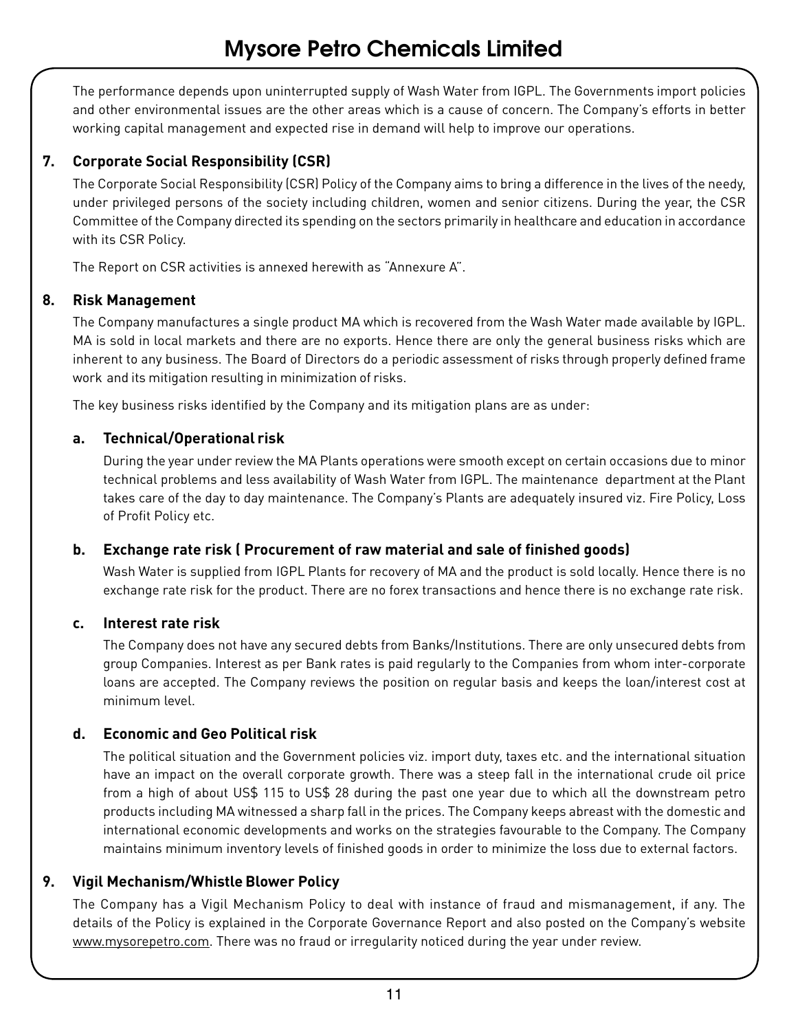The performance depends upon uninterrupted supply of Wash Water from IGPL. The Governments import policies and other environmental issues are the other areas which is a cause of concern. The Company's efforts in better working capital management and expected rise in demand will help to improve our operations.

## 7. Corporate Social Responsibility (CSR)

The Corporate Social Responsibility (CSR) Policy of the Company aims to bring a difference in the lives of the needy, under privileged persons of the society including children, women and senior citizens. During the year, the CSR Committee of the Company directed its spending on the sectors primarily in healthcare and education in accordance with its CSR Policy.

The Report on CSR activities is annexed herewith as "Annexure A".

## 8. Risk Management

The Company manufactures a single product MA which is recovered from the Wash Water made available by IGPL. MA is sold in local markets and there are no exports. Hence there are only the general business risks which are inherent to any business. The Board of Directors do a periodic assessment of risks through properly defined frame work and its mitigation resulting in minimization of risks.

The key business risks identified by the Company and its mitigation plans are as under:

### a. Technical/Operational risk

During the year under review the MA Plants operations were smooth except on certain occasions due to minor technical problems and less availability of Wash Water from IGPL. The maintenance department at the Plant takes care of the day to day maintenance. The Company's Plants are adequately insured viz. Fire Policy, Loss of Profit Policy etc.

### b. Exchange rate risk ( Procurement of raw material and sale of finished goods)

Wash Water is supplied from IGPL Plants for recovery of MA and the product is sold locally. Hence there is no exchange rate risk for the product. There are no forex transactions and hence there is no exchange rate risk.

### c. Interest rate risk

The Company does not have any secured debts from Banks/Institutions. There are only unsecured debts from group Companies. Interest as per Bank rates is paid regularly to the Companies from whom inter-corporate loans are accepted. The Company reviews the position on regular basis and keeps the loan/interest cost at minimum level.

### d. Economic and Geo Political risk

The political situation and the Government policies viz. import duty, taxes etc. and the international situation have an impact on the overall corporate growth. There was a steep fall in the international crude oil price from a high of about US$ 115 to US$ 28 during the past one year due to which all the downstream petro products including MA witnessed a sharp fall in the prices. The Company keeps abreast with the domestic and international economic developments and works on the strategies favourable to the Company. The Company maintains minimum inventory levels of finished goods in order to minimize the loss due to external factors.

## 9. Vigil Mechanism/Whistle Blower Policy

The Company has a Vigil Mechanism Policy to deal with instance of fraud and mismanagement, if any. The details of the Policy is explained in the Corporate Governance Report and also posted on the Company's website www.mysorepetro.com. There was no fraud or irregularity noticed during the year under review.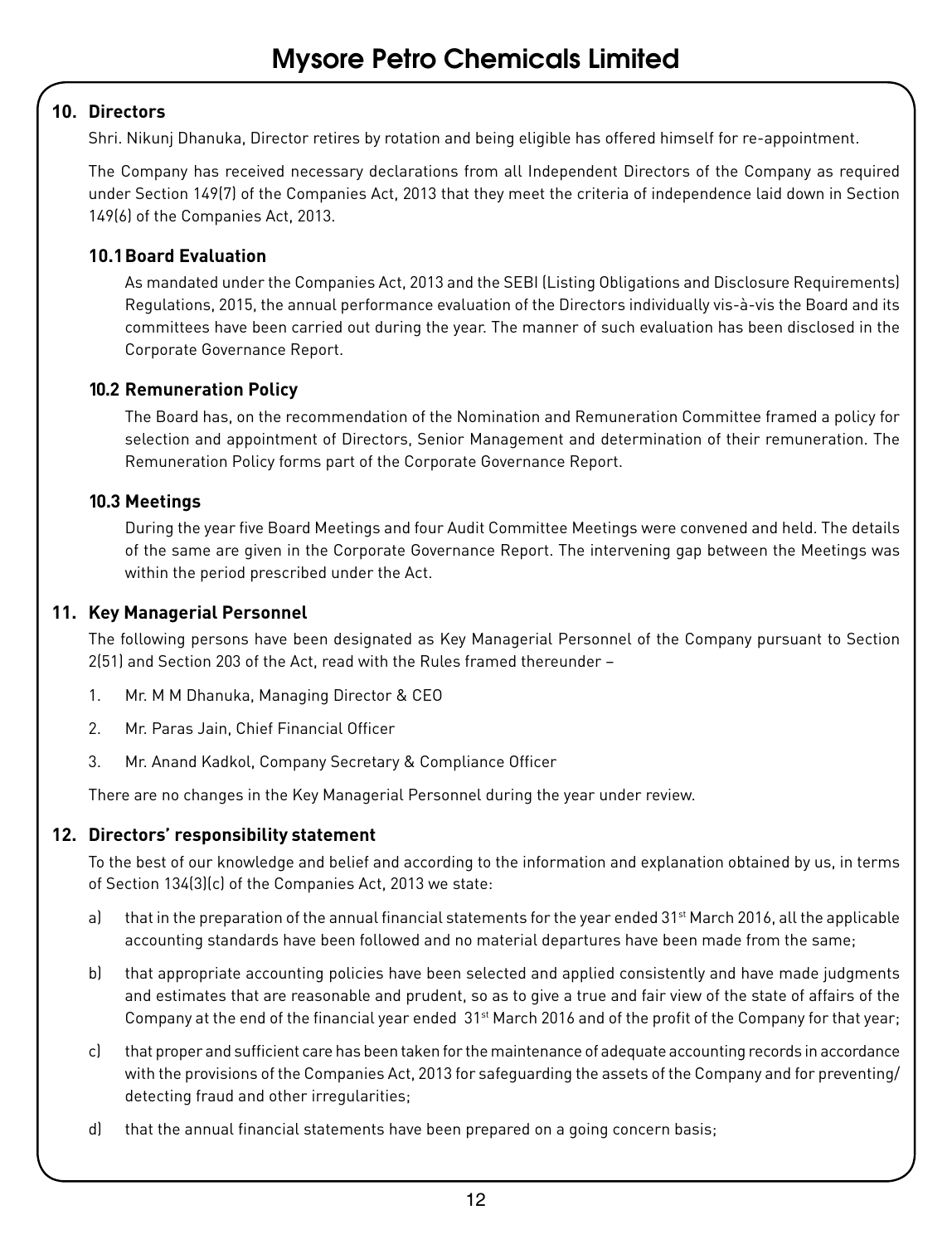## 10. Directors

Shri. Nikunj Dhanuka, Director retires by rotation and being eligible has offered himself for re-appointment.

The Company has received necessary declarations from all Independent Directors of the Company as required under Section 149(7) of the Companies Act, 2013 that they meet the criteria of independence laid down in Section 149(6) of the Companies Act, 2013.

### 10.1 Board Evaluation

As mandated under the Companies Act, 2013 and the SEBI (Listing Obligations and Disclosure Requirements) Regulations, 2015, the annual performance evaluation of the Directors individually vis-à-vis the Board and its committees have been carried out during the year. The manner of such evaluation has been disclosed in the Corporate Governance Report.

### 10.2 Remuneration Policy

The Board has, on the recommendation of the Nomination and Remuneration Committee framed a policy for selection and appointment of Directors, Senior Management and determination of their remuneration. The Remuneration Policy forms part of the Corporate Governance Report.

### 10.3 Meetings

During the year five Board Meetings and four Audit Committee Meetings were convened and held. The details of the same are given in the Corporate Governance Report. The intervening gap between the Meetings was within the period prescribed under the Act.

## 11. Key Managerial Personnel

The following persons have been designated as Key Managerial Personnel of the Company pursuant to Section 2(51) and Section 203 of the Act, read with the Rules framed thereunder –

1. Mr. M M Dhanuka, Managing Director & CEO
2. Mr. Paras Jain, Chief Financial Officer
3. Mr. Anand Kadkol, Company Secretary & Compliance Officer

There are no changes in the Key Managerial Personnel during the year under review.

## 12. Directors' responsibility statement

To the best of our knowledge and belief and according to the information and explanation obtained by us, in terms of Section 134(3)(c) of the Companies Act, 2013 we state:

a) that in the preparation of the annual financial statements for the year ended 31st March 2016, all the applicable accounting standards have been followed and no material departures have been made from the same;

b) that appropriate accounting policies have been selected and applied consistently and have made judgments and estimates that are reasonable and prudent, so as to give a true and fair view of the state of affairs of the Company at the end of the financial year ended 31st March 2016 and of the profit of the Company for that year;

c) that proper and sufficient care has been taken for the maintenance of adequate accounting records in accordance with the provisions of the Companies Act, 2013 for safeguarding the assets of the Company and for preventing/ detecting fraud and other irregularities;

d) that the annual financial statements have been prepared on a going concern basis;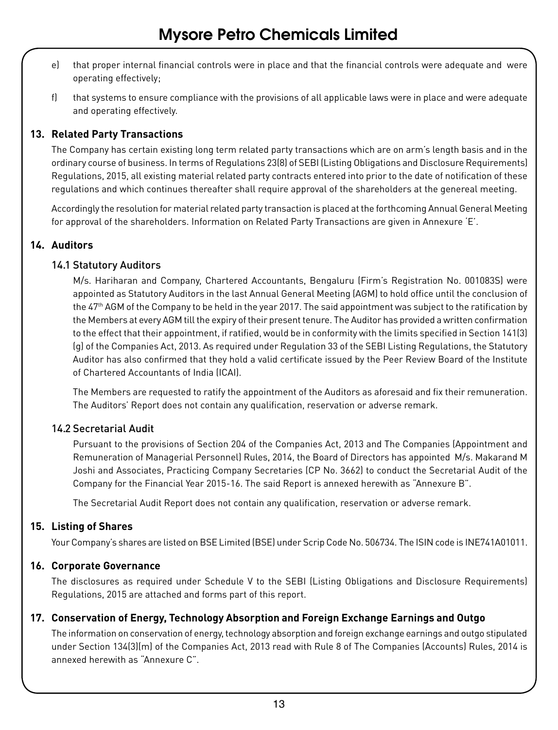e) that proper internal financial controls were in place and that the financial controls were adequate and were operating effectively;

f) that systems to ensure compliance with the provisions of all applicable laws were in place and were adequate and operating effectively.

## 13. Related Party Transactions

The Company has certain existing long term related party transactions which are on arm's length basis and in the ordinary course of business. In terms of Regulations 23(8) of SEBI (Listing Obligations and Disclosure Requirements) Regulations, 2015, all existing material related party contracts entered into prior to the date of notification of these regulations and which continues thereafter shall require approval of the shareholders at the genereal meeting.

Accordingly the resolution for material related party transaction is placed at the forthcoming Annual General Meeting for approval of the shareholders. Information on Related Party Transactions are given in Annexure 'E'.

## 14. Auditors

### 14.1 Statutory Auditors

M/s. Hariharan and Company, Chartered Accountants, Bengaluru (Firm's Registration No. 001083S) were appointed as Statutory Auditors in the last Annual General Meeting (AGM) to hold office until the conclusion of the 47th AGM of the Company to be held in the year 2017. The said appointment was subject to the ratification by the Members at every AGM till the expiry of their present tenure. The Auditor has provided a written confirmation to the effect that their appointment, if ratified, would be in conformity with the limits specified in Section 141(3)(g) of the Companies Act, 2013. As required under Regulation 33 of the SEBI Listing Regulations, the Statutory Auditor has also confirmed that they hold a valid certificate issued by the Peer Review Board of the Institute of Chartered Accountants of India (ICAI).

The Members are requested to ratify the appointment of the Auditors as aforesaid and fix their remuneration. The Auditors' Report does not contain any qualification, reservation or adverse remark.

### 14.2 Secretarial Audit

Pursuant to the provisions of Section 204 of the Companies Act, 2013 and The Companies (Appointment and Remuneration of Managerial Personnel) Rules, 2014, the Board of Directors has appointed M/s. Makarand M Joshi and Associates, Practicing Company Secretaries (CP No. 3662) to conduct the Secretarial Audit of the Company for the Financial Year 2015-16. The said Report is annexed herewith as "Annexure B".

The Secretarial Audit Report does not contain any qualification, reservation or adverse remark.

## 15. Listing of Shares

Your Company's shares are listed on BSE Limited (BSE) under Scrip Code No. 506734. The ISIN code is INE741A01011.

## 16. Corporate Governance

The disclosures as required under Schedule V to the SEBI (Listing Obligations and Disclosure Requirements) Regulations, 2015 are attached and forms part of this report.

## 17. Conservation of Energy, Technology Absorption and Foreign Exchange Earnings and Outgo

The information on conservation of energy, technology absorption and foreign exchange earnings and outgo stipulated under Section 134(3)(m) of the Companies Act, 2013 read with Rule 8 of The Companies (Accounts) Rules, 2014 is annexed herewith as "Annexure C".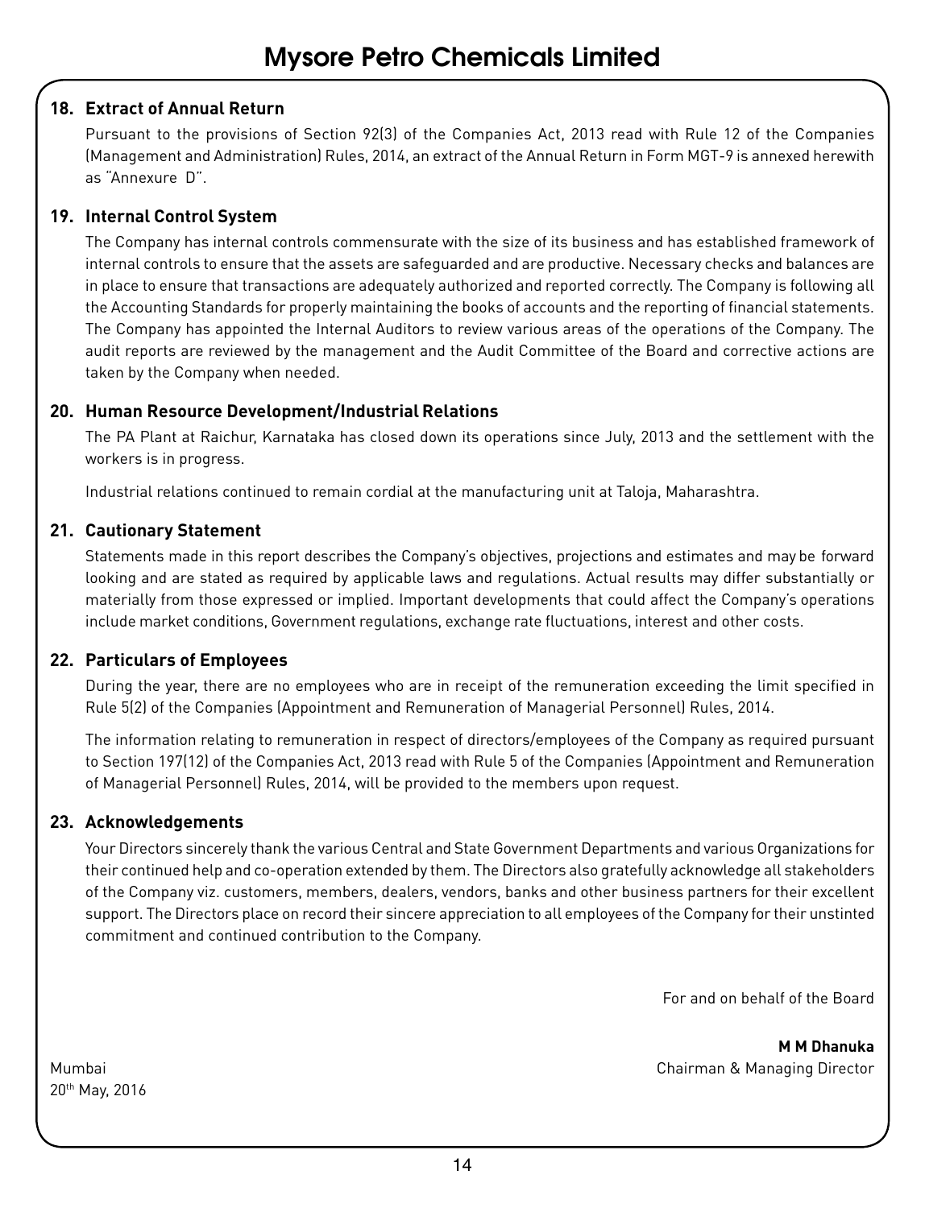## 18. Extract of Annual Return

Pursuant to the provisions of Section 92(3) of the Companies Act, 2013 read with Rule 12 of the Companies (Management and Administration) Rules, 2014, an extract of the Annual Return in Form MGT-9 is annexed herewith as "Annexure D".

## 19. Internal Control System

The Company has internal controls commensurate with the size of its business and has established framework of internal controls to ensure that the assets are safeguarded and are productive. Necessary checks and balances are in place to ensure that transactions are adequately authorized and reported correctly. The Company is following all the Accounting Standards for properly maintaining the books of accounts and the reporting of financial statements. The Company has appointed the Internal Auditors to review various areas of the operations of the Company. The audit reports are reviewed by the management and the Audit Committee of the Board and corrective actions are taken by the Company when needed.

## 20. Human Resource Development/Industrial Relations

The PA Plant at Raichur, Karnataka has closed down its operations since July, 2013 and the settlement with the workers is in progress.

Industrial relations continued to remain cordial at the manufacturing unit at Taloja, Maharashtra.

## 21. Cautionary Statement

Statements made in this report describes the Company's objectives, projections and estimates and may be forward looking and are stated as required by applicable laws and regulations. Actual results may differ substantially or materially from those expressed or implied. Important developments that could affect the Company's operations include market conditions, Government regulations, exchange rate fluctuations, interest and other costs.

## 22. Particulars of Employees

During the year, there are no employees who are in receipt of the remuneration exceeding the limit specified in Rule 5(2) of the Companies (Appointment and Remuneration of Managerial Personnel) Rules, 2014.

The information relating to remuneration in respect of directors/employees of the Company as required pursuant to Section 197(12) of the Companies Act, 2013 read with Rule 5 of the Companies (Appointment and Remuneration of Managerial Personnel) Rules, 2014, will be provided to the members upon request.

## 23. Acknowledgements

Your Directors sincerely thank the various Central and State Government Departments and various Organizations for their continued help and co-operation extended by them. The Directors also gratefully acknowledge all stakeholders of the Company viz. customers, members, dealers, vendors, banks and other business partners for their excellent support. The Directors place on record their sincere appreciation to all employees of the Company for their unstinted commitment and continued contribution to the Company.

For and on behalf of the Board

**M M Dhanuka**
Chairman & Managing Director

Mumbai
20th May, 2016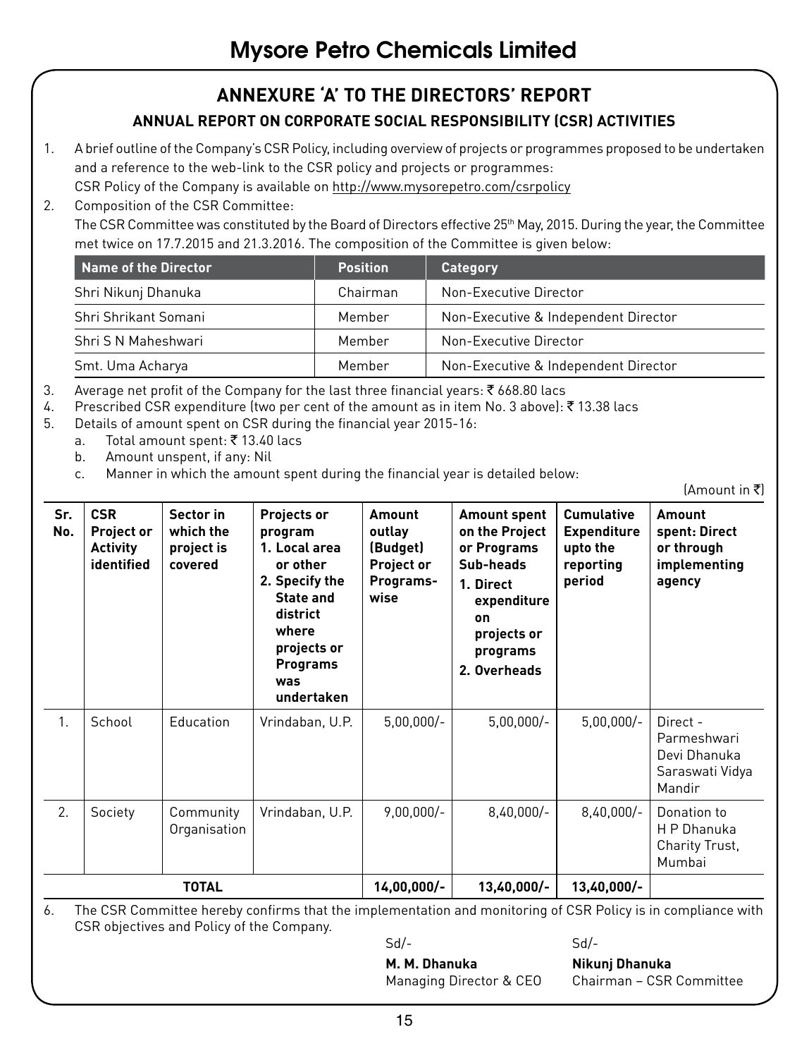# ANNEXURE 'A' TO THE DIRECTORS' REPORT

## ANNUAL REPORT ON CORPORATE SOCIAL RESPONSIBILITY (CSR) ACTIVITIES

1. A brief outline of the Company's CSR Policy, including overview of projects or programmes proposed to be undertaken and a reference to the web-link to the CSR policy and projects or programmes:
   CSR Policy of the Company is available on http://www.mysorepetro.com/csrpolicy
2. Composition of the CSR Committee:
   The CSR Committee was constituted by the Board of Directors effective 25th May, 2015. During the year, the Committee met twice on 17.7.2015 and 21.3.2016. The composition of the Committee is given below:

| Name of the Director | Position | Category |
|---|---|---|
| Shri Nikunj Dhanuka | Chairman | Non-Executive Director |
| Shri Shrikant Somani | Member | Non-Executive & Independent Director |
| Shri S N Maheshwari | Member | Non-Executive Director |
| Smt. Uma Acharya | Member | Non-Executive & Independent Director |

3. Average net profit of the Company for the last three financial years: ₹ 668.80 lacs
4. Prescribed CSR expenditure (two per cent of the amount as in item No. 3 above): ₹ 13.38 lacs
5. Details of amount spent on CSR during the financial year 2015-16:
   a. Total amount spent: ₹ 13.40 lacs
   b. Amount unspent, if any: Nil
   c. Manner in which the amount spent during the financial year is detailed below:

(Amount in ₹)

| Sr. No. | CSR Project or Activity identified | Sector in which the project is covered | Projects or program 1. Local area or other 2. Specify the State and district where projects or Programs was undertaken | Amount outlay (Budget) Project or Programs-wise | Amount spent on the Project or Programs Sub-heads 1. Direct expenditure on projects or programs 2. Overheads | Cumulative Expenditure upto the reporting period | Amount spent: Direct or through implementing agency |
|---|---|---|---|---|---|---|---|
| 1. | School | Education | Vrindaban, U.P. | 5,00,000/- | 5,00,000/- | 5,00,000/- | Direct - Parmeshwari Devi Dhanuka Saraswati Vidya Mandir |
| 2. | Society | Community Organisation | Vrindaban, U.P. | 9,00,000/- | 8,40,000/- | 8,40,000/- | Donation to H P Dhanuka Charity Trust, Mumbai |
| | | **TOTAL** | | **14,00,000/-** | **13,40,000/-** | **13,40,000/-** | |

6. The CSR Committee hereby confirms that the implementation and monitoring of CSR Policy is in compliance with CSR objectives and Policy of the Company.

Sd/-
**M. M. Dhanuka**
Managing Director & CEO

Sd/-
**Nikunj Dhanuka**
Chairman – CSR Committee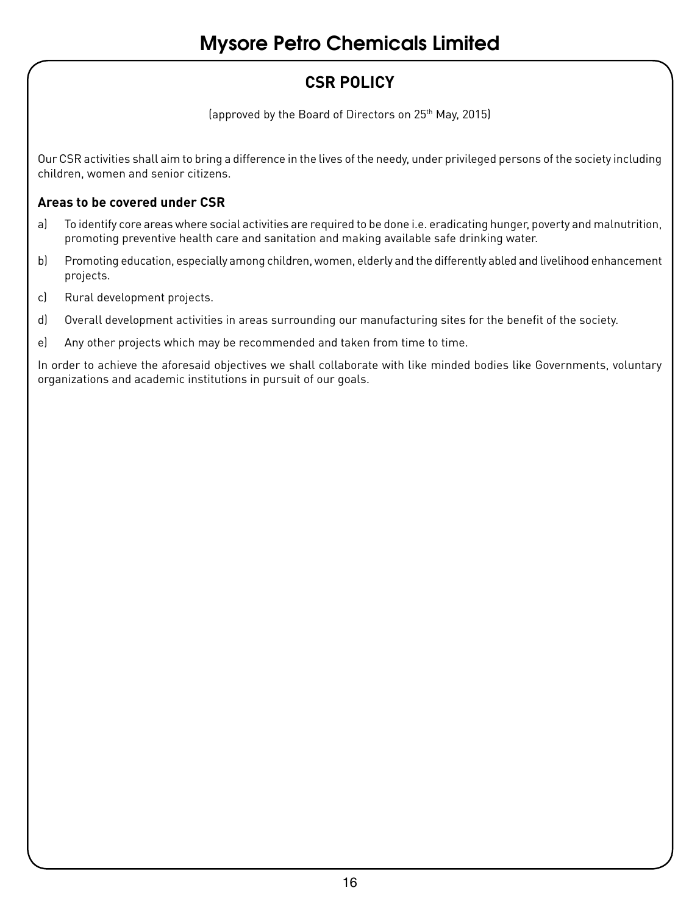# CSR POLICY

(approved by the Board of Directors on 25th May, 2015)

Our CSR activities shall aim to bring a difference in the lives of the needy, under privileged persons of the society including children, women and senior citizens.

### Areas to be covered under CSR

a) To identify core areas where social activities are required to be done i.e. eradicating hunger, poverty and malnutrition, promoting preventive health care and sanitation and making available safe drinking water.

b) Promoting education, especially among children, women, elderly and the differently abled and livelihood enhancement projects.

c) Rural development projects.

d) Overall development activities in areas surrounding our manufacturing sites for the benefit of the society.

e) Any other projects which may be recommended and taken from time to time.

In order to achieve the aforesaid objectives we shall collaborate with like minded bodies like Governments, voluntary organizations and academic institutions in pursuit of our goals.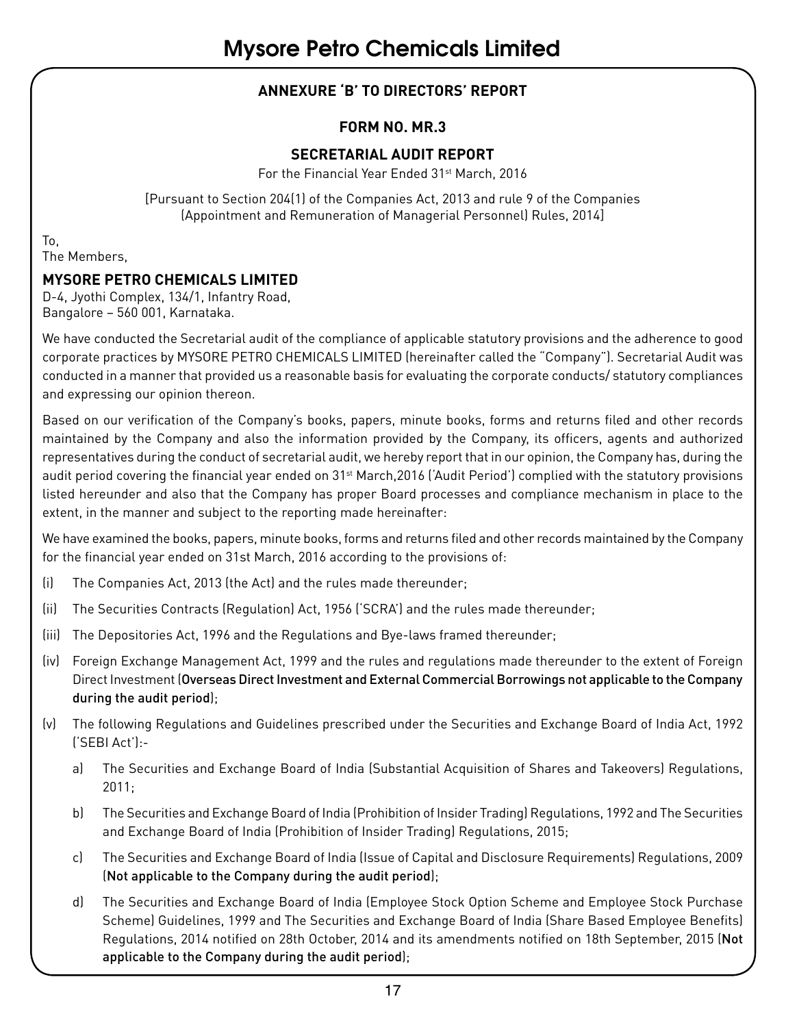## ANNEXURE 'B' TO DIRECTORS' REPORT

### FORM NO. MR.3

### SECRETARIAL AUDIT REPORT

For the Financial Year Ended 31st March, 2016

[Pursuant to Section 204(1) of the Companies Act, 2013 and rule 9 of the Companies (Appointment and Remuneration of Managerial Personnel) Rules, 2014]

To,
The Members,

**MYSORE PETRO CHEMICALS LIMITED**
D-4, Jyothi Complex, 134/1, Infantry Road,
Bangalore – 560 001, Karnataka.

We have conducted the Secretarial audit of the compliance of applicable statutory provisions and the adherence to good corporate practices by MYSORE PETRO CHEMICALS LIMITED (hereinafter called the "Company"). Secretarial Audit was conducted in a manner that provided us a reasonable basis for evaluating the corporate conducts/ statutory compliances and expressing our opinion thereon.

Based on our verification of the Company's books, papers, minute books, forms and returns filed and other records maintained by the Company and also the information provided by the Company, its officers, agents and authorized representatives during the conduct of secretarial audit, we hereby report that in our opinion, the Company has, during the audit period covering the financial year ended on 31st March,2016 ('Audit Period') complied with the statutory provisions listed hereunder and also that the Company has proper Board processes and compliance mechanism in place to the extent, in the manner and subject to the reporting made hereinafter:

We have examined the books, papers, minute books, forms and returns filed and other records maintained by the Company for the financial year ended on 31st March, 2016 according to the provisions of:

(i) The Companies Act, 2013 (the Act) and the rules made thereunder;

(ii) The Securities Contracts (Regulation) Act, 1956 ('SCRA') and the rules made thereunder;

(iii) The Depositories Act, 1996 and the Regulations and Bye-laws framed thereunder;

(iv) Foreign Exchange Management Act, 1999 and the rules and regulations made thereunder to the extent of Foreign Direct Investment (**Overseas Direct Investment and External Commercial Borrowings not applicable to the Company during the audit period**);

(v) The following Regulations and Guidelines prescribed under the Securities and Exchange Board of India Act, 1992 ('SEBI Act'):-

a) The Securities and Exchange Board of India (Substantial Acquisition of Shares and Takeovers) Regulations, 2011;

b) The Securities and Exchange Board of India (Prohibition of Insider Trading) Regulations, 1992 and The Securities and Exchange Board of India (Prohibition of Insider Trading) Regulations, 2015;

c) The Securities and Exchange Board of India (Issue of Capital and Disclosure Requirements) Regulations, 2009 (**Not applicable to the Company during the audit period**);

d) The Securities and Exchange Board of India (Employee Stock Option Scheme and Employee Stock Purchase Scheme) Guidelines, 1999 and The Securities and Exchange Board of India (Share Based Employee Benefits) Regulations, 2014 notified on 28th October, 2014 and its amendments notified on 18th September, 2015 (**Not applicable to the Company during the audit period**);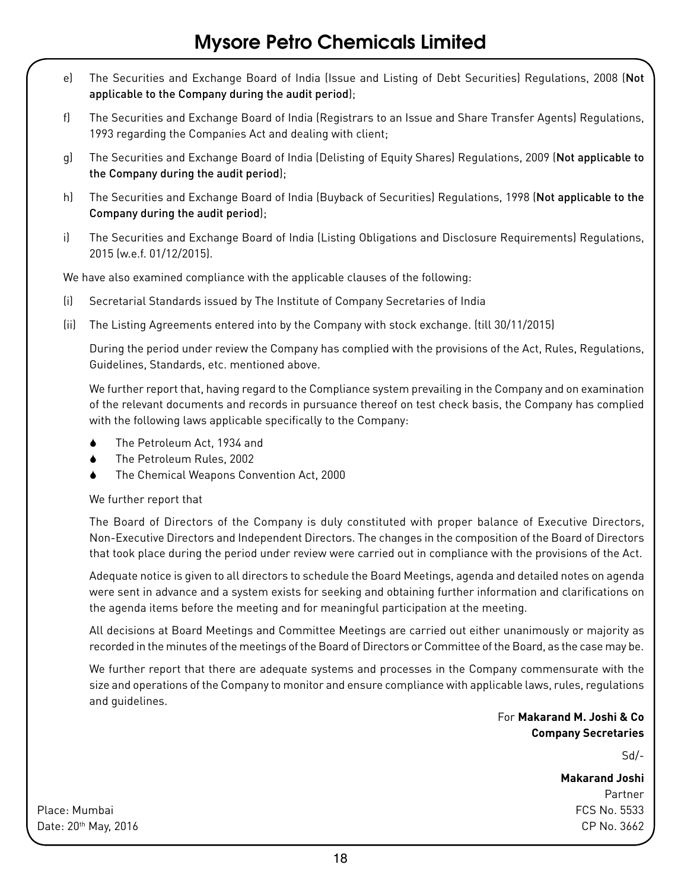e) The Securities and Exchange Board of India (Issue and Listing of Debt Securities) Regulations, 2008 (**Not applicable to the Company during the audit period**);

f) The Securities and Exchange Board of India (Registrars to an Issue and Share Transfer Agents) Regulations, 1993 regarding the Companies Act and dealing with client;

g) The Securities and Exchange Board of India (Delisting of Equity Shares) Regulations, 2009 (**Not applicable to the Company during the audit period**);

h) The Securities and Exchange Board of India (Buyback of Securities) Regulations, 1998 (**Not applicable to the Company during the audit period**);

i) The Securities and Exchange Board of India (Listing Obligations and Disclosure Requirements) Regulations, 2015 (w.e.f. 01/12/2015).

We have also examined compliance with the applicable clauses of the following:

(i) Secretarial Standards issued by The Institute of Company Secretaries of India

(ii) The Listing Agreements entered into by the Company with stock exchange. (till 30/11/2015)

During the period under review the Company has complied with the provisions of the Act, Rules, Regulations, Guidelines, Standards, etc. mentioned above.

We further report that, having regard to the Compliance system prevailing in the Company and on examination of the relevant documents and records in pursuance thereof on test check basis, the Company has complied with the following laws applicable specifically to the Company:

- The Petroleum Act, 1934 and
- The Petroleum Rules, 2002
- The Chemical Weapons Convention Act, 2000

We further report that

The Board of Directors of the Company is duly constituted with proper balance of Executive Directors, Non-Executive Directors and Independent Directors. The changes in the composition of the Board of Directors that took place during the period under review were carried out in compliance with the provisions of the Act.

Adequate notice is given to all directors to schedule the Board Meetings, agenda and detailed notes on agenda were sent in advance and a system exists for seeking and obtaining further information and clarifications on the agenda items before the meeting and for meaningful participation at the meeting.

All decisions at Board Meetings and Committee Meetings are carried out either unanimously or majority as recorded in the minutes of the meetings of the Board of Directors or Committee of the Board, as the case may be.

We further report that there are adequate systems and processes in the Company commensurate with the size and operations of the Company to monitor and ensure compliance with applicable laws, rules, regulations and guidelines.

For **Makarand M. Joshi & Co**
**Company Secretaries**

Sd/-

**Makarand Joshi**
Partner
FCS No. 5533
CP No. 3662

Place: Mumbai
Date: 20th May, 2016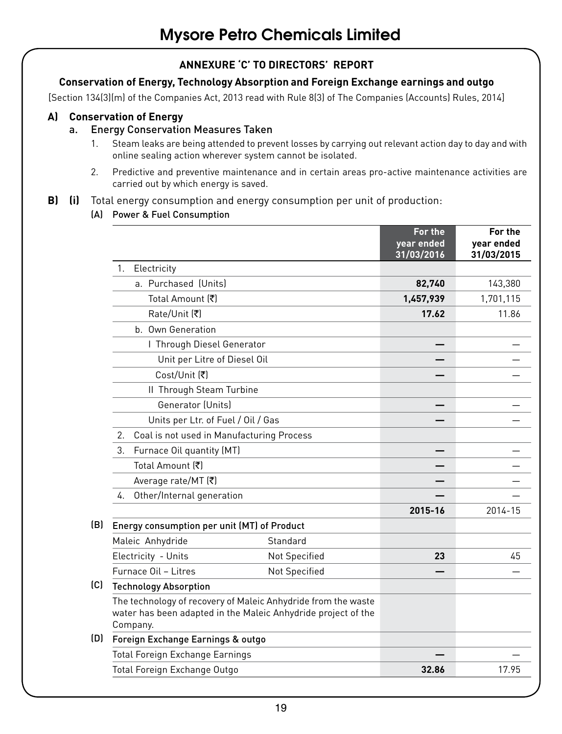# Mysore Petro Chemicals Limited

## ANNEXURE 'C' TO DIRECTORS' REPORT

### Conservation of Energy, Technology Absorption and Foreign Exchange earnings and outgo

[Section 134(3)(m) of the Companies Act, 2013 read with Rule 8(3) of The Companies (Accounts) Rules, 2014]

**A) Conservation of Energy**

a. Energy Conservation Measures Taken

1. Steam leaks are being attended to prevent losses by carrying out relevant action day to day and with online sealing action wherever system cannot be isolated.
2. Predictive and preventive maintenance and in certain areas pro-active maintenance activities are carried out by which energy is saved.

**B) (i)** Total energy consumption and energy consumption per unit of production:

(A) Power & Fuel Consumption

| | | For the year ended 31/03/2016 | For the year ended 31/03/2015 |
|---|---|---|---|
| 1. Electricity | | | |
| a. Purchased (Units) | | **82,740** | 143,380 |
| Total Amount (₹) | | **1,457,939** | 1,701,115 |
| Rate/Unit (₹) | | **17.62** | 11.86 |
| b. Own Generation | | | |
| I Through Diesel Generator | | — | — |
| Unit per Litre of Diesel Oil | | — | — |
| Cost/Unit (₹) | | — | — |
| II Through Steam Turbine | | | |
| Generator (Units) | | — | — |
| Units per Ltr. of Fuel / Oil / Gas | | — | — |
| 2. Coal is not used in Manufacturing Process | | | |
| 3. Furnace Oil quantity (MT) | | — | — |
| Total Amount (₹) | | — | — |
| Average rate/MT (₹) | | — | — |
| 4. Other/Internal generation | | — | — |
| | | **2015-16** | 2014-15 |
| **(B) Energy consumption per unit (MT) of Product** | | | |
| Maleic Anhydride | Standard | | |
| Electricity - Units | Not Specified | **23** | 45 |
| Furnace Oil – Litres | Not Specified | — | — |
| **(C) Technology Absorption** | | | |
| The technology of recovery of Maleic Anhydride from the waste water has been adapted in the Maleic Anhydride project of the Company. | | | |
| **(D) Foreign Exchange Earnings & outgo** | | | |
| Total Foreign Exchange Earnings | | — | — |
| Total Foreign Exchange Outgo | | **32.86** | 17.95 |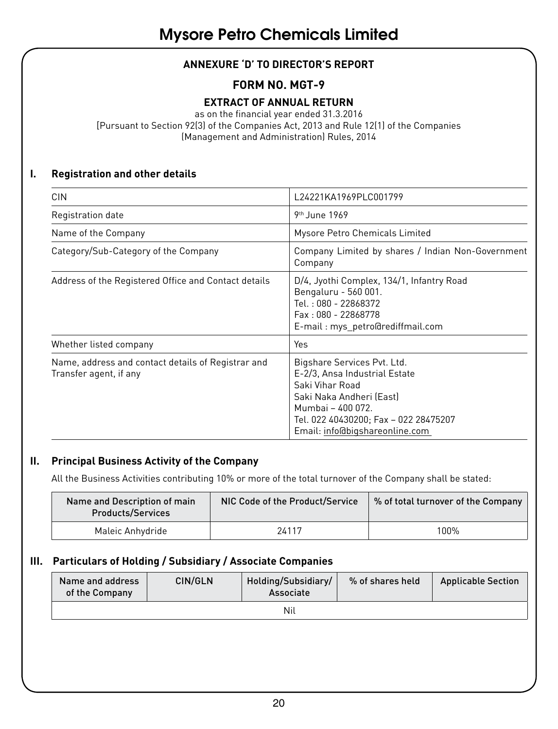# Mysore Petro Chemicals Limited

## ANNEXURE 'D' TO DIRECTOR'S REPORT

## FORM NO. MGT-9

### EXTRACT OF ANNUAL RETURN

as on the financial year ended 31.3.2016
[Pursuant to Section 92(3) of the Companies Act, 2013 and Rule 12(1) of the Companies (Management and Administration) Rules, 2014

### I. Registration and other details

| | |
|---|---|
| CIN | L24221KA1969PLC001799 |
| Registration date | 9th June 1969 |
| Name of the Company | Mysore Petro Chemicals Limited |
| Category/Sub-Category of the Company | Company Limited by shares / Indian Non-Government Company |
| Address of the Registered Office and Contact details | D/4, Jyothi Complex, 134/1, Infantry Road<br>Bengaluru - 560 001.<br>Tel. : 080 - 22868372<br>Fax : 080 - 22868778<br>E-mail : mys_petro@rediffmail.com |
| Whether listed company | Yes |
| Name, address and contact details of Registrar and Transfer agent, if any | Bigshare Services Pvt. Ltd.<br>E-2/3, Ansa Industrial Estate<br>Saki Vihar Road<br>Saki Naka Andheri (East)<br>Mumbai – 400 072.<br>Tel. 022 40430200; Fax – 022 28475207<br>Email: info@bigshareonline.com |

### II. Principal Business Activity of the Company

All the Business Activities contributing 10% or more of the total turnover of the Company shall be stated:

| Name and Description of main Products/Services | NIC Code of the Product/Service | % of total turnover of the Company |
|---|---|---|
| Maleic Anhydride | 24117 | 100% |

### III. Particulars of Holding / Subsidiary / Associate Companies

| Name and address of the Company | CIN/GLN | Holding/Subsidiary/ Associate | % of shares held | Applicable Section |
|---|---|---|---|---|
| Nil | | | | |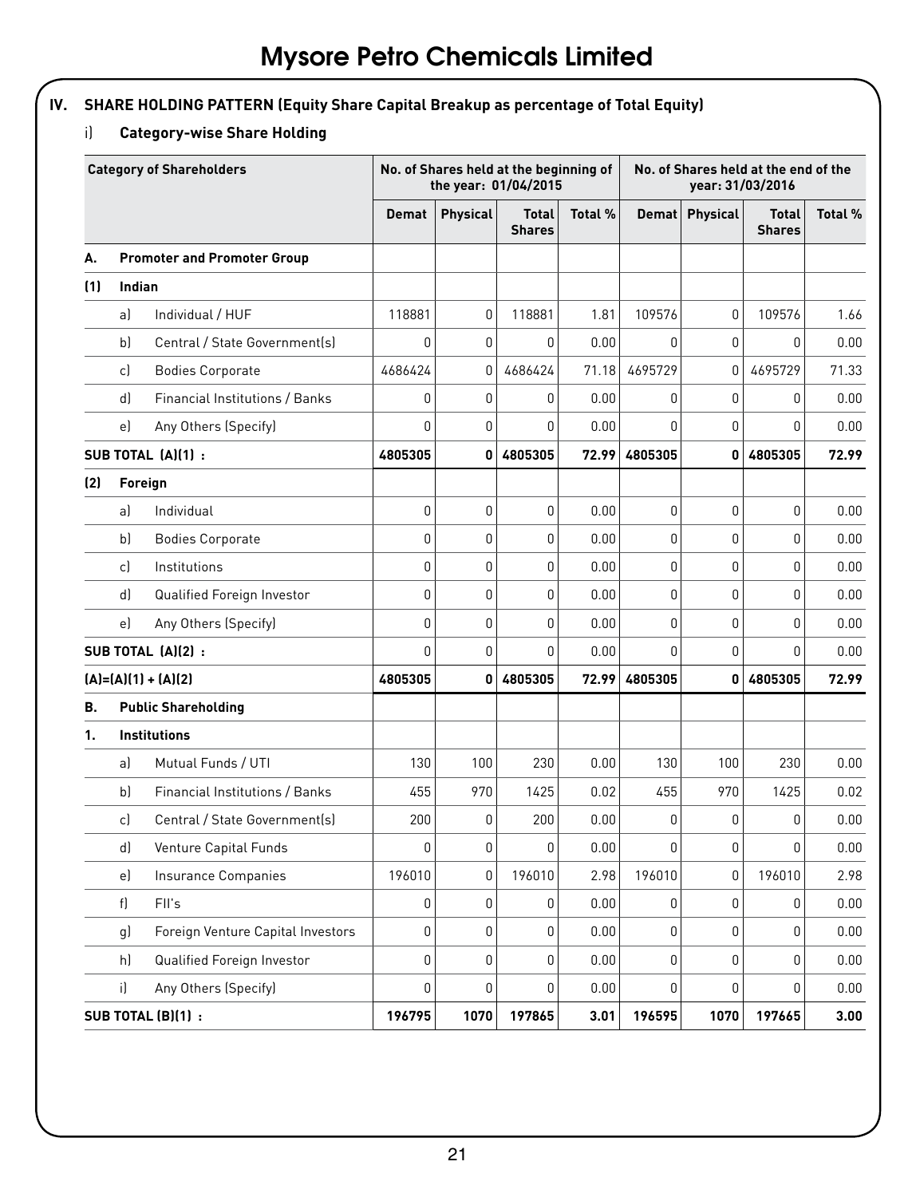# Mysore Petro Chemicals Limited

## IV. SHARE HOLDING PATTERN (Equity Share Capital Breakup as percentage of Total Equity)

### i) Category-wise Share Holding

| Category of Shareholders | | No. of Shares held at the beginning of the year: 01/04/2015 | | | | No. of Shares held at the end of the year: 31/03/2016 | | | |
|---|---|---|---|---|---|---|---|---|---|
| | | Demat | Physical | Total Shares | Total % | Demat | Physical | Total Shares | Total % |
| **A.** | **Promoter and Promoter Group** | | | | | | | | |
| **(1)** | **Indian** | | | | | | | | |
| a) | Individual / HUF | 118881 | 0 | 118881 | 1.81 | 109576 | 0 | 109576 | 1.66 |
| b) | Central / State Government(s) | 0 | 0 | 0 | 0.00 | 0 | 0 | 0 | 0.00 |
| c) | Bodies Corporate | 4686424 | 0 | 4686424 | 71.18 | 4695729 | 0 | 4695729 | 71.33 |
| d) | Financial Institutions / Banks | 0 | 0 | 0 | 0.00 | 0 | 0 | 0 | 0.00 |
| e) | Any Others (Specify) | 0 | 0 | 0 | 0.00 | 0 | 0 | 0 | 0.00 |
| **SUB TOTAL (A)(1) :** | | **4805305** | **0** | **4805305** | **72.99** | **4805305** | **0** | **4805305** | **72.99** |
| **(2)** | **Foreign** | | | | | | | | |
| a) | Individual | 0 | 0 | 0 | 0.00 | 0 | 0 | 0 | 0.00 |
| b) | Bodies Corporate | 0 | 0 | 0 | 0.00 | 0 | 0 | 0 | 0.00 |
| c) | Institutions | 0 | 0 | 0 | 0.00 | 0 | 0 | 0 | 0.00 |
| d) | Qualified Foreign Investor | 0 | 0 | 0 | 0.00 | 0 | 0 | 0 | 0.00 |
| e) | Any Others (Specify) | 0 | 0 | 0 | 0.00 | 0 | 0 | 0 | 0.00 |
| **SUB TOTAL (A)(2) :** | | 0 | 0 | 0 | 0.00 | 0 | 0 | 0 | 0.00 |
| **(A)=(A)(1) + (A)(2)** | | **4805305** | **0** | **4805305** | **72.99** | **4805305** | **0** | **4805305** | **72.99** |
| **B.** | **Public Shareholding** | | | | | | | | |
| **1.** | **Institutions** | | | | | | | | |
| a) | Mutual Funds / UTI | 130 | 100 | 230 | 0.00 | 130 | 100 | 230 | 0.00 |
| b) | Financial Institutions / Banks | 455 | 970 | 1425 | 0.02 | 455 | 970 | 1425 | 0.02 |
| c) | Central / State Government(s) | 200 | 0 | 200 | 0.00 | 0 | 0 | 0 | 0.00 |
| d) | Venture Capital Funds | 0 | 0 | 0 | 0.00 | 0 | 0 | 0 | 0.00 |
| e) | Insurance Companies | 196010 | 0 | 196010 | 2.98 | 196010 | 0 | 196010 | 2.98 |
| f) | FII's | 0 | 0 | 0 | 0.00 | 0 | 0 | 0 | 0.00 |
| g) | Foreign Venture Capital Investors | 0 | 0 | 0 | 0.00 | 0 | 0 | 0 | 0.00 |
| h) | Qualified Foreign Investor | 0 | 0 | 0 | 0.00 | 0 | 0 | 0 | 0.00 |
| i) | Any Others (Specify) | 0 | 0 | 0 | 0.00 | 0 | 0 | 0 | 0.00 |
| **SUB TOTAL (B)(1) :** | | **196795** | **1070** | **197865** | **3.01** | **196595** | **1070** | **197665** | **3.00** |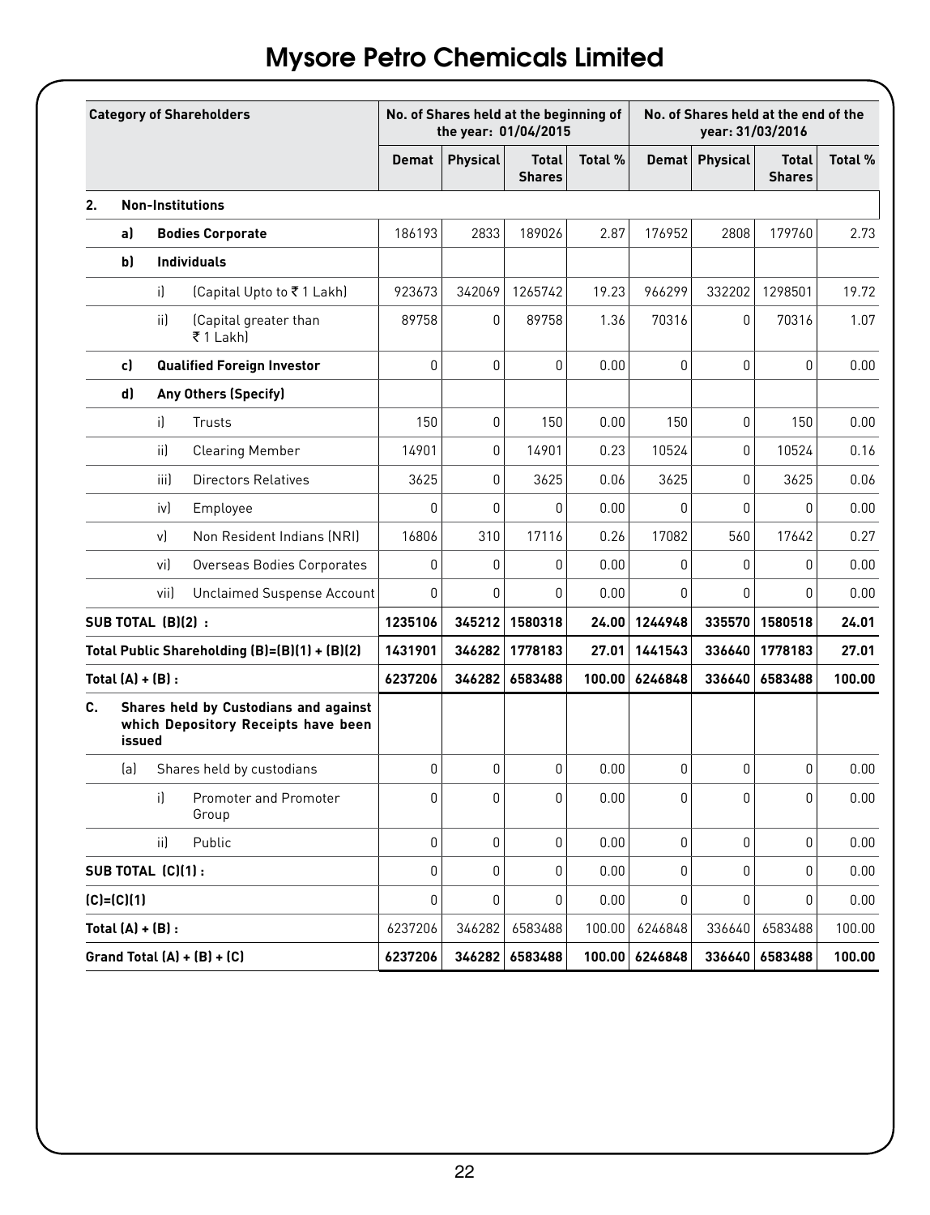# Mysore Petro Chemicals Limited

| Category of Shareholders | | | No. of Shares held at the beginning of the year: 01/04/2015 | | | | No. of Shares held at the end of the year: 31/03/2016 | | | |
|---|---|---|---|---|---|---|---|---|---|---|
| | | | Demat | Physical | Total Shares | Total % | Demat | Physical | Total Shares | Total % |
| **2.** | **Non-Institutions** | | | | | | | | | |
| | **a)** | **Bodies Corporate** | 186193 | 2833 | 189026 | 2.87 | 176952 | 2808 | 179760 | 2.73 |
| | **b)** | **Individuals** | | | | | | | | |
| | i) | (Capital Upto to ₹ 1 Lakh) | 923673 | 342069 | 1265742 | 19.23 | 966299 | 332202 | 1298501 | 19.72 |
| | ii) | (Capital greater than ₹ 1 Lakh) | 89758 | 0 | 89758 | 1.36 | 70316 | 0 | 70316 | 1.07 |
| | **c)** | **Qualified Foreign Investor** | 0 | 0 | 0 | 0.00 | 0 | 0 | 0 | 0.00 |
| | **d)** | **Any Others (Specify)** | | | | | | | | |
| | i) | Trusts | 150 | 0 | 150 | 0.00 | 150 | 0 | 150 | 0.00 |
| | ii) | Clearing Member | 14901 | 0 | 14901 | 0.23 | 10524 | 0 | 10524 | 0.16 |
| | iii) | Directors Relatives | 3625 | 0 | 3625 | 0.06 | 3625 | 0 | 3625 | 0.06 |
| | iv) | Employee | 0 | 0 | 0 | 0.00 | 0 | 0 | 0 | 0.00 |
| | v) | Non Resident Indians (NRI) | 16806 | 310 | 17116 | 0.26 | 17082 | 560 | 17642 | 0.27 |
| | vi) | Overseas Bodies Corporates | 0 | 0 | 0 | 0.00 | 0 | 0 | 0 | 0.00 |
| | vii) | Unclaimed Suspense Account | 0 | 0 | 0 | 0.00 | 0 | 0 | 0 | 0.00 |
| **SUB TOTAL (B)(2) :** | | | **1235106** | **345212** | **1580318** | **24.00** | **1244948** | **335570** | **1580518** | **24.01** |
| **Total Public Shareholding (B)=(B)(1) + (B)(2)** | | | **1431901** | **346282** | **1778183** | **27.01** | **1441543** | **336640** | **1778183** | **27.01** |
| **Total (A) + (B) :** | | | **6237206** | **346282** | **6583488** | **100.00** | **6246848** | **336640** | **6583488** | **100.00** |
| **C.** | **Shares held by Custodians and against which Depository Receipts have been issued** | | | | | | | | | |
| | (a) | Shares held by custodians | 0 | 0 | 0 | 0.00 | 0 | 0 | 0 | 0.00 |
| | i) | Promoter and Promoter Group | 0 | 0 | 0 | 0.00 | 0 | 0 | 0 | 0.00 |
| | ii) | Public | 0 | 0 | 0 | 0.00 | 0 | 0 | 0 | 0.00 |
| **SUB TOTAL (C)(1) :** | | | 0 | 0 | 0 | 0.00 | 0 | 0 | 0 | 0.00 |
| **(C)=(C)(1)** | | | 0 | 0 | 0 | 0.00 | 0 | 0 | 0 | 0.00 |
| **Total (A) + (B) :** | | | 6237206 | 346282 | 6583488 | 100.00 | 6246848 | 336640 | 6583488 | 100.00 |
| **Grand Total (A) + (B) + (C)** | | | **6237206** | **346282** | **6583488** | **100.00** | **6246848** | **336640** | **6583488** | **100.00** |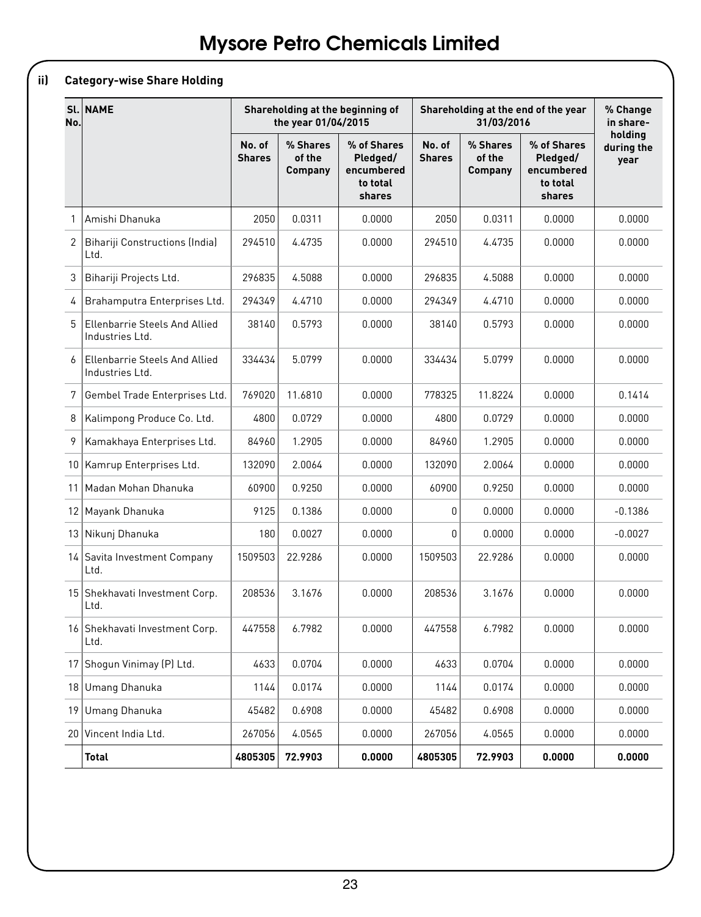# Mysore Petro Chemicals Limited

## ii) Category-wise Share Holding

| Sl. No. | NAME | Shareholding at the beginning of the year 01/04/2015 | | | Shareholding at the end of the year 31/03/2016 | | | % Change in share-holding during the year |
|---|---|---|---|---|---|---|---|---|
| | | No. of Shares | % Shares of the Company | % of Shares Pledged/ encumbered to total shares | No. of Shares | % Shares of the Company | % of Shares Pledged/ encumbered to total shares | |
| 1 | Amishi Dhanuka | 2050 | 0.0311 | 0.0000 | 2050 | 0.0311 | 0.0000 | 0.0000 |
| 2 | Bihariji Constructions (India) Ltd. | 294510 | 4.4735 | 0.0000 | 294510 | 4.4735 | 0.0000 | 0.0000 |
| 3 | Bihariji Projects Ltd. | 296835 | 4.5088 | 0.0000 | 296835 | 4.5088 | 0.0000 | 0.0000 |
| 4 | Brahamputra Enterprises Ltd. | 294349 | 4.4710 | 0.0000 | 294349 | 4.4710 | 0.0000 | 0.0000 |
| 5 | Ellenbarrie Steels And Allied Industries Ltd. | 38140 | 0.5793 | 0.0000 | 38140 | 0.5793 | 0.0000 | 0.0000 |
| 6 | Ellenbarrie Steels And Allied Industries Ltd. | 334434 | 5.0799 | 0.0000 | 334434 | 5.0799 | 0.0000 | 0.0000 |
| 7 | Gembel Trade Enterprises Ltd. | 769020 | 11.6810 | 0.0000 | 778325 | 11.8224 | 0.0000 | 0.1414 |
| 8 | Kalimpong Produce Co. Ltd. | 4800 | 0.0729 | 0.0000 | 4800 | 0.0729 | 0.0000 | 0.0000 |
| 9 | Kamakhaya Enterprises Ltd. | 84960 | 1.2905 | 0.0000 | 84960 | 1.2905 | 0.0000 | 0.0000 |
| 10 | Kamrup Enterprises Ltd. | 132090 | 2.0064 | 0.0000 | 132090 | 2.0064 | 0.0000 | 0.0000 |
| 11 | Madan Mohan Dhanuka | 60900 | 0.9250 | 0.0000 | 60900 | 0.9250 | 0.0000 | 0.0000 |
| 12 | Mayank Dhanuka | 9125 | 0.1386 | 0.0000 | 0 | 0.0000 | 0.0000 | -0.1386 |
| 13 | Nikunj Dhanuka | 180 | 0.0027 | 0.0000 | 0 | 0.0000 | 0.0000 | -0.0027 |
| 14 | Savita Investment Company Ltd. | 1509503 | 22.9286 | 0.0000 | 1509503 | 22.9286 | 0.0000 | 0.0000 |
| 15 | Shekhavati Investment Corp. Ltd. | 208536 | 3.1676 | 0.0000 | 208536 | 3.1676 | 0.0000 | 0.0000 |
| 16 | Shekhavati Investment Corp. Ltd. | 447558 | 6.7982 | 0.0000 | 447558 | 6.7982 | 0.0000 | 0.0000 |
| 17 | Shogun Vinimay (P) Ltd. | 4633 | 0.0704 | 0.0000 | 4633 | 0.0704 | 0.0000 | 0.0000 |
| 18 | Umang Dhanuka | 1144 | 0.0174 | 0.0000 | 1144 | 0.0174 | 0.0000 | 0.0000 |
| 19 | Umang Dhanuka | 45482 | 0.6908 | 0.0000 | 45482 | 0.6908 | 0.0000 | 0.0000 |
| 20 | Vincent India Ltd. | 267056 | 4.0565 | 0.0000 | 267056 | 4.0565 | 0.0000 | 0.0000 |
| | **Total** | **4805305** | **72.9903** | **0.0000** | **4805305** | **72.9903** | **0.0000** | **0.0000** |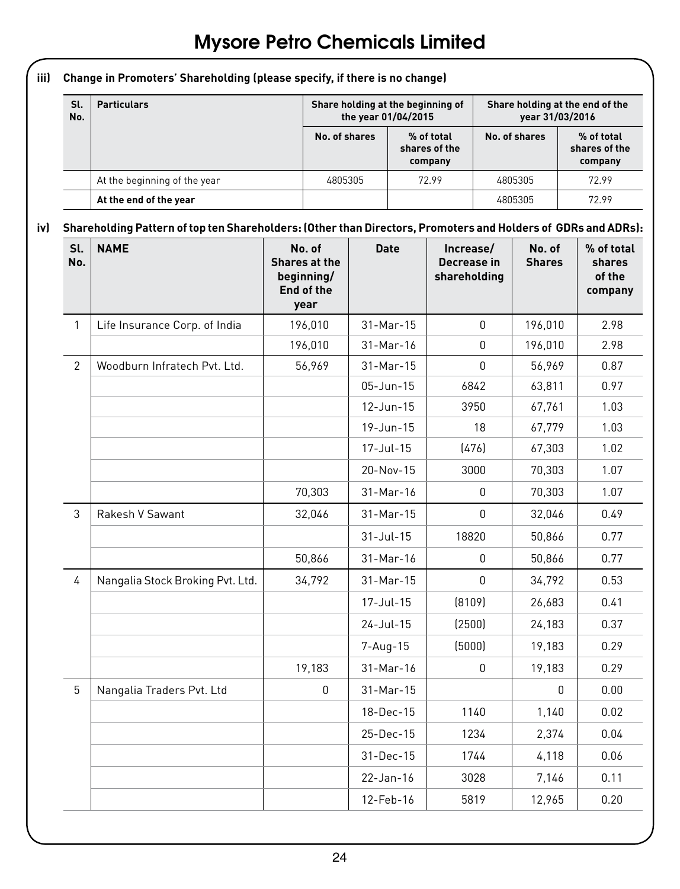### iii) Change in Promoters' Shareholding (please specify, if there is no change)

| Sl. No. | Particulars | Share holding at the beginning of the year 01/04/2015 | | Share holding at the end of the year 31/03/2016 | |
|---|---|---|---|---|---|
| | | No. of shares | % of total shares of the company | No. of shares | % of total shares of the company |
| | At the beginning of the year | 4805305 | 72.99 | 4805305 | 72.99 |
| | **At the end of the year** | | | 4805305 | 72.99 |

### iv) Shareholding Pattern of top ten Shareholders: (Other than Directors, Promoters and Holders of GDRs and ADRs):

| Sl. No. | NAME | No. of Shares at the beginning/ End of the year | Date | Increase/ Decrease in shareholding | No. of Shares | % of total shares of the company |
|---|---|---|---|---|---|---|
| 1 | Life Insurance Corp. of India | 196,010 | 31-Mar-15 | 0 | 196,010 | 2.98 |
| | | 196,010 | 31-Mar-16 | 0 | 196,010 | 2.98 |
| 2 | Woodburn Infratech Pvt. Ltd. | 56,969 | 31-Mar-15 | 0 | 56,969 | 0.87 |
| | | | 05-Jun-15 | 6842 | 63,811 | 0.97 |
| | | | 12-Jun-15 | 3950 | 67,761 | 1.03 |
| | | | 19-Jun-15 | 18 | 67,779 | 1.03 |
| | | | 17-Jul-15 | (476) | 67,303 | 1.02 |
| | | | 20-Nov-15 | 3000 | 70,303 | 1.07 |
| | | 70,303 | 31-Mar-16 | 0 | 70,303 | 1.07 |
| 3 | Rakesh V Sawant | 32,046 | 31-Mar-15 | 0 | 32,046 | 0.49 |
| | | | 31-Jul-15 | 18820 | 50,866 | 0.77 |
| | | 50,866 | 31-Mar-16 | 0 | 50,866 | 0.77 |
| 4 | Nangalia Stock Broking Pvt. Ltd. | 34,792 | 31-Mar-15 | 0 | 34,792 | 0.53 |
| | | | 17-Jul-15 | (8109) | 26,683 | 0.41 |
| | | | 24-Jul-15 | (2500) | 24,183 | 0.37 |
| | | | 7-Aug-15 | (5000) | 19,183 | 0.29 |
| | | 19,183 | 31-Mar-16 | 0 | 19,183 | 0.29 |
| 5 | Nangalia Traders Pvt. Ltd | 0 | 31-Mar-15 | | 0 | 0.00 |
| | | | 18-Dec-15 | 1140 | 1,140 | 0.02 |
| | | | 25-Dec-15 | 1234 | 2,374 | 0.04 |
| | | | 31-Dec-15 | 1744 | 4,118 | 0.06 |
| | | | 22-Jan-16 | 3028 | 7,146 | 0.11 |
| | | | 12-Feb-16 | 5819 | 12,965 | 0.20 |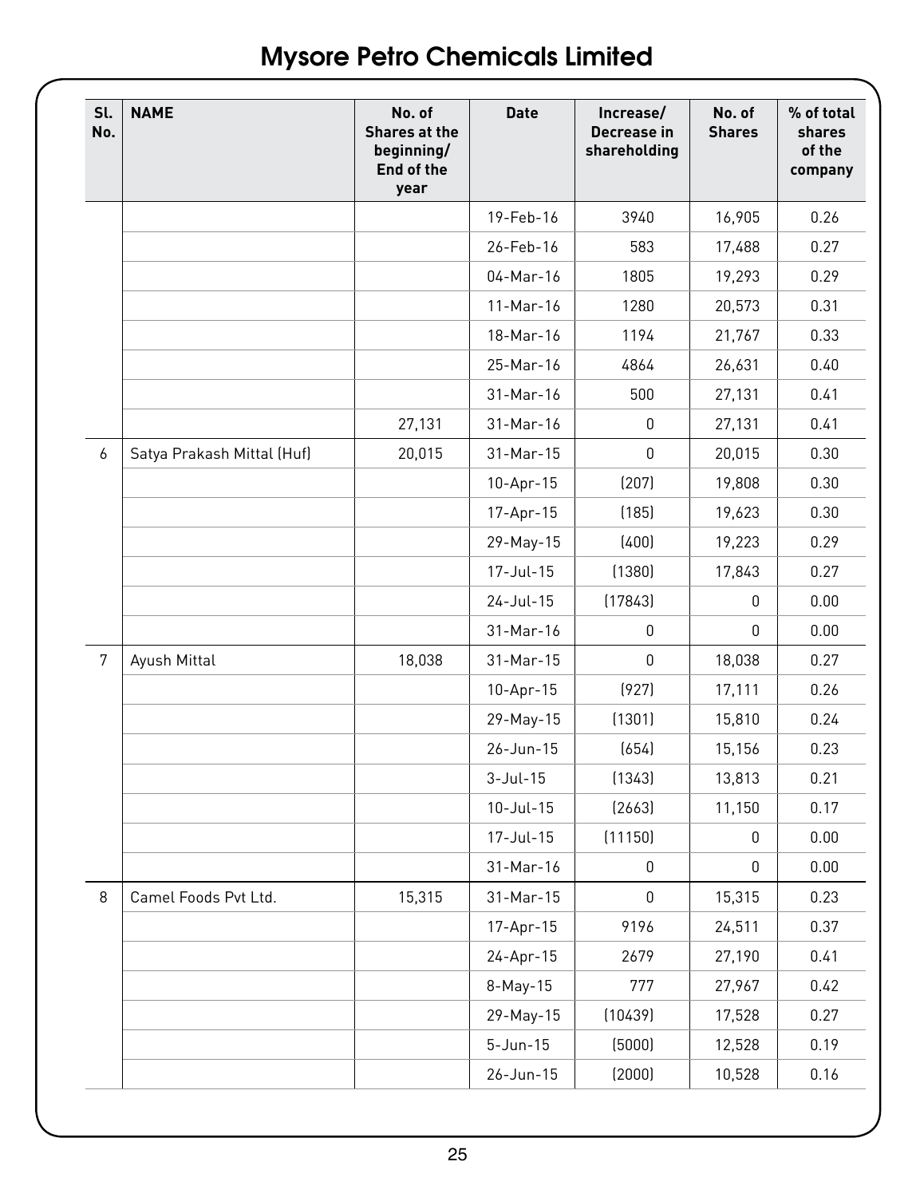# Mysore Petro Chemicals Limited

| Sl. No. | NAME | No. of Shares at the beginning/ End of the year | Date | Increase/ Decrease in shareholding | No. of Shares | % of total shares of the company |
|---|---|---|---|---|---|---|
| | | | 19-Feb-16 | 3940 | 16,905 | 0.26 |
| | | | 26-Feb-16 | 583 | 17,488 | 0.27 |
| | | | 04-Mar-16 | 1805 | 19,293 | 0.29 |
| | | | 11-Mar-16 | 1280 | 20,573 | 0.31 |
| | | | 18-Mar-16 | 1194 | 21,767 | 0.33 |
| | | | 25-Mar-16 | 4864 | 26,631 | 0.40 |
| | | | 31-Mar-16 | 500 | 27,131 | 0.41 |
| | | 27,131 | 31-Mar-16 | 0 | 27,131 | 0.41 |
| 6 | Satya Prakash Mittal (Huf) | 20,015 | 31-Mar-15 | 0 | 20,015 | 0.30 |
| | | | 10-Apr-15 | (207) | 19,808 | 0.30 |
| | | | 17-Apr-15 | (185) | 19,623 | 0.30 |
| | | | 29-May-15 | (400) | 19,223 | 0.29 |
| | | | 17-Jul-15 | (1380) | 17,843 | 0.27 |
| | | | 24-Jul-15 | (17843) | 0 | 0.00 |
| | | | 31-Mar-16 | 0 | 0 | 0.00 |
| 7 | Ayush Mittal | 18,038 | 31-Mar-15 | 0 | 18,038 | 0.27 |
| | | | 10-Apr-15 | (927) | 17,111 | 0.26 |
| | | | 29-May-15 | (1301) | 15,810 | 0.24 |
| | | | 26-Jun-15 | (654) | 15,156 | 0.23 |
| | | | 3-Jul-15 | (1343) | 13,813 | 0.21 |
| | | | 10-Jul-15 | (2663) | 11,150 | 0.17 |
| | | | 17-Jul-15 | (11150) | 0 | 0.00 |
| | | | 31-Mar-16 | 0 | 0 | 0.00 |
| 8 | Camel Foods Pvt Ltd. | 15,315 | 31-Mar-15 | 0 | 15,315 | 0.23 |
| | | | 17-Apr-15 | 9196 | 24,511 | 0.37 |
| | | | 24-Apr-15 | 2679 | 27,190 | 0.41 |
| | | | 8-May-15 | 777 | 27,967 | 0.42 |
| | | | 29-May-15 | (10439) | 17,528 | 0.27 |
| | | | 5-Jun-15 | (5000) | 12,528 | 0.19 |
| | | | 26-Jun-15 | (2000) | 10,528 | 0.16 |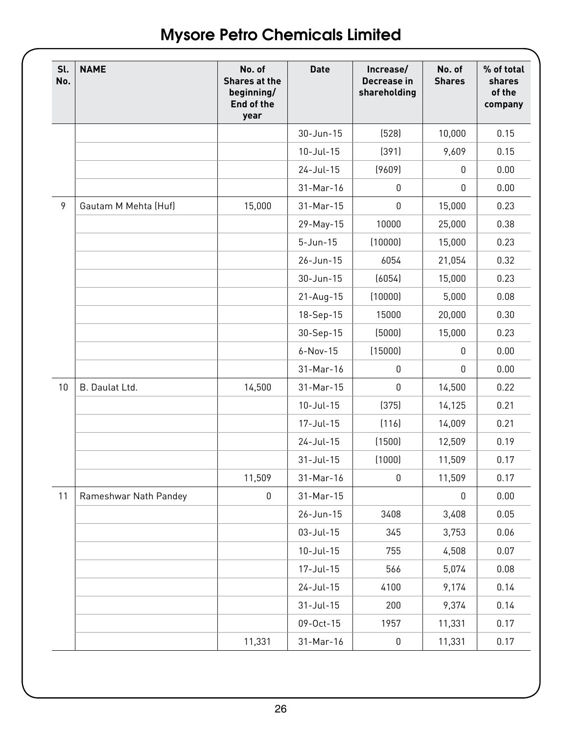# Mysore Petro Chemicals Limited

| Sl. No. | NAME | No. of Shares at the beginning/ End of the year | Date | Increase/ Decrease in shareholding | No. of Shares | % of total shares of the company |
|---|---|---|---|---|---|---|
| | | | 30-Jun-15 | (528) | 10,000 | 0.15 |
| | | | 10-Jul-15 | (391) | 9,609 | 0.15 |
| | | | 24-Jul-15 | (9609) | 0 | 0.00 |
| | | | 31-Mar-16 | 0 | 0 | 0.00 |
| 9 | Gautam M Mehta (Huf) | 15,000 | 31-Mar-15 | 0 | 15,000 | 0.23 |
| | | | 29-May-15 | 10000 | 25,000 | 0.38 |
| | | | 5-Jun-15 | (10000) | 15,000 | 0.23 |
| | | | 26-Jun-15 | 6054 | 21,054 | 0.32 |
| | | | 30-Jun-15 | (6054) | 15,000 | 0.23 |
| | | | 21-Aug-15 | (10000) | 5,000 | 0.08 |
| | | | 18-Sep-15 | 15000 | 20,000 | 0.30 |
| | | | 30-Sep-15 | (5000) | 15,000 | 0.23 |
| | | | 6-Nov-15 | (15000) | 0 | 0.00 |
| | | | 31-Mar-16 | 0 | 0 | 0.00 |
| 10 | B. Daulat Ltd. | 14,500 | 31-Mar-15 | 0 | 14,500 | 0.22 |
| | | | 10-Jul-15 | (375) | 14,125 | 0.21 |
| | | | 17-Jul-15 | (116) | 14,009 | 0.21 |
| | | | 24-Jul-15 | (1500) | 12,509 | 0.19 |
| | | | 31-Jul-15 | (1000) | 11,509 | 0.17 |
| | | 11,509 | 31-Mar-16 | 0 | 11,509 | 0.17 |
| 11 | Rameshwar Nath Pandey | 0 | 31-Mar-15 | | 0 | 0.00 |
| | | | 26-Jun-15 | 3408 | 3,408 | 0.05 |
| | | | 03-Jul-15 | 345 | 3,753 | 0.06 |
| | | | 10-Jul-15 | 755 | 4,508 | 0.07 |
| | | | 17-Jul-15 | 566 | 5,074 | 0.08 |
| | | | 24-Jul-15 | 4100 | 9,174 | 0.14 |
| | | | 31-Jul-15 | 200 | 9,374 | 0.14 |
| | | | 09-Oct-15 | 1957 | 11,331 | 0.17 |
| | | 11,331 | 31-Mar-16 | 0 | 11,331 | 0.17 |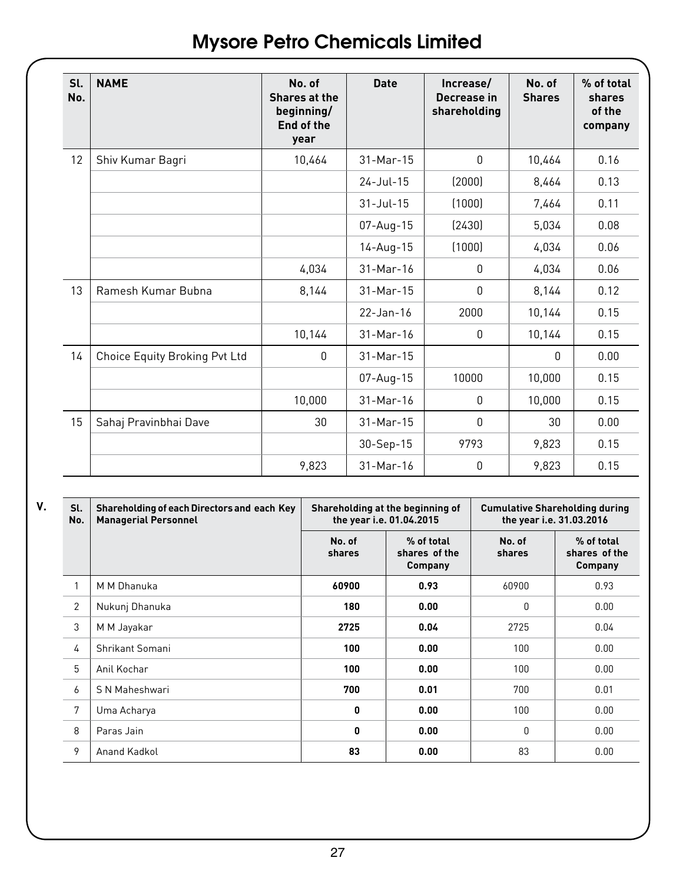# Mysore Petro Chemicals Limited

| Sl. No. | NAME | No. of Shares at the beginning/ End of the year | Date | Increase/ Decrease in shareholding | No. of Shares | % of total shares of the company |
|---|---|---|---|---|---|---|
| 12 | Shiv Kumar Bagri | 10,464 | 31-Mar-15 | 0 | 10,464 | 0.16 |
| | | | 24-Jul-15 | (2000) | 8,464 | 0.13 |
| | | | 31-Jul-15 | (1000) | 7,464 | 0.11 |
| | | | 07-Aug-15 | (2430) | 5,034 | 0.08 |
| | | | 14-Aug-15 | (1000) | 4,034 | 0.06 |
| | | 4,034 | 31-Mar-16 | 0 | 4,034 | 0.06 |
| 13 | Ramesh Kumar Bubna | 8,144 | 31-Mar-15 | 0 | 8,144 | 0.12 |
| | | | 22-Jan-16 | 2000 | 10,144 | 0.15 |
| | | 10,144 | 31-Mar-16 | 0 | 10,144 | 0.15 |
| 14 | Choice Equity Broking Pvt Ltd | 0 | 31-Mar-15 | | 0 | 0.00 |
| | | | 07-Aug-15 | 10000 | 10,000 | 0.15 |
| | | 10,000 | 31-Mar-16 | 0 | 10,000 | 0.15 |
| 15 | Sahaj Pravinbhai Dave | 30 | 31-Mar-15 | 0 | 30 | 0.00 |
| | | | 30-Sep-15 | 9793 | 9,823 | 0.15 |
| | | 9,823 | 31-Mar-16 | 0 | 9,823 | 0.15 |

V.

| Sl. No. | Shareholding of each Directors and each Key Managerial Personnel | Shareholding at the beginning of the year i.e. 01.04.2015 | | Cumulative Shareholding during the year i.e. 31.03.2016 | |
|---|---|---|---|---|---|
| | | No. of shares | % of total shares of the Company | No. of shares | % of total shares of the Company |
| 1 | M M Dhanuka | **60900** | **0.93** | 60900 | 0.93 |
| 2 | Nukunj Dhanuka | **180** | **0.00** | 0 | 0.00 |
| 3 | M M Jayakar | **2725** | **0.04** | 2725 | 0.04 |
| 4 | Shrikant Somani | **100** | **0.00** | 100 | 0.00 |
| 5 | Anil Kochar | **100** | **0.00** | 100 | 0.00 |
| 6 | S N Maheshwari | **700** | **0.01** | 700 | 0.01 |
| 7 | Uma Acharya | **0** | **0.00** | 100 | 0.00 |
| 8 | Paras Jain | **0** | **0.00** | 0 | 0.00 |
| 9 | Anand Kadkol | **83** | **0.00** | 83 | 0.00 |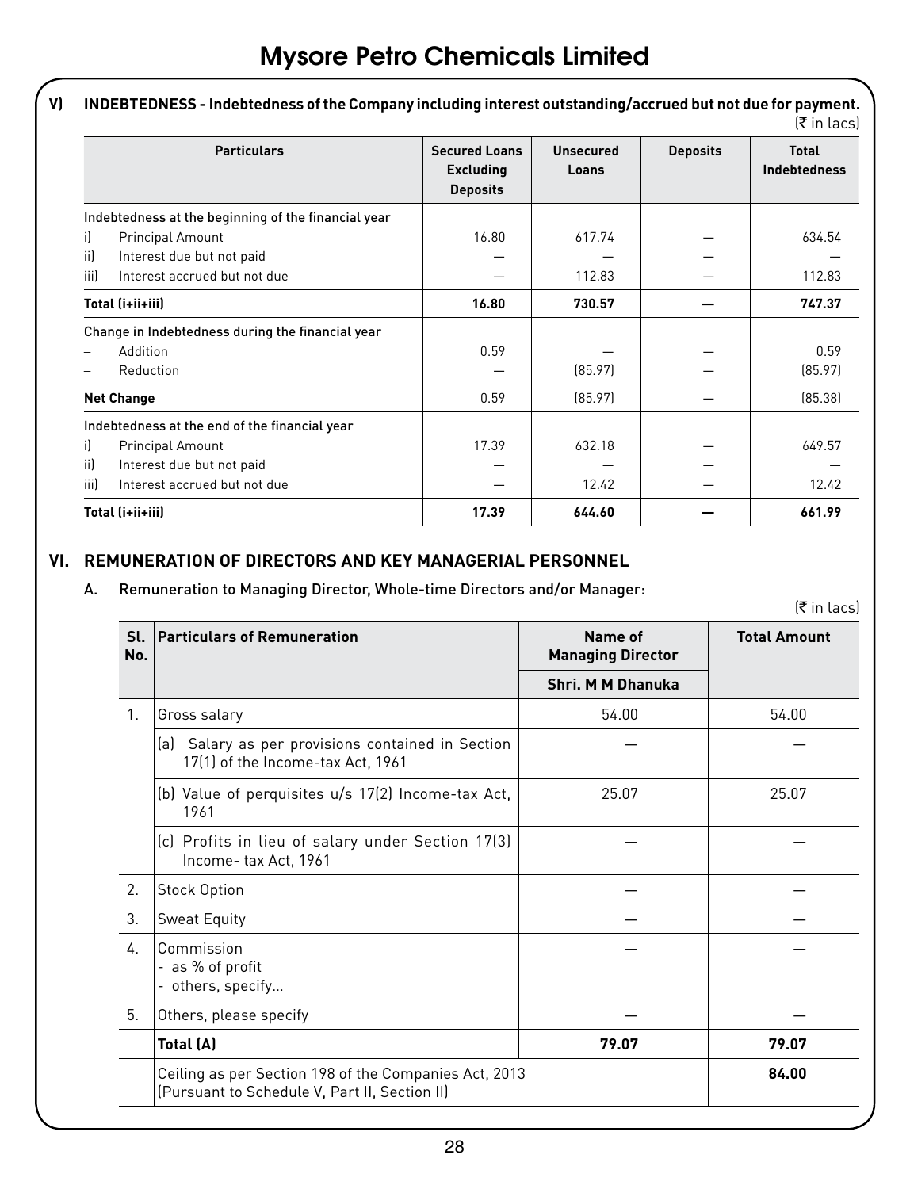# Mysore Petro Chemicals Limited

### V) INDEBTEDNESS - Indebtedness of the Company including interest outstanding/accrued but not due for payment.

(₹ in lacs)

| Particulars | Secured Loans Excluding Deposits | Unsecured Loans | Deposits | Total Indebtedness |
|---|---|---|---|---|
| Indebtedness at the beginning of the financial year | | | | |
| i) Principal Amount | 16.80 | 617.74 | — | 634.54 |
| ii) Interest due but not paid | — | — | — | — |
| iii) Interest accrued but not due | — | 112.83 | — | 112.83 |
| **Total (i+ii+iii)** | **16.80** | **730.57** | **—** | **747.37** |
| Change in Indebtedness during the financial year | | | | |
| – Addition | 0.59 | — | — | 0.59 |
| – Reduction | — | (85.97) | — | (85.97) |
| **Net Change** | 0.59 | (85.97) | — | (85.38) |
| Indebtedness at the end of the financial year | | | | |
| i) Principal Amount | 17.39 | 632.18 | — | 649.57 |
| ii) Interest due but not paid | — | — | — | — |
| iii) Interest accrued but not due | — | 12.42 | — | 12.42 |
| **Total (i+ii+iii)** | **17.39** | **644.60** | **—** | **661.99** |

## VI. REMUNERATION OF DIRECTORS AND KEY MANAGERIAL PERSONNEL

A. Remuneration to Managing Director, Whole-time Directors and/or Manager:

(₹ in lacs)

| Sl. No. | Particulars of Remuneration | Name of Managing Director | Total Amount |
|---|---|---|---|
| | | Shri. M M Dhanuka | |
| 1. | Gross salary | 54.00 | 54.00 |
| | (a) Salary as per provisions contained in Section 17(1) of the Income-tax Act, 1961 | — | — |
| | (b) Value of perquisites u/s 17(2) Income-tax Act, 1961 | 25.07 | 25.07 |
| | (c) Profits in lieu of salary under Section 17(3) Income- tax Act, 1961 | — | — |
| 2. | Stock Option | — | — |
| 3. | Sweat Equity | — | — |
| 4. | Commission<br>- as % of profit<br>- others, specify... | — | — |
| 5. | Others, please specify | — | — |
| | **Total (A)** | **79.07** | **79.07** |
| | Ceiling as per Section 198 of the Companies Act, 2013 (Pursuant to Schedule V, Part II, Section II) | | **84.00** |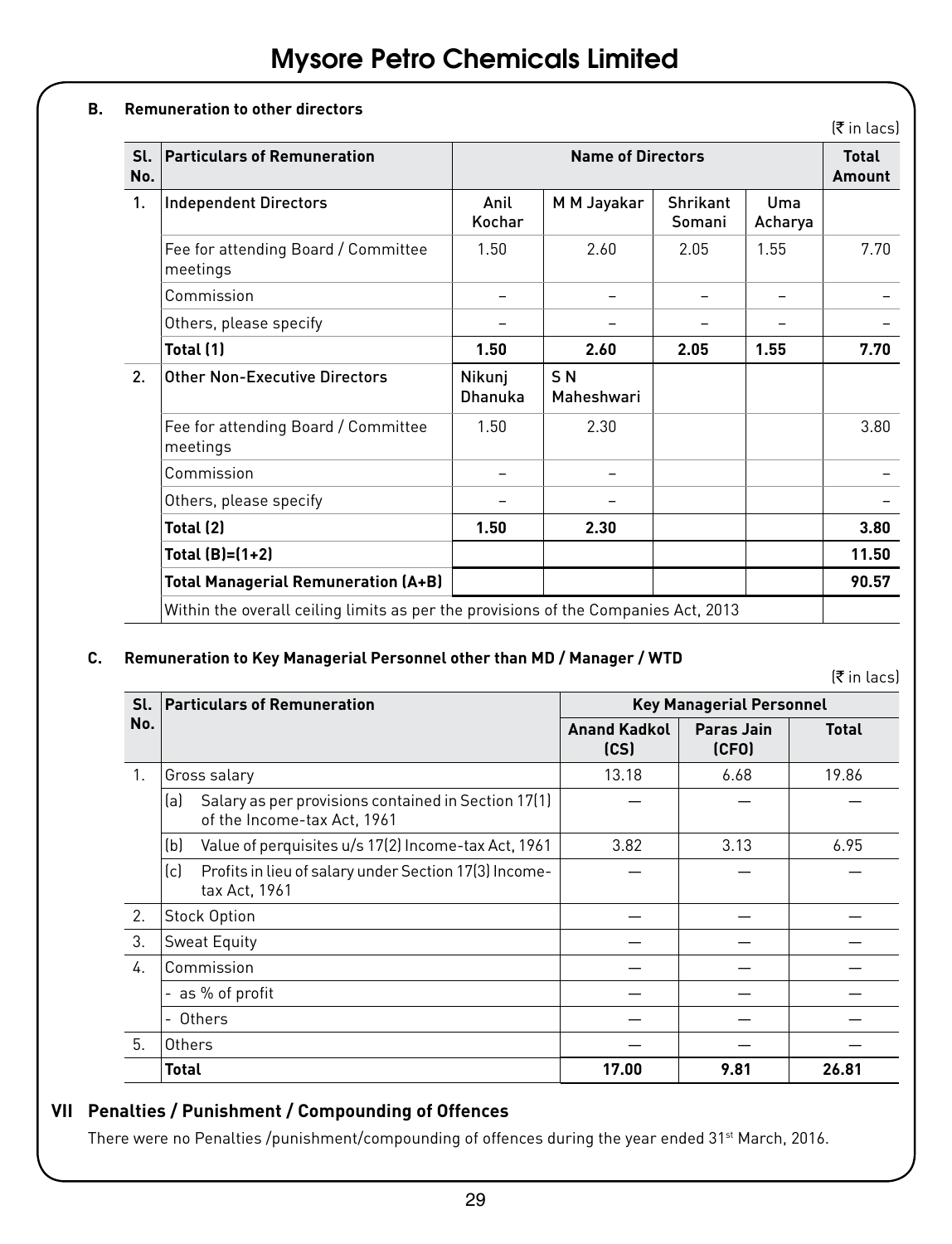**B. Remuneration to other directors**

(₹ in lacs)

| Sl. No. | Particulars of Remuneration | Name of Directors | | | | Total Amount |
|---|---|---|---|---|---|---|
| 1. | Independent Directors | Anil Kochar | M M Jayakar | Shrikant Somani | Uma Acharya | |
| | Fee for attending Board / Committee meetings | 1.50 | 2.60 | 2.05 | 1.55 | 7.70 |
| | Commission | – | – | – | – | – |
| | Others, please specify | – | – | – | – | – |
| | **Total (1)** | **1.50** | **2.60** | **2.05** | **1.55** | **7.70** |
| 2. | Other Non-Executive Directors | Nikunj Dhanuka | S N Maheshwari | | | |
| | Fee for attending Board / Committee meetings | 1.50 | 2.30 | | | 3.80 |
| | Commission | – | – | | | – |
| | Others, please specify | – | – | | | – |
| | **Total (2)** | **1.50** | **2.30** | | | **3.80** |
| | **Total (B)=(1+2)** | | | | | **11.50** |
| | **Total Managerial Remuneration (A+B)** | | | | | **90.57** |
| | Within the overall ceiling limits as per the provisions of the Companies Act, 2013 | | | | | |

**C. Remuneration to Key Managerial Personnel other than MD / Manager / WTD**

(₹ in lacs)

| Sl. No. | Particulars of Remuneration | Key Managerial Personnel | | |
|---|---|---|---|---|
| | | Anand Kadkol (CS) | Paras Jain (CFO) | Total |
| 1. | Gross salary | 13.18 | 6.68 | 19.86 |
| | (a) Salary as per provisions contained in Section 17(1) of the Income-tax Act, 1961 | — | — | — |
| | (b) Value of perquisites u/s 17(2) Income-tax Act, 1961 | 3.82 | 3.13 | 6.95 |
| | (c) Profits in lieu of salary under Section 17(3) Income-tax Act, 1961 | — | — | — |
| 2. | Stock Option | — | — | — |
| 3. | Sweat Equity | — | — | — |
| 4. | Commission | — | — | — |
| | - as % of profit | — | — | — |
| | - Others | — | — | — |
| 5. | Others | — | — | — |
| | **Total** | **17.00** | **9.81** | **26.81** |

## VII Penalties / Punishment / Compounding of Offences

There were no Penalties /punishment/compounding of offences during the year ended 31st March, 2016.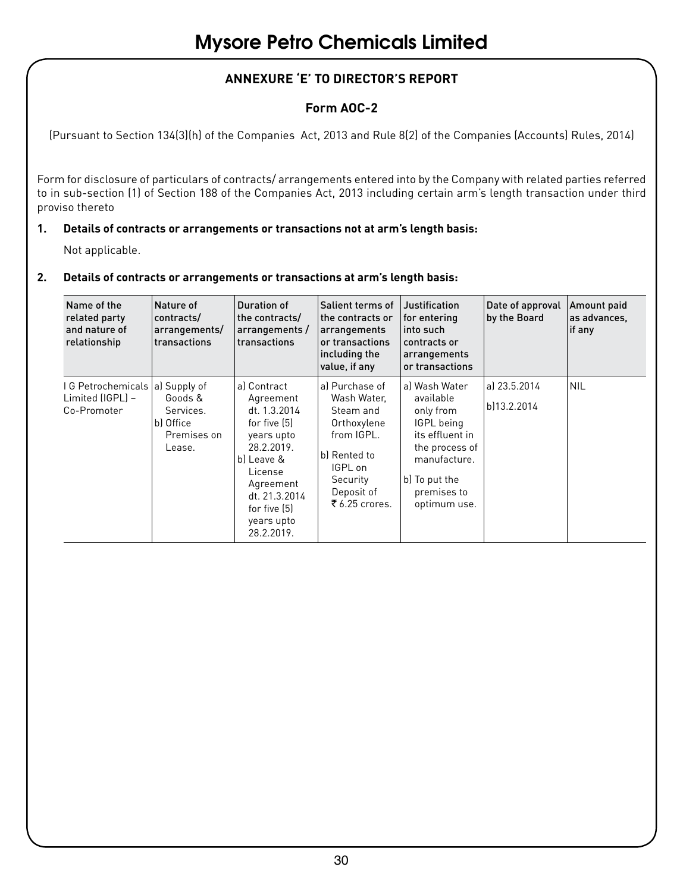## ANNEXURE 'E' TO DIRECTOR'S REPORT

### Form AOC-2

(Pursuant to Section 134(3)(h) of the Companies Act, 2013 and Rule 8(2) of the Companies (Accounts) Rules, 2014)

Form for disclosure of particulars of contracts/ arrangements entered into by the Company with related parties referred to in sub-section (1) of Section 188 of the Companies Act, 2013 including certain arm's length transaction under third proviso thereto

**1. Details of contracts or arrangements or transactions not at arm's length basis:**

Not applicable.

**2. Details of contracts or arrangements or transactions at arm's length basis:**

| Name of the related party and nature of relationship | Nature of contracts/ arrangements/ transactions | Duration of the contracts/ arrangements / transactions | Salient terms of the contracts or arrangements or transactions including the value, if any | Justification for entering into such contracts or arrangements or transactions | Date of approval by the Board | Amount paid as advances, if any |
|---|---|---|---|---|---|---|
| I G Petrochemicals Limited (IGPL) – Co-Promoter | a) Supply of Goods & Services. b) Office Premises on Lease. | a) Contract Agreement dt. 1.3.2014 for five (5) years upto 28.2.2019. b) Leave & License Agreement dt. 21.3.2014 for five (5) years upto 28.2.2019. | a) Purchase of Wash Water, Steam and Orthoxylene from IGPL. b) Rented to IGPL on Security Deposit of ₹ 6.25 crores. | a) Wash Water available only from IGPL being its effluent in the process of manufacture. b) To put the premises to optimum use. | a) 23.5.2014 b)13.2.2014 | NIL |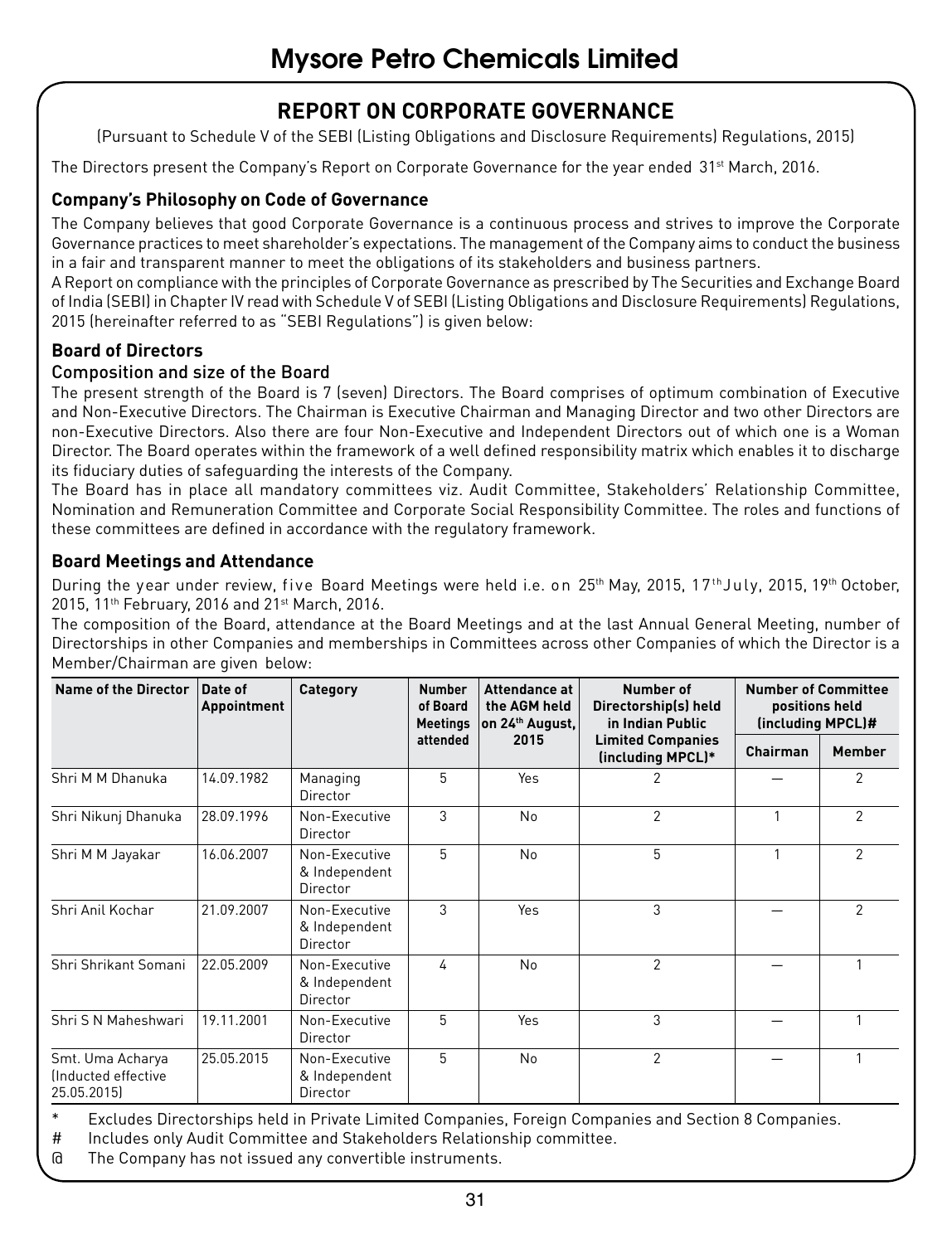# Mysore Petro Chemicals Limited

## REPORT ON CORPORATE GOVERNANCE

(Pursuant to Schedule V of the SEBI (Listing Obligations and Disclosure Requirements) Regulations, 2015)

The Directors present the Company's Report on Corporate Governance for the year ended 31st March, 2016.

### Company's Philosophy on Code of Governance

The Company believes that good Corporate Governance is a continuous process and strives to improve the Corporate Governance practices to meet shareholder's expectations. The management of the Company aims to conduct the business in a fair and transparent manner to meet the obligations of its stakeholders and business partners.

A Report on compliance with the principles of Corporate Governance as prescribed by The Securities and Exchange Board of India (SEBI) in Chapter IV read with Schedule V of SEBI (Listing Obligations and Disclosure Requirements) Regulations, 2015 (hereinafter referred to as "SEBI Regulations") is given below:

### Board of Directors

#### Composition and size of the Board

The present strength of the Board is 7 (seven) Directors. The Board comprises of optimum combination of Executive and Non-Executive Directors. The Chairman is Executive Chairman and Managing Director and two other Directors are non-Executive Directors. Also there are four Non-Executive and Independent Directors out of which one is a Woman Director. The Board operates within the framework of a well defined responsibility matrix which enables it to discharge its fiduciary duties of safeguarding the interests of the Company.

The Board has in place all mandatory committees viz. Audit Committee, Stakeholders' Relationship Committee, Nomination and Remuneration Committee and Corporate Social Responsibility Committee. The roles and functions of these committees are defined in accordance with the regulatory framework.

### Board Meetings and Attendance

During the year under review, five Board Meetings were held i.e. on 25th May, 2015, 17th July, 2015, 19th October, 2015, 11th February, 2016 and 21st March, 2016.

The composition of the Board, attendance at the Board Meetings and at the last Annual General Meeting, number of Directorships in other Companies and memberships in Committees across other Companies of which the Director is a Member/Chairman are given below:

| Name of the Director | Date of Appointment | Category | Number of Board Meetings attended | Attendance at the AGM held on 24th August, 2015 | Number of Directorship(s) held in Indian Public Limited Companies (including MPCL)* | Number of Committee positions held (including MPCL)# | |
|---|---|---|---|---|---|---|---|
| | | | | | | Chairman | Member |
| Shri M M Dhanuka | 14.09.1982 | Managing Director | 5 | Yes | 2 | — | 2 |
| Shri Nikunj Dhanuka | 28.09.1996 | Non-Executive Director | 3 | No | 2 | 1 | 2 |
| Shri M M Jayakar | 16.06.2007 | Non-Executive & Independent Director | 5 | No | 5 | 1 | 2 |
| Shri Anil Kochar | 21.09.2007 | Non-Executive & Independent Director | 3 | Yes | 3 | — | 2 |
| Shri Shrikant Somani | 22.05.2009 | Non-Executive & Independent Director | 4 | No | 2 | — | 1 |
| Shri S N Maheshwari | 19.11.2001 | Non-Executive Director | 5 | Yes | 3 | — | 1 |
| Smt. Uma Acharya (Inducted effective 25.05.2015) | 25.05.2015 | Non-Executive & Independent Director | 5 | No | 2 | — | 1 |

\* Excludes Directorships held in Private Limited Companies, Foreign Companies and Section 8 Companies.

\# Includes only Audit Committee and Stakeholders Relationship committee.

@ The Company has not issued any convertible instruments.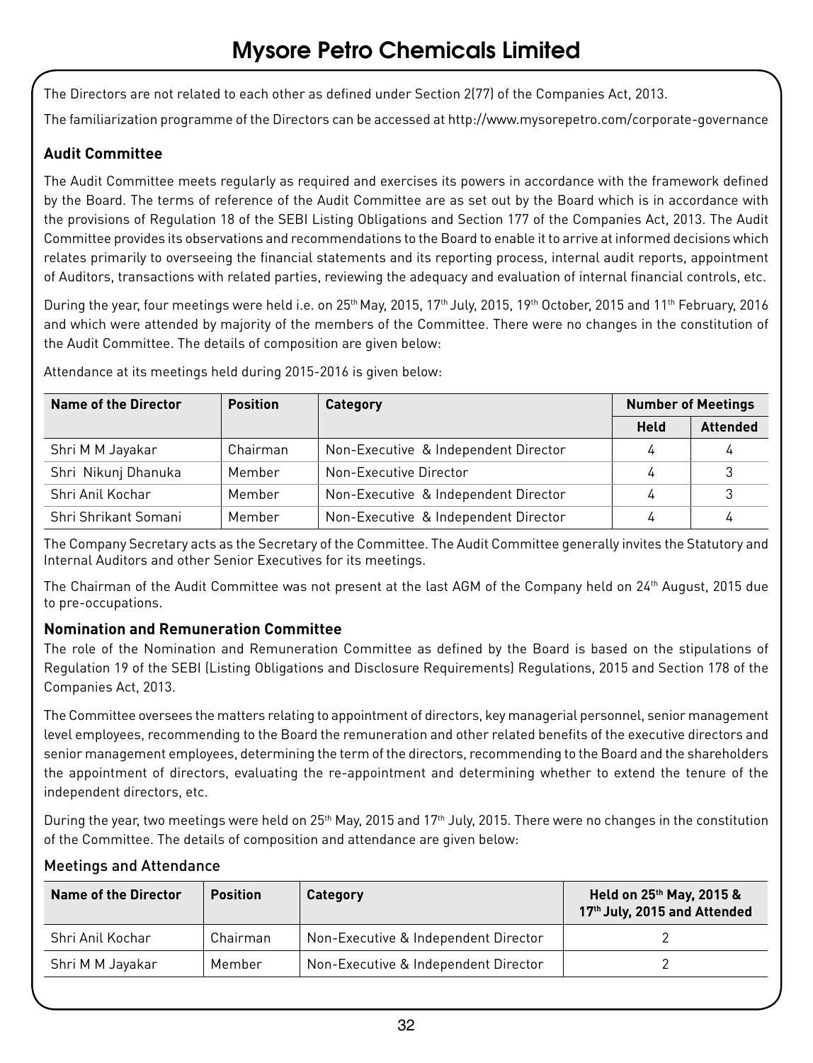The Directors are not related to each other as defined under Section 2(77) of the Companies Act, 2013.

The familiarization programme of the Directors can be accessed at http://www.mysorepetro.com/corporate-governance

### Audit Committee

The Audit Committee meets regularly as required and exercises its powers in accordance with the framework defined by the Board. The terms of reference of the Audit Committee are as set out by the Board which is in accordance with the provisions of Regulation 18 of the SEBI Listing Obligations and Section 177 of the Companies Act, 2013. The Audit Committee provides its observations and recommendations to the Board to enable it to arrive at informed decisions which relates primarily to overseeing the financial statements and its reporting process, internal audit reports, appointment of Auditors, transactions with related parties, reviewing the adequacy and evaluation of internal financial controls, etc.

During the year, four meetings were held i.e. on 25th May, 2015, 17th July, 2015, 19th October, 2015 and 11th February, 2016 and which were attended by majority of the members of the Committee. There were no changes in the constitution of the Audit Committee. The details of composition are given below:

Attendance at its meetings held during 2015-2016 is given below:

| Name of the Director | Position | Category | Number of Meetings | |
|---|---|---|---|---|
| | | | Held | Attended |
| Shri M M Jayakar | Chairman | Non-Executive & Independent Director | 4 | 4 |
| Shri Nikunj Dhanuka | Member | Non-Executive Director | 4 | 3 |
| Shri Anil Kochar | Member | Non-Executive & Independent Director | 4 | 3 |
| Shri Shrikant Somani | Member | Non-Executive & Independent Director | 4 | 4 |

The Company Secretary acts as the Secretary of the Committee. The Audit Committee generally invites the Statutory and Internal Auditors and other Senior Executives for its meetings.

The Chairman of the Audit Committee was not present at the last AGM of the Company held on 24th August, 2015 due to pre-occupations.

### Nomination and Remuneration Committee

The role of the Nomination and Remuneration Committee as defined by the Board is based on the stipulations of Regulation 19 of the SEBI (Listing Obligations and Disclosure Requirements) Regulations, 2015 and Section 178 of the Companies Act, 2013.

The Committee oversees the matters relating to appointment of directors, key managerial personnel, senior management level employees, recommending to the Board the remuneration and other related benefits of the executive directors and senior management employees, determining the term of the directors, recommending to the Board and the shareholders the appointment of directors, evaluating the re-appointment and determining whether to extend the tenure of the independent directors, etc.

During the year, two meetings were held on 25th May, 2015 and 17th July, 2015. There were no changes in the constitution of the Committee. The details of composition and attendance are given below:

#### Meetings and Attendance

| Name of the Director | Position | Category | Held on 25th May, 2015 & 17th July, 2015 and Attended |
|---|---|---|---|
| Shri Anil Kochar | Chairman | Non-Executive & Independent Director | 2 |
| Shri M M Jayakar | Member | Non-Executive & Independent Director | 2 |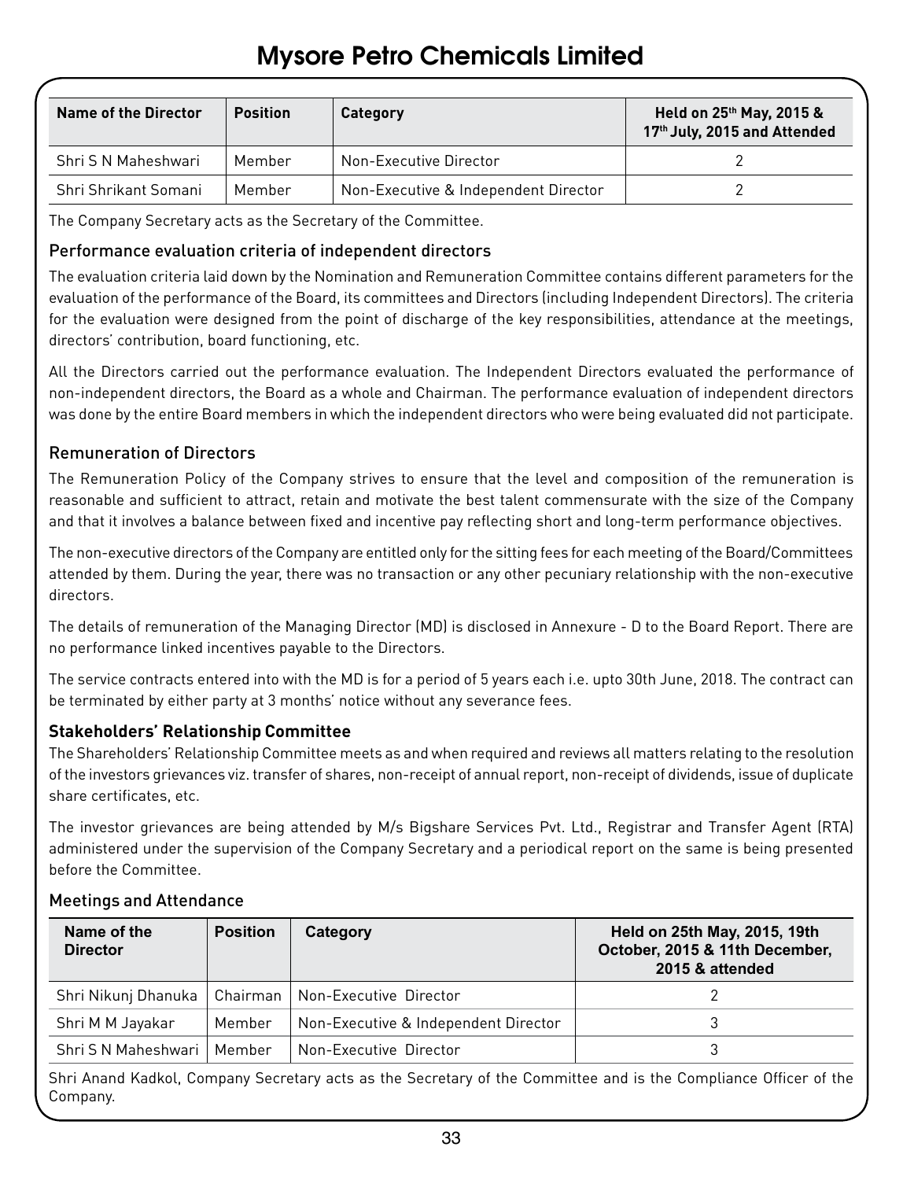| Name of the Director | Position | Category | Held on 25th May, 2015 & 17th July, 2015 and Attended |
|---|---|---|---|
| Shri S N Maheshwari | Member | Non-Executive Director | 2 |
| Shri Shrikant Somani | Member | Non-Executive & Independent Director | 2 |

The Company Secretary acts as the Secretary of the Committee.

### Performance evaluation criteria of independent directors

The evaluation criteria laid down by the Nomination and Remuneration Committee contains different parameters for the evaluation of the performance of the Board, its committees and Directors (including Independent Directors). The criteria for the evaluation were designed from the point of discharge of the key responsibilities, attendance at the meetings, directors' contribution, board functioning, etc.

All the Directors carried out the performance evaluation. The Independent Directors evaluated the performance of non-independent directors, the Board as a whole and Chairman. The performance evaluation of independent directors was done by the entire Board members in which the independent directors who were being evaluated did not participate.

### Remuneration of Directors

The Remuneration Policy of the Company strives to ensure that the level and composition of the remuneration is reasonable and sufficient to attract, retain and motivate the best talent commensurate with the size of the Company and that it involves a balance between fixed and incentive pay reflecting short and long-term performance objectives.

The non-executive directors of the Company are entitled only for the sitting fees for each meeting of the Board/Committees attended by them. During the year, there was no transaction or any other pecuniary relationship with the non-executive directors.

The details of remuneration of the Managing Director (MD) is disclosed in Annexure - D to the Board Report. There are no performance linked incentives payable to the Directors.

The service contracts entered into with the MD is for a period of 5 years each i.e. upto 30th June, 2018. The contract can be terminated by either party at 3 months' notice without any severance fees.

### Stakeholders' Relationship Committee

The Shareholders' Relationship Committee meets as and when required and reviews all matters relating to the resolution of the investors grievances viz. transfer of shares, non-receipt of annual report, non-receipt of dividends, issue of duplicate share certificates, etc.

The investor grievances are being attended by M/s Bigshare Services Pvt. Ltd., Registrar and Transfer Agent (RTA) administered under the supervision of the Company Secretary and a periodical report on the same is being presented before the Committee.

### Meetings and Attendance

| Name of the Director | Position | Category | Held on 25th May, 2015, 19th October, 2015 & 11th December, 2015 & attended |
|---|---|---|---|
| Shri Nikunj Dhanuka | Chairman | Non-Executive Director | 2 |
| Shri M M Jayakar | Member | Non-Executive & Independent Director | 3 |
| Shri S N Maheshwari | Member | Non-Executive Director | 3 |

Shri Anand Kadkol, Company Secretary acts as the Secretary of the Committee and is the Compliance Officer of the Company.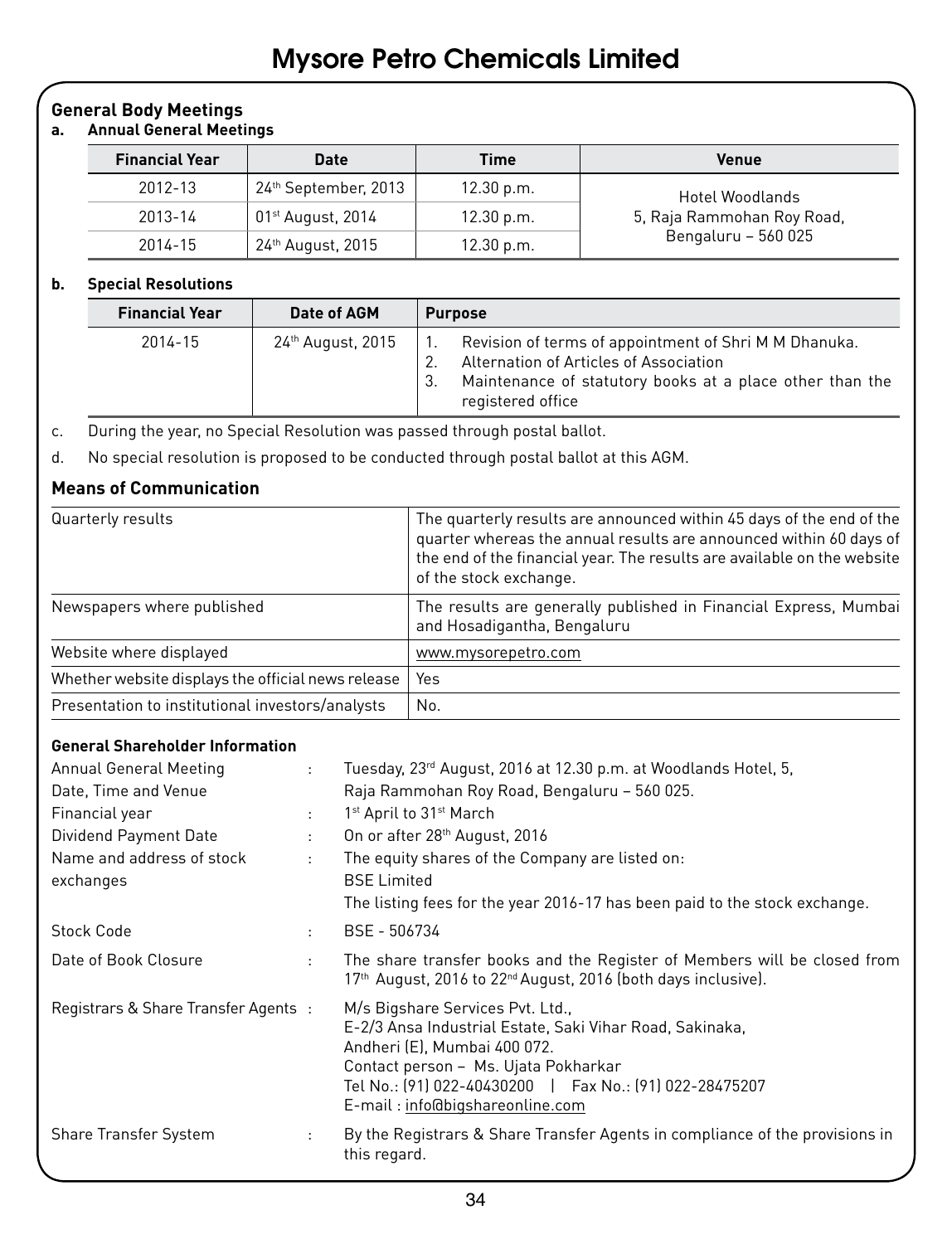# Mysore Petro Chemicals Limited

## General Body Meetings

### a. Annual General Meetings

| Financial Year | Date | Time | Venue |
|---|---|---|---|
| 2012-13 | 24th September, 2013 | 12.30 p.m. | Hotel Woodlands<br>5, Raja Rammohan Roy Road,<br>Bengaluru – 560 025 |
| 2013-14 | 01st August, 2014 | 12.30 p.m. | |
| 2014-15 | 24th August, 2015 | 12.30 p.m. | |

### b. Special Resolutions

| Financial Year | Date of AGM | Purpose |
|---|---|---|
| 2014-15 | 24th August, 2015 | 1. Revision of terms of appointment of Shri M M Dhanuka.<br>2. Alternation of Articles of Association<br>3. Maintenance of statutory books at a place other than the registered office |

c. During the year, no Special Resolution was passed through postal ballot.

d. No special resolution is proposed to be conducted through postal ballot at this AGM.

## Means of Communication

| | |
|---|---|
| Quarterly results | The quarterly results are announced within 45 days of the end of the quarter whereas the annual results are announced within 60 days of the end of the financial year. The results are available on the website of the stock exchange. |
| Newspapers where published | The results are generally published in Financial Express, Mumbai and Hosadigantha, Bengaluru |
| Website where displayed | www.mysorepetro.com |
| Whether website displays the official news release | Yes |
| Presentation to institutional investors/analysts | No. |

### General Shareholder Information

| | | |
|---|---|---|
| Annual General Meeting Date, Time and Venue | : | Tuesday, 23rd August, 2016 at 12.30 p.m. at Woodlands Hotel, 5, Raja Rammohan Roy Road, Bengaluru – 560 025. |
| Financial year | : | 1st April to 31st March |
| Dividend Payment Date | : | On or after 28th August, 2016 |
| Name and address of stock exchanges | : | The equity shares of the Company are listed on:<br>BSE Limited<br>The listing fees for the year 2016-17 has been paid to the stock exchange. |
| Stock Code | : | BSE - 506734 |
| Date of Book Closure | : | The share transfer books and the Register of Members will be closed from 17th August, 2016 to 22nd August, 2016 (both days inclusive). |
| Registrars & Share Transfer Agents | : | M/s Bigshare Services Pvt. Ltd.,<br>E-2/3 Ansa Industrial Estate, Saki Vihar Road, Sakinaka,<br>Andheri (E), Mumbai 400 072.<br>Contact person – Ms. Ujata Pokharkar<br>Tel No.: (91) 022-40430200 \| Fax No.: (91) 022-28475207<br>E-mail : info@bigshareonline.com |
| Share Transfer System | : | By the Registrars & Share Transfer Agents in compliance of the provisions in this regard. |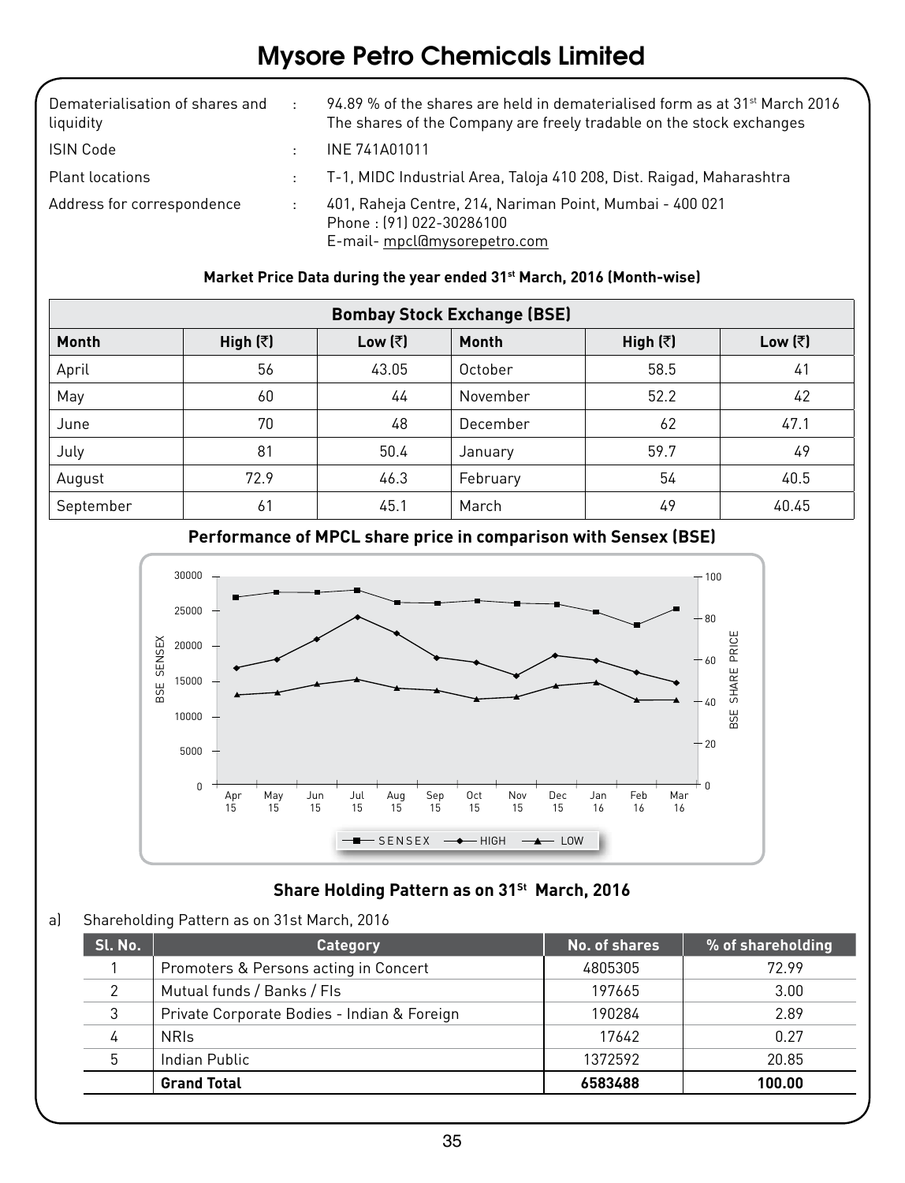# Mysore Petro Chemicals Limited

| | | |
|---|---|---|
| Dematerialisation of shares and liquidity | : | 94.89 % of the shares are held in dematerialised form as at 31st March 2016<br>The shares of the Company are freely tradable on the stock exchanges |
| ISIN Code | : | INE 741A01011 |
| Plant locations | : | T-1, MIDC Industrial Area, Taloja 410 208, Dist. Raigad, Maharashtra |
| Address for correspondence | : | 401, Raheja Centre, 214, Nariman Point, Mumbai - 400 021<br>Phone : (91) 022-30286100<br>E-mail- mpcl@mysorepetro.com |

**Market Price Data during the year ended 31st March, 2016 (Month-wise)**

| Bombay Stock Exchange (BSE) | | | | | |
|---|---|---|---|---|---|
| **Month** | **High (₹)** | **Low (₹)** | **Month** | **High (₹)** | **Low (₹)** |
| April | 56 | 43.05 | October | 58.5 | 41 |
| May | 60 | 44 | November | 52.2 | 42 |
| June | 70 | 48 | December | 62 | 47.1 |
| July | 81 | 50.4 | January | 59.7 | 49 |
| August | 72.9 | 46.3 | February | 54 | 40.5 |
| September | 61 | 45.1 | March | 49 | 40.45 |

**Performance of MPCL share price in comparison with Sensex (BSE)**

**Share Holding Pattern as on 31St March, 2016**

a) Shareholding Pattern as on 31st March, 2016

| Sl. No. | Category | No. of shares | % of shareholding |
|---|---|---|---|
| 1 | Promoters & Persons acting in Concert | 4805305 | 72.99 |
| 2 | Mutual funds / Banks / FIs | 197665 | 3.00 |
| 3 | Private Corporate Bodies - Indian & Foreign | 190284 | 2.89 |
| 4 | NRIs | 17642 | 0.27 |
| 5 | Indian Public | 1372592 | 20.85 |
| | **Grand Total** | **6583488** | **100.00** |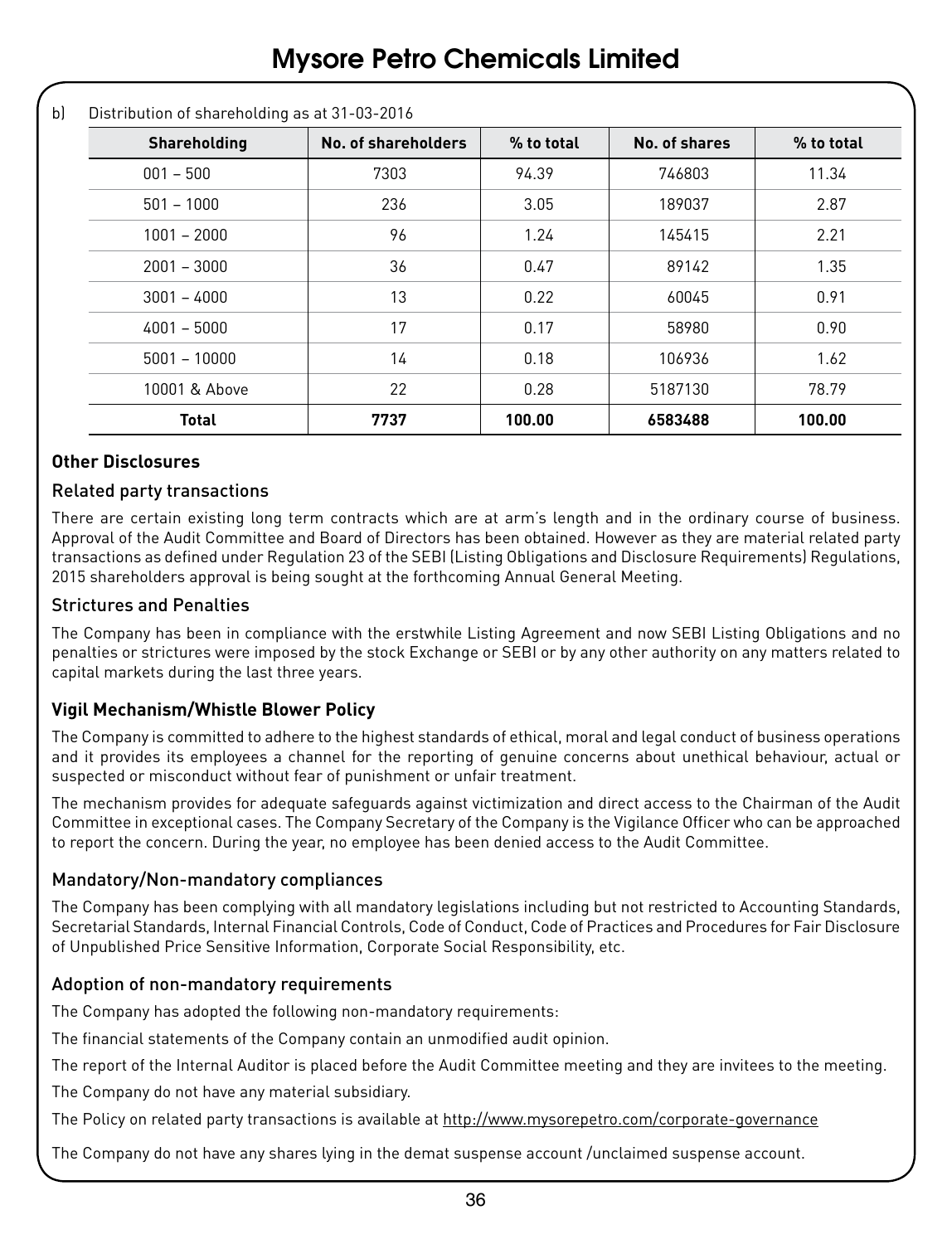b) Distribution of shareholding as at 31-03-2016

| Shareholding | No. of shareholders | % to total | No. of shares | % to total |
|---|---|---|---|---|
| 001 – 500 | 7303 | 94.39 | 746803 | 11.34 |
| 501 – 1000 | 236 | 3.05 | 189037 | 2.87 |
| 1001 – 2000 | 96 | 1.24 | 145415 | 2.21 |
| 2001 – 3000 | 36 | 0.47 | 89142 | 1.35 |
| 3001 – 4000 | 13 | 0.22 | 60045 | 0.91 |
| 4001 – 5000 | 17 | 0.17 | 58980 | 0.90 |
| 5001 – 10000 | 14 | 0.18 | 106936 | 1.62 |
| 10001 & Above | 22 | 0.28 | 5187130 | 78.79 |
| **Total** | **7737** | **100.00** | **6583488** | **100.00** |

## Other Disclosures

### Related party transactions

There are certain existing long term contracts which are at arm's length and in the ordinary course of business. Approval of the Audit Committee and Board of Directors has been obtained. However as they are material related party transactions as defined under Regulation 23 of the SEBI (Listing Obligations and Disclosure Requirements) Regulations, 2015 shareholders approval is being sought at the forthcoming Annual General Meeting.

### Strictures and Penalties

The Company has been in compliance with the erstwhile Listing Agreement and now SEBI Listing Obligations and no penalties or strictures were imposed by the stock Exchange or SEBI or by any other authority on any matters related to capital markets during the last three years.

## Vigil Mechanism/Whistle Blower Policy

The Company is committed to adhere to the highest standards of ethical, moral and legal conduct of business operations and it provides its employees a channel for the reporting of genuine concerns about unethical behaviour, actual or suspected or misconduct without fear of punishment or unfair treatment.

The mechanism provides for adequate safeguards against victimization and direct access to the Chairman of the Audit Committee in exceptional cases. The Company Secretary of the Company is the Vigilance Officer who can be approached to report the concern. During the year, no employee has been denied access to the Audit Committee.

### Mandatory/Non-mandatory compliances

The Company has been complying with all mandatory legislations including but not restricted to Accounting Standards, Secretarial Standards, Internal Financial Controls, Code of Conduct, Code of Practices and Procedures for Fair Disclosure of Unpublished Price Sensitive Information, Corporate Social Responsibility, etc.

### Adoption of non-mandatory requirements

The Company has adopted the following non-mandatory requirements:

The financial statements of the Company contain an unmodified audit opinion.

The report of the Internal Auditor is placed before the Audit Committee meeting and they are invitees to the meeting.

The Company do not have any material subsidiary.

The Policy on related party transactions is available at http://www.mysorepetro.com/corporate-governance

The Company do not have any shares lying in the demat suspense account /unclaimed suspense account.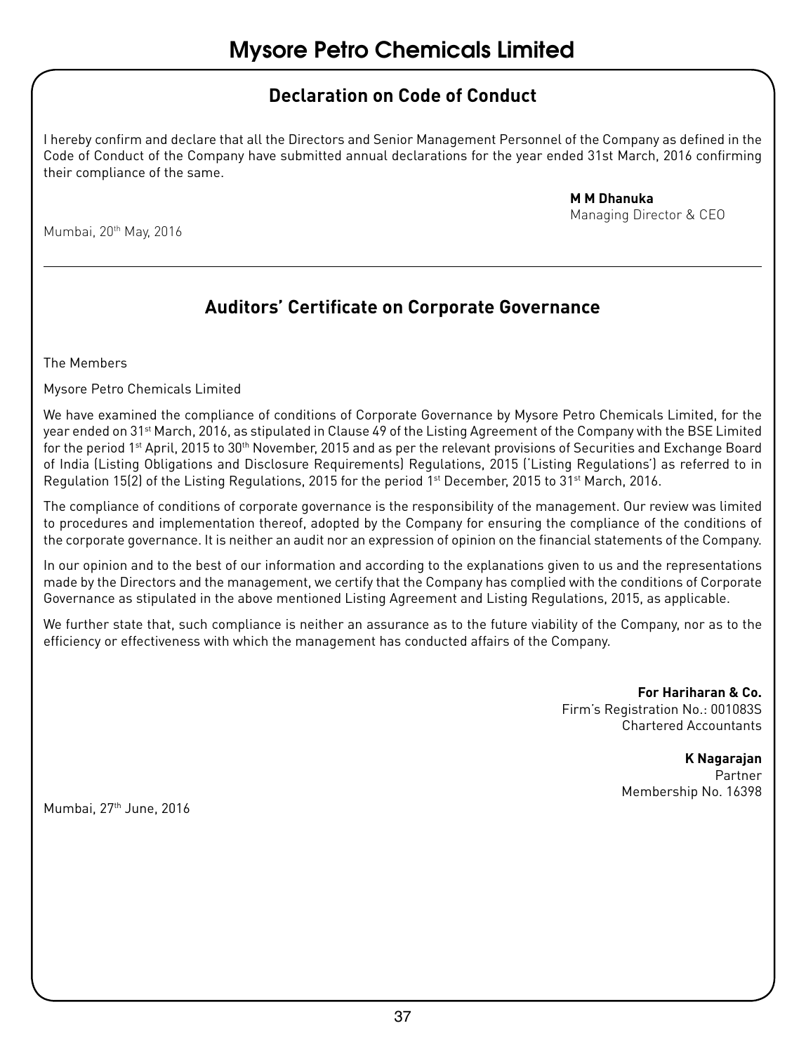## Declaration on Code of Conduct

I hereby confirm and declare that all the Directors and Senior Management Personnel of the Company as defined in the Code of Conduct of the Company have submitted annual declarations for the year ended 31st March, 2016 confirming their compliance of the same.

**M M Dhanuka**
Managing Director & CEO

Mumbai, 20th May, 2016

---

## Auditors' Certificate on Corporate Governance

The Members

Mysore Petro Chemicals Limited

We have examined the compliance of conditions of Corporate Governance by Mysore Petro Chemicals Limited, for the year ended on 31st March, 2016, as stipulated in Clause 49 of the Listing Agreement of the Company with the BSE Limited for the period 1st April, 2015 to 30th November, 2015 and as per the relevant provisions of Securities and Exchange Board of India (Listing Obligations and Disclosure Requirements) Regulations, 2015 ('Listing Regulations') as referred to in Regulation 15(2) of the Listing Regulations, 2015 for the period 1st December, 2015 to 31st March, 2016.

The compliance of conditions of corporate governance is the responsibility of the management. Our review was limited to procedures and implementation thereof, adopted by the Company for ensuring the compliance of the conditions of the corporate governance. It is neither an audit nor an expression of opinion on the financial statements of the Company.

In our opinion and to the best of our information and according to the explanations given to us and the representations made by the Directors and the management, we certify that the Company has complied with the conditions of Corporate Governance as stipulated in the above mentioned Listing Agreement and Listing Regulations, 2015, as applicable.

We further state that, such compliance is neither an assurance as to the future viability of the Company, nor as to the efficiency or effectiveness with which the management has conducted affairs of the Company.

**For Hariharan & Co.**
Firm's Registration No.: 001083S
Chartered Accountants

**K Nagarajan**
Partner
Membership No. 16398

Mumbai, 27th June, 2016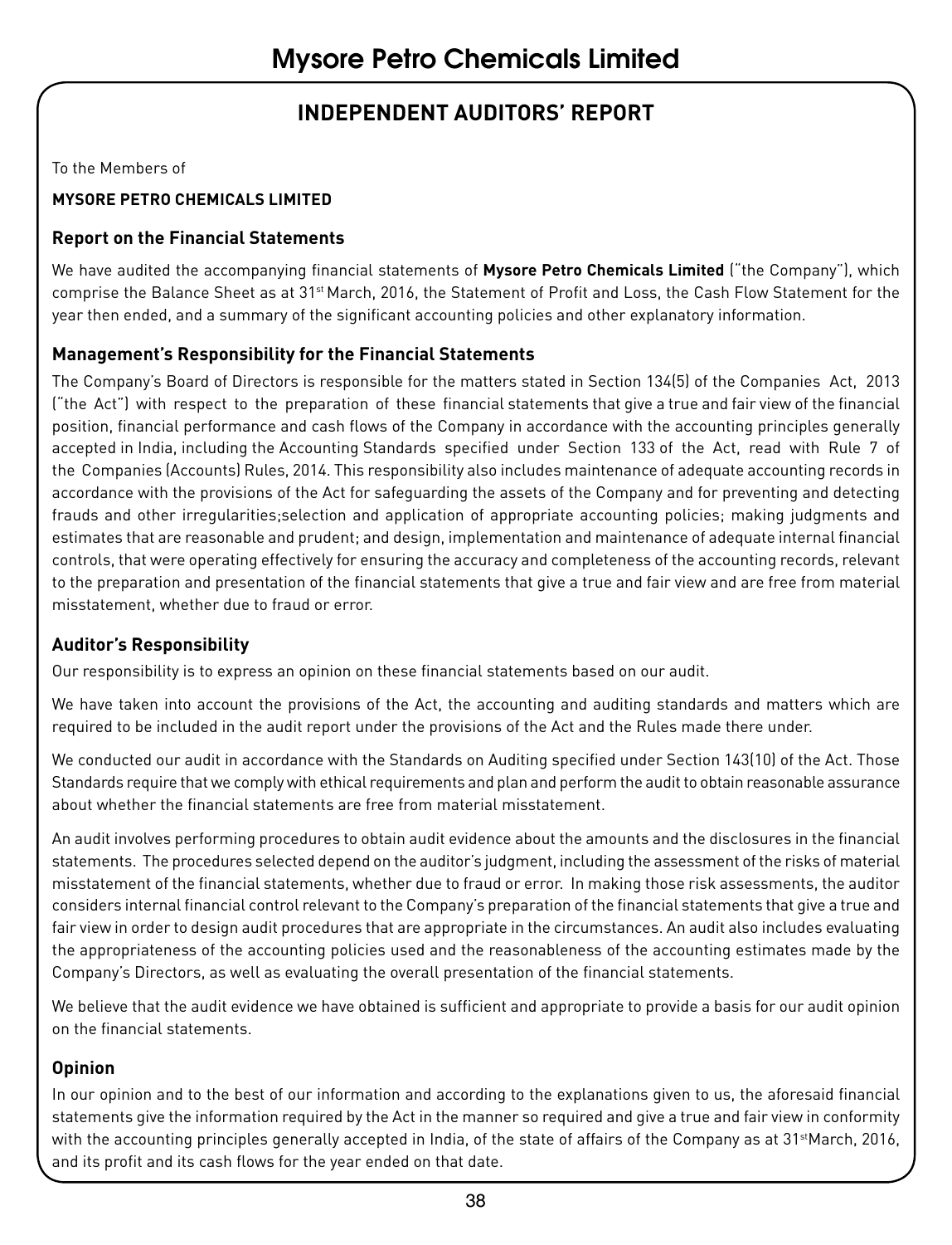# INDEPENDENT AUDITORS' REPORT

To the Members of

**MYSORE PETRO CHEMICALS LIMITED**

## Report on the Financial Statements

We have audited the accompanying financial statements of **Mysore Petro Chemicals Limited** ("the Company"), which comprise the Balance Sheet as at 31st March, 2016, the Statement of Profit and Loss, the Cash Flow Statement for the year then ended, and a summary of the significant accounting policies and other explanatory information.

## Management's Responsibility for the Financial Statements

The Company's Board of Directors is responsible for the matters stated in Section 134(5) of the Companies Act, 2013 ("the Act") with respect to the preparation of these financial statements that give a true and fair view of the financial position, financial performance and cash flows of the Company in accordance with the accounting principles generally accepted in India, including the Accounting Standards specified under Section 133 of the Act, read with Rule 7 of the Companies (Accounts) Rules, 2014. This responsibility also includes maintenance of adequate accounting records in accordance with the provisions of the Act for safeguarding the assets of the Company and for preventing and detecting frauds and other irregularities;selection and application of appropriate accounting policies; making judgments and estimates that are reasonable and prudent; and design, implementation and maintenance of adequate internal financial controls, that were operating effectively for ensuring the accuracy and completeness of the accounting records, relevant to the preparation and presentation of the financial statements that give a true and fair view and are free from material misstatement, whether due to fraud or error.

## Auditor's Responsibility

Our responsibility is to express an opinion on these financial statements based on our audit.

We have taken into account the provisions of the Act, the accounting and auditing standards and matters which are required to be included in the audit report under the provisions of the Act and the Rules made there under.

We conducted our audit in accordance with the Standards on Auditing specified under Section 143(10) of the Act. Those Standards require that we comply with ethical requirements and plan and perform the audit to obtain reasonable assurance about whether the financial statements are free from material misstatement.

An audit involves performing procedures to obtain audit evidence about the amounts and the disclosures in the financial statements. The procedures selected depend on the auditor's judgment, including the assessment of the risks of material misstatement of the financial statements, whether due to fraud or error. In making those risk assessments, the auditor considers internal financial control relevant to the Company's preparation of the financial statements that give a true and fair view in order to design audit procedures that are appropriate in the circumstances. An audit also includes evaluating the appropriateness of the accounting policies used and the reasonableness of the accounting estimates made by the Company's Directors, as well as evaluating the overall presentation of the financial statements.

We believe that the audit evidence we have obtained is sufficient and appropriate to provide a basis for our audit opinion on the financial statements.

## Opinion

In our opinion and to the best of our information and according to the explanations given to us, the aforesaid financial statements give the information required by the Act in the manner so required and give a true and fair view in conformity with the accounting principles generally accepted in India, of the state of affairs of the Company as at 31stMarch, 2016, and its profit and its cash flows for the year ended on that date.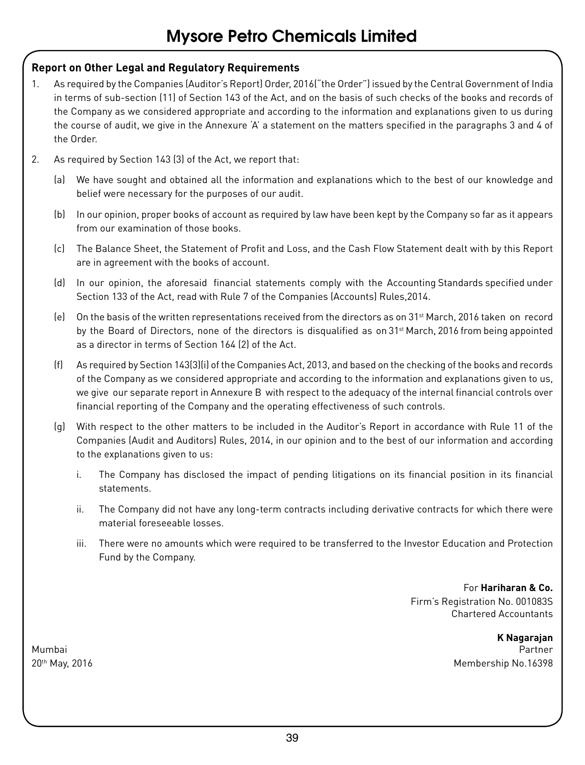### Report on Other Legal and Regulatory Requirements

1. As required by the Companies (Auditor's Report) Order, 2016("the Order") issued by the Central Government of India in terms of sub-section (11) of Section 143 of the Act, and on the basis of such checks of the books and records of the Company as we considered appropriate and according to the information and explanations given to us during the course of audit, we give in the Annexure 'A' a statement on the matters specified in the paragraphs 3 and 4 of the Order.

2. As required by Section 143 (3) of the Act, we report that:

   (a) We have sought and obtained all the information and explanations which to the best of our knowledge and belief were necessary for the purposes of our audit.

   (b) In our opinion, proper books of account as required by law have been kept by the Company so far as it appears from our examination of those books.

   (c) The Balance Sheet, the Statement of Profit and Loss, and the Cash Flow Statement dealt with by this Report are in agreement with the books of account.

   (d) In our opinion, the aforesaid financial statements comply with the Accounting Standards specified under Section 133 of the Act, read with Rule 7 of the Companies (Accounts) Rules,2014.

   (e) On the basis of the written representations received from the directors as on 31st March, 2016 taken on record by the Board of Directors, none of the directors is disqualified as on 31st March, 2016 from being appointed as a director in terms of Section 164 (2) of the Act.

   (f) As required by Section 143(3)(i) of the Companies Act, 2013, and based on the checking of the books and records of the Company as we considered appropriate and according to the information and explanations given to us, we give our separate report in Annexure B with respect to the adequacy of the internal financial controls over financial reporting of the Company and the operating effectiveness of such controls.

   (g) With respect to the other matters to be included in the Auditor's Report in accordance with Rule 11 of the Companies (Audit and Auditors) Rules, 2014, in our opinion and to the best of our information and according to the explanations given to us:

      i. The Company has disclosed the impact of pending litigations on its financial position in its financial statements.

      ii. The Company did not have any long-term contracts including derivative contracts for which there were material foreseeable losses.

      iii. There were no amounts which were required to be transferred to the Investor Education and Protection Fund by the Company.

For **Hariharan & Co.**
Firm's Registration No. 001083S
Chartered Accountants

**K Nagarajan**
Partner
Membership No.16398

Mumbai
20th May, 2016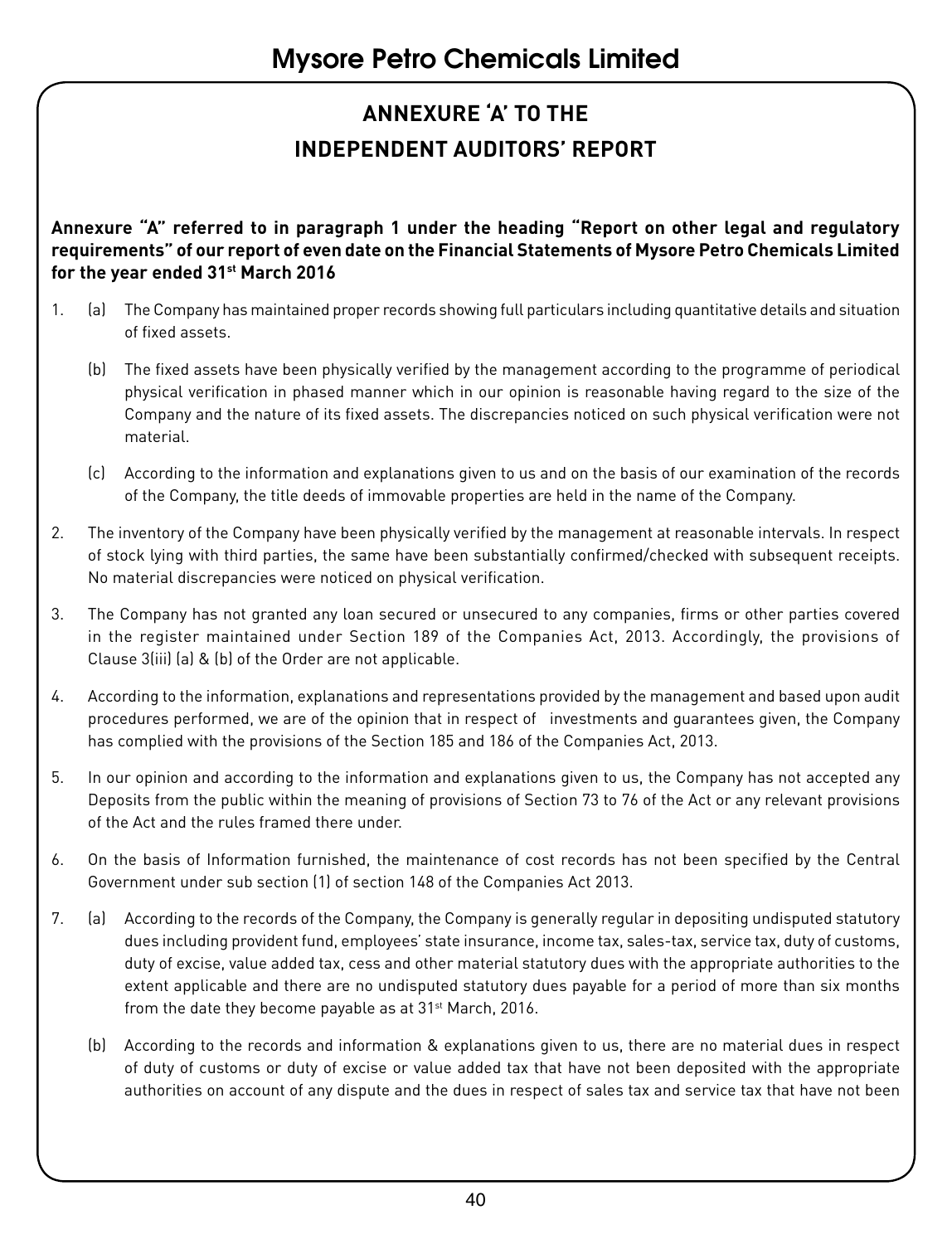# ANNEXURE 'A' TO THE INDEPENDENT AUDITORS' REPORT

**Annexure "A" referred to in paragraph 1 under the heading "Report on other legal and regulatory requirements" of our report of even date on the Financial Statements of Mysore Petro Chemicals Limited for the year ended 31st March 2016**

1. (a) The Company has maintained proper records showing full particulars including quantitative details and situation of fixed assets.

   (b) The fixed assets have been physically verified by the management according to the programme of periodical physical verification in phased manner which in our opinion is reasonable having regard to the size of the Company and the nature of its fixed assets. The discrepancies noticed on such physical verification were not material.

   (c) According to the information and explanations given to us and on the basis of our examination of the records of the Company, the title deeds of immovable properties are held in the name of the Company.

2. The inventory of the Company have been physically verified by the management at reasonable intervals. In respect of stock lying with third parties, the same have been substantially confirmed/checked with subsequent receipts. No material discrepancies were noticed on physical verification.

3. The Company has not granted any loan secured or unsecured to any companies, firms or other parties covered in the register maintained under Section 189 of the Companies Act, 2013. Accordingly, the provisions of Clause 3(iii) (a) & (b) of the Order are not applicable.

4. According to the information, explanations and representations provided by the management and based upon audit procedures performed, we are of the opinion that in respect of investments and guarantees given, the Company has complied with the provisions of the Section 185 and 186 of the Companies Act, 2013.

5. In our opinion and according to the information and explanations given to us, the Company has not accepted any Deposits from the public within the meaning of provisions of Section 73 to 76 of the Act or any relevant provisions of the Act and the rules framed there under.

6. On the basis of Information furnished, the maintenance of cost records has not been specified by the Central Government under sub section (1) of section 148 of the Companies Act 2013.

7. (a) According to the records of the Company, the Company is generally regular in depositing undisputed statutory dues including provident fund, employees' state insurance, income tax, sales-tax, service tax, duty of customs, duty of excise, value added tax, cess and other material statutory dues with the appropriate authorities to the extent applicable and there are no undisputed statutory dues payable for a period of more than six months from the date they become payable as at 31st March, 2016.

   (b) According to the records and information & explanations given to us, there are no material dues in respect of duty of customs or duty of excise or value added tax that have not been deposited with the appropriate authorities on account of any dispute and the dues in respect of sales tax and service tax that have not been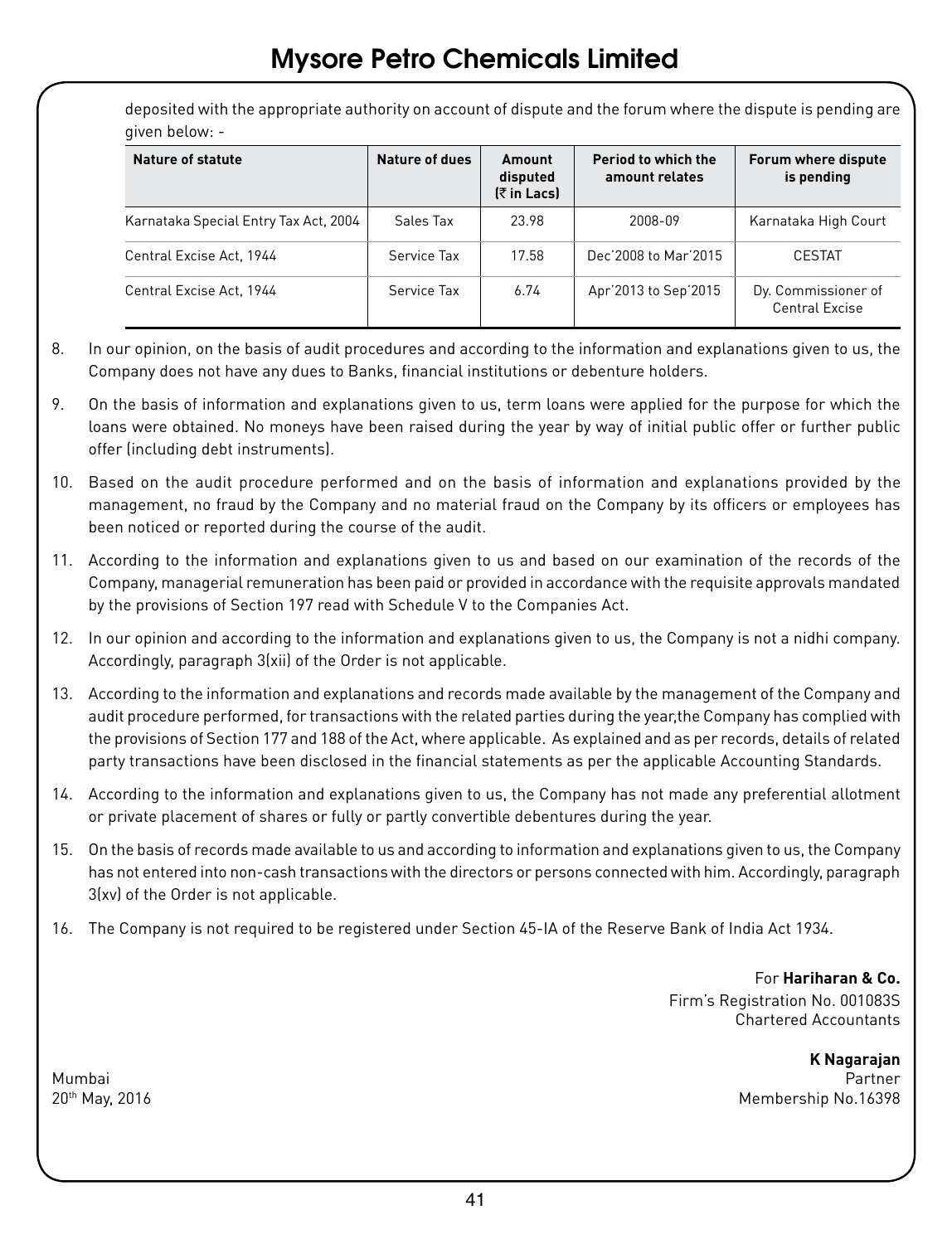deposited with the appropriate authority on account of dispute and the forum where the dispute is pending are given below: -

| Nature of statute | Nature of dues | Amount disputed (₹ in Lacs) | Period to which the amount relates | Forum where dispute is pending |
|---|---|---|---|---|
| Karnataka Special Entry Tax Act, 2004 | Sales Tax | 23.98 | 2008-09 | Karnataka High Court |
| Central Excise Act, 1944 | Service Tax | 17.58 | Dec'2008 to Mar'2015 | CESTAT |
| Central Excise Act, 1944 | Service Tax | 6.74 | Apr'2013 to Sep'2015 | Dy. Commissioner of Central Excise |

8. In our opinion, on the basis of audit procedures and according to the information and explanations given to us, the Company does not have any dues to Banks, financial institutions or debenture holders.

9. On the basis of information and explanations given to us, term loans were applied for the purpose for which the loans were obtained. No moneys have been raised during the year by way of initial public offer or further public offer (including debt instruments).

10. Based on the audit procedure performed and on the basis of information and explanations provided by the management, no fraud by the Company and no material fraud on the Company by its officers or employees has been noticed or reported during the course of the audit.

11. According to the information and explanations given to us and based on our examination of the records of the Company, managerial remuneration has been paid or provided in accordance with the requisite approvals mandated by the provisions of Section 197 read with Schedule V to the Companies Act.

12. In our opinion and according to the information and explanations given to us, the Company is not a nidhi company. Accordingly, paragraph 3(xii) of the Order is not applicable.

13. According to the information and explanations and records made available by the management of the Company and audit procedure performed, for transactions with the related parties during the year,the Company has complied with the provisions of Section 177 and 188 of the Act, where applicable. As explained and as per records, details of related party transactions have been disclosed in the financial statements as per the applicable Accounting Standards.

14. According to the information and explanations given to us, the Company has not made any preferential allotment or private placement of shares or fully or partly convertible debentures during the year.

15. On the basis of records made available to us and according to information and explanations given to us, the Company has not entered into non-cash transactions with the directors or persons connected with him. Accordingly, paragraph 3(xv) of the Order is not applicable.

16. The Company is not required to be registered under Section 45-IA of the Reserve Bank of India Act 1934.

For **Hariharan & Co.**
Firm's Registration No. 001083S
Chartered Accountants

**K Nagarajan**
Partner
Membership No.16398

Mumbai
20th May, 2016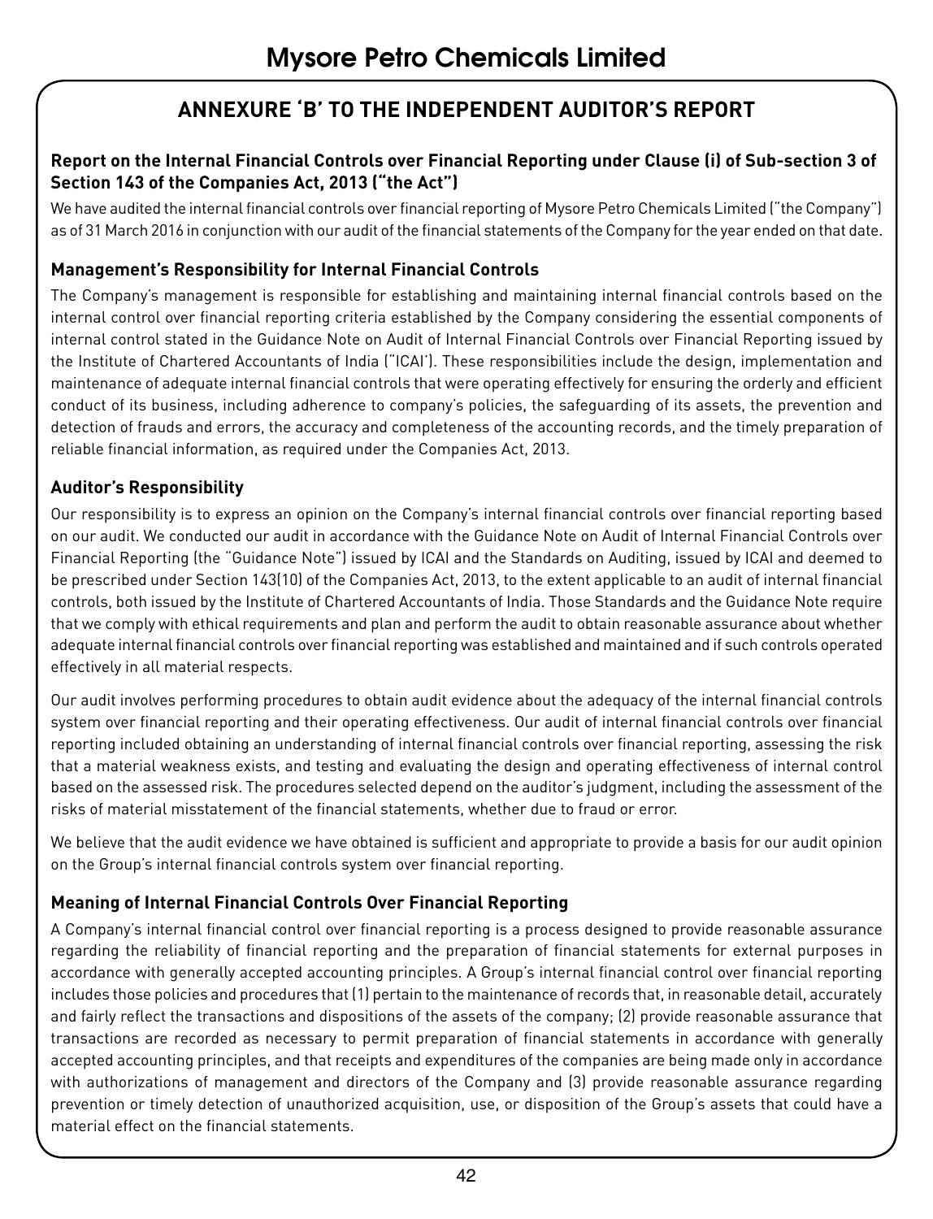# ANNEXURE 'B' TO THE INDEPENDENT AUDITOR'S REPORT

### Report on the Internal Financial Controls over Financial Reporting under Clause (i) of Sub-section 3 of Section 143 of the Companies Act, 2013 ("the Act")

We have audited the internal financial controls over financial reporting of Mysore Petro Chemicals Limited ("the Company") as of 31 March 2016 in conjunction with our audit of the financial statements of the Company for the year ended on that date.

### Management's Responsibility for Internal Financial Controls

The Company's management is responsible for establishing and maintaining internal financial controls based on the internal control over financial reporting criteria established by the Company considering the essential components of internal control stated in the Guidance Note on Audit of Internal Financial Controls over Financial Reporting issued by the Institute of Chartered Accountants of India ("ICAI'). These responsibilities include the design, implementation and maintenance of adequate internal financial controls that were operating effectively for ensuring the orderly and efficient conduct of its business, including adherence to company's policies, the safeguarding of its assets, the prevention and detection of frauds and errors, the accuracy and completeness of the accounting records, and the timely preparation of reliable financial information, as required under the Companies Act, 2013.

### Auditor's Responsibility

Our responsibility is to express an opinion on the Company's internal financial controls over financial reporting based on our audit. We conducted our audit in accordance with the Guidance Note on Audit of Internal Financial Controls over Financial Reporting (the "Guidance Note") issued by ICAI and the Standards on Auditing, issued by ICAI and deemed to be prescribed under Section 143(10) of the Companies Act, 2013, to the extent applicable to an audit of internal financial controls, both issued by the Institute of Chartered Accountants of India. Those Standards and the Guidance Note require that we comply with ethical requirements and plan and perform the audit to obtain reasonable assurance about whether adequate internal financial controls over financial reporting was established and maintained and if such controls operated effectively in all material respects.

Our audit involves performing procedures to obtain audit evidence about the adequacy of the internal financial controls system over financial reporting and their operating effectiveness. Our audit of internal financial controls over financial reporting included obtaining an understanding of internal financial controls over financial reporting, assessing the risk that a material weakness exists, and testing and evaluating the design and operating effectiveness of internal control based on the assessed risk. The procedures selected depend on the auditor's judgment, including the assessment of the risks of material misstatement of the financial statements, whether due to fraud or error.

We believe that the audit evidence we have obtained is sufficient and appropriate to provide a basis for our audit opinion on the Group's internal financial controls system over financial reporting.

### Meaning of Internal Financial Controls Over Financial Reporting

A Company's internal financial control over financial reporting is a process designed to provide reasonable assurance regarding the reliability of financial reporting and the preparation of financial statements for external purposes in accordance with generally accepted accounting principles. A Group's internal financial control over financial reporting includes those policies and procedures that (1) pertain to the maintenance of records that, in reasonable detail, accurately and fairly reflect the transactions and dispositions of the assets of the company; (2) provide reasonable assurance that transactions are recorded as necessary to permit preparation of financial statements in accordance with generally accepted accounting principles, and that receipts and expenditures of the companies are being made only in accordance with authorizations of management and directors of the Company and (3) provide reasonable assurance regarding prevention or timely detection of unauthorized acquisition, use, or disposition of the Group's assets that could have a material effect on the financial statements.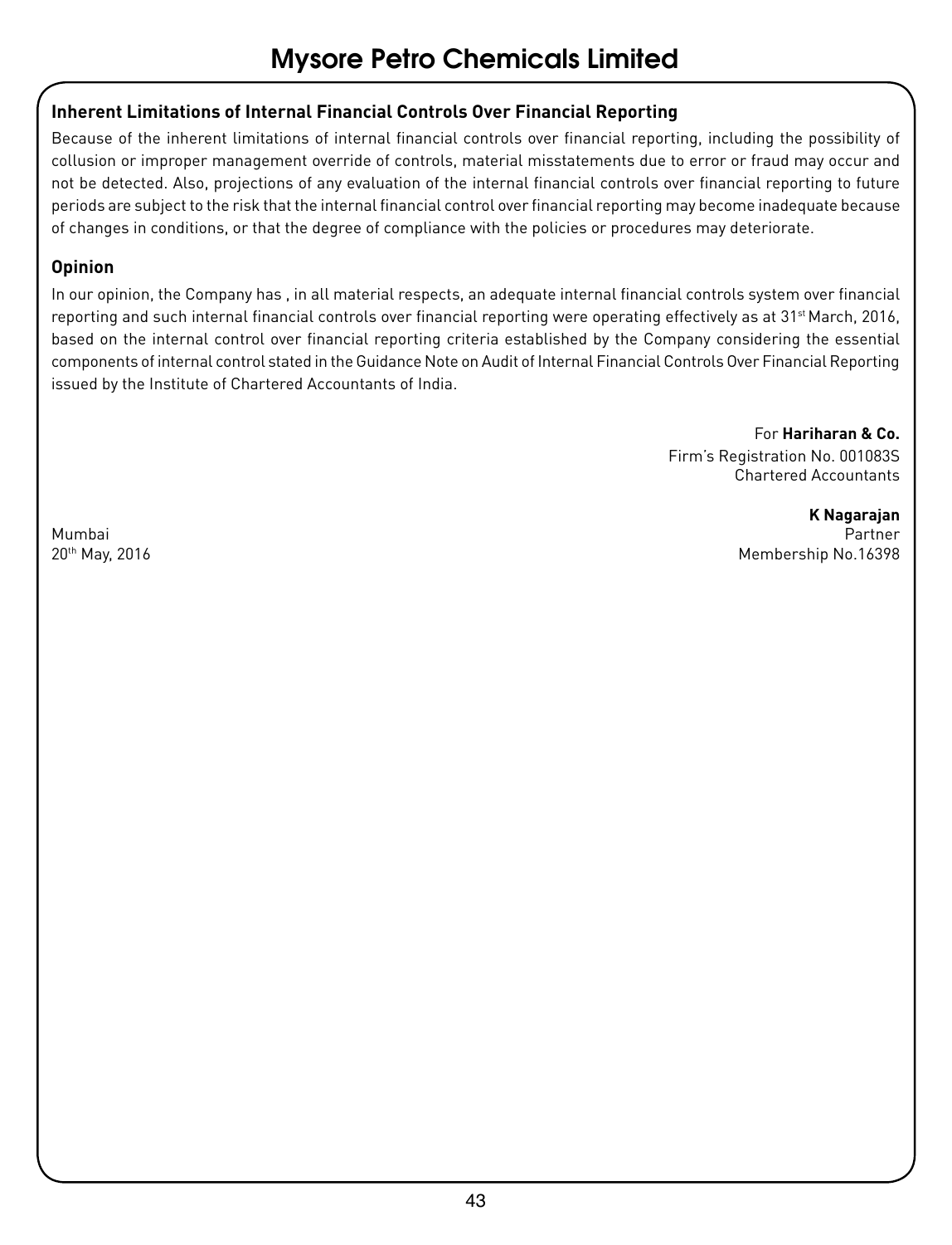## Inherent Limitations of Internal Financial Controls Over Financial Reporting

Because of the inherent limitations of internal financial controls over financial reporting, including the possibility of collusion or improper management override of controls, material misstatements due to error or fraud may occur and not be detected. Also, projections of any evaluation of the internal financial controls over financial reporting to future periods are subject to the risk that the internal financial control over financial reporting may become inadequate because of changes in conditions, or that the degree of compliance with the policies or procedures may deteriorate.

## Opinion

In our opinion, the Company has , in all material respects, an adequate internal financial controls system over financial reporting and such internal financial controls over financial reporting were operating effectively as at 31st March, 2016, based on the internal control over financial reporting criteria established by the Company considering the essential components of internal control stated in the Guidance Note on Audit of Internal Financial Controls Over Financial Reporting issued by the Institute of Chartered Accountants of India.

For **Hariharan & Co.**
Firm's Registration No. 001083S
Chartered Accountants

**K Nagarajan**
Partner
Membership No.16398

Mumbai
20th May, 2016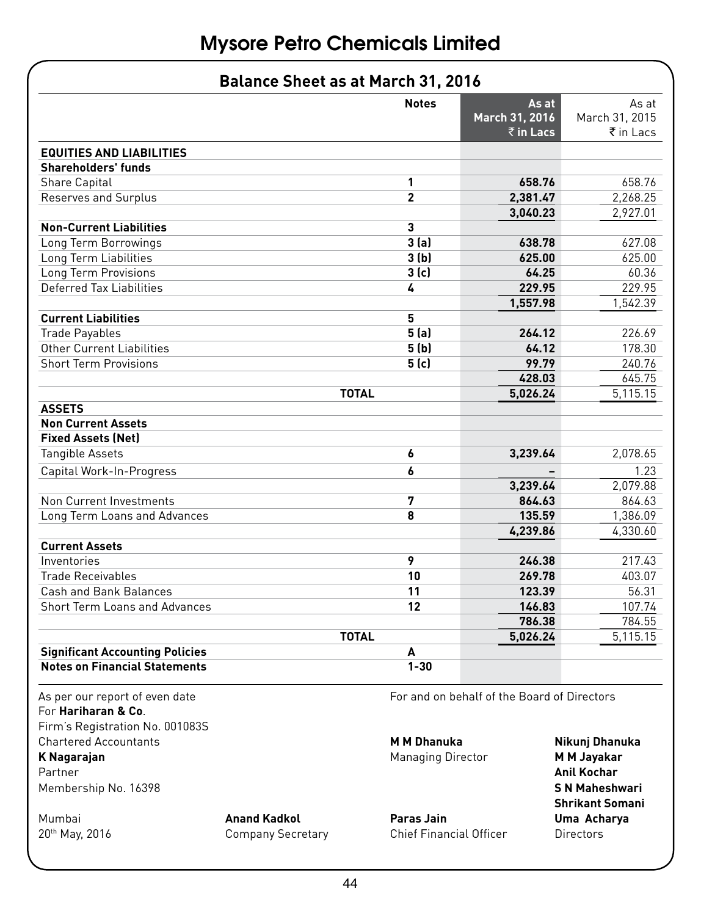# Mysore Petro Chemicals Limited

## Balance Sheet as at March 31, 2016

| | Notes | As at March 31, 2016 ₹ in Lacs | As at March 31, 2015 ₹ in Lacs |
|---|---|---|---|
| **EQUITIES AND LIABILITIES** | | | |
| **Shareholders' funds** | | | |
| Share Capital | 1 | **658.76** | 658.76 |
| Reserves and Surplus | 2 | **2,381.47** | 2,268.25 |
| | | **3,040.23** | 2,927.01 |
| **Non-Current Liabilities** | 3 | | |
| Long Term Borrowings | 3 (a) | **638.78** | 627.08 |
| Long Term Liabilities | 3 (b) | **625.00** | 625.00 |
| Long Term Provisions | 3 (c) | **64.25** | 60.36 |
| Deferred Tax Liabilities | 4 | **229.95** | 229.95 |
| | | **1,557.98** | 1,542.39 |
| **Current Liabilities** | 5 | | |
| Trade Payables | 5 (a) | **264.12** | 226.69 |
| Other Current Liabilities | 5 (b) | **64.12** | 178.30 |
| Short Term Provisions | 5 (c) | **99.79** | 240.76 |
| | | **428.03** | 645.75 |
| **TOTAL** | | **5,026.24** | 5,115.15 |
| **ASSETS** | | | |
| **Non Current Assets** | | | |
| **Fixed Assets (Net)** | | | |
| Tangible Assets | 6 | **3,239.64** | 2,078.65 |
| Capital Work-In-Progress | 6 | **–** | 1.23 |
| | | **3,239.64** | 2,079.88 |
| Non Current Investments | 7 | **864.63** | 864.63 |
| Long Term Loans and Advances | 8 | **135.59** | 1,386.09 |
| | | **4,239.86** | 4,330.60 |
| **Current Assets** | | | |
| Inventories | 9 | **246.38** | 217.43 |
| Trade Receivables | 10 | **269.78** | 403.07 |
| Cash and Bank Balances | 11 | **123.39** | 56.31 |
| Short Term Loans and Advances | 12 | **146.83** | 107.74 |
| | | **786.38** | 784.55 |
| **TOTAL** | | **5,026.24** | 5,115.15 |
| **Significant Accounting Policies** | A | | |
| **Notes on Financial Statements** | 1-30 | | |

As per our report of even date
For **Hariharan & Co**.
Firm's Registration No. 001083S
Chartered Accountants
**K Nagarajan**
Partner
Membership No. 16398

Mumbai
20th May, 2016

**Anand Kadkol**
Company Secretary

For and on behalf of the Board of Directors

**M M Dhanuka**
Managing Director

**Paras Jain**
Chief Financial Officer

**Nikunj Dhanuka**
**M M Jayakar**
**Anil Kochar**
**S N Maheshwari**
**Shrikant Somani**
**Uma Acharya**
Directors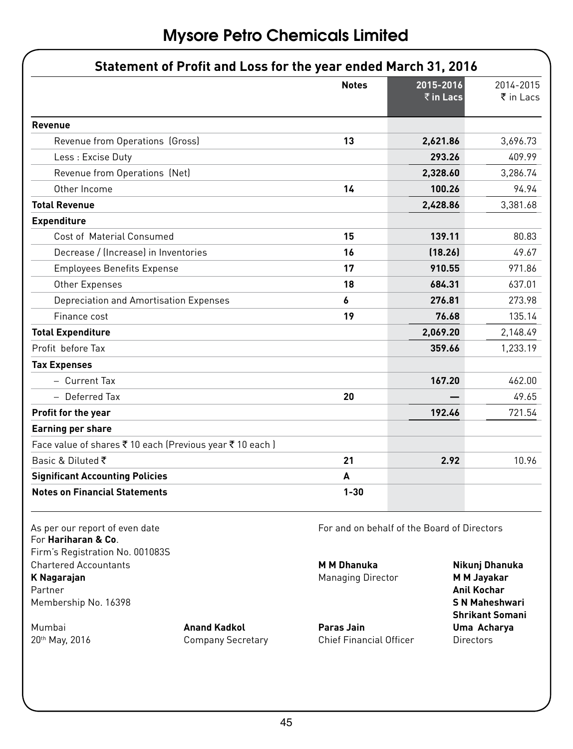# Mysore Petro Chemicals Limited

## Statement of Profit and Loss for the year ended March 31, 2016

| | Notes | 2015-2016 ₹ in Lacs | 2014-2015 ₹ in Lacs |
|---|---|---|---|
| **Revenue** | | | |
| Revenue from Operations (Gross) | 13 | **2,621.86** | 3,696.73 |
| Less : Excise Duty | | **293.26** | 409.99 |
| Revenue from Operations (Net) | | **2,328.60** | 3,286.74 |
| Other Income | 14 | **100.26** | 94.94 |
| **Total Revenue** | | **2,428.86** | 3,381.68 |
| **Expenditure** | | | |
| Cost of Material Consumed | 15 | **139.11** | 80.83 |
| Decrease / (Increase) in Inventories | 16 | **(18.26)** | 49.67 |
| Employees Benefits Expense | 17 | **910.55** | 971.86 |
| Other Expenses | 18 | **684.31** | 637.01 |
| Depreciation and Amortisation Expenses | 6 | **276.81** | 273.98 |
| Finance cost | 19 | **76.68** | 135.14 |
| **Total Expenditure** | | **2,069.20** | 2,148.49 |
| Profit before Tax | | **359.66** | 1,233.19 |
| **Tax Expenses** | | | |
| – Current Tax | | **167.20** | 462.00 |
| – Deferred Tax | 20 | **—** | 49.65 |
| **Profit for the year** | | **192.46** | 721.54 |
| **Earning per share** | | | |
| Face value of shares ₹ 10 each (Previous year ₹ 10 each ) | | | |
| Basic & Diluted ₹ | 21 | **2.92** | 10.96 |
| **Significant Accounting Policies** | A | | |
| **Notes on Financial Statements** | 1-30 | | |

As per our report of even date
For **Hariharan & Co**.
Firm's Registration No. 001083S
Chartered Accountants
**K Nagarajan**
Partner
Membership No. 16398

Mumbai
20th May, 2016

**Anand Kadkol**
Company Secretary

For and on behalf of the Board of Directors

**M M Dhanuka**
Managing Director

**Paras Jain**
Chief Financial Officer

**Nikunj Dhanuka**
**M M Jayakar**
**Anil Kochar**
**S N Maheshwari**
**Shrikant Somani**
**Uma Acharya**
Directors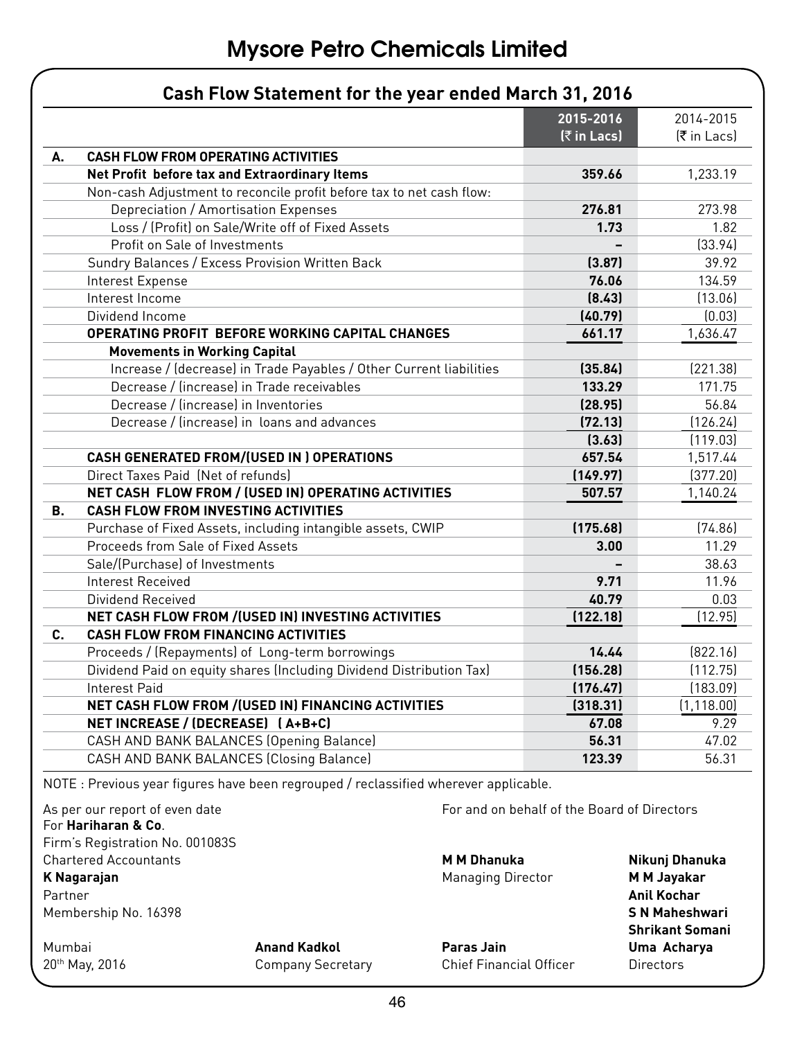# Mysore Petro Chemicals Limited

## Cash Flow Statement for the year ended March 31, 2016

| | | 2015-2016 (₹ in Lacs) | 2014-2015 (₹ in Lacs) |
|---|---|---|---|
| **A.** | **CASH FLOW FROM OPERATING ACTIVITIES** | | |
| | **Net Profit before tax and Extraordinary Items** | **359.66** | 1,233.19 |
| | Non-cash Adjustment to reconcile profit before tax to net cash flow: | | |
| | Depreciation / Amortisation Expenses | **276.81** | 273.98 |
| | Loss / (Profit) on Sale/Write off of Fixed Assets | **1.73** | 1.82 |
| | Profit on Sale of Investments | **–** | (33.94) |
| | Sundry Balances / Excess Provision Written Back | **(3.87)** | 39.92 |
| | Interest Expense | **76.06** | 134.59 |
| | Interest Income | **(8.43)** | (13.06) |
| | Dividend Income | **(40.79)** | (0.03) |
| | **OPERATING PROFIT BEFORE WORKING CAPITAL CHANGES** | **661.17** | 1,636.47 |
| | **Movements in Working Capital** | | |
| | Increase / (decrease) in Trade Payables / Other Current liabilities | **(35.84)** | (221.38) |
| | Decrease / (increase) in Trade receivables | **133.29** | 171.75 |
| | Decrease / (increase) in Inventories | **(28.95)** | 56.84 |
| | Decrease / (increase) in loans and advances | **(72.13)** | (126.24) |
| | | **(3.63)** | (119.03) |
| | **CASH GENERATED FROM/(USED IN ) OPERATIONS** | **657.54** | 1,517.44 |
| | Direct Taxes Paid (Net of refunds) | **(149.97)** | (377.20) |
| | **NET CASH FLOW FROM / (USED IN) OPERATING ACTIVITIES** | **507.57** | 1,140.24 |
| **B.** | **CASH FLOW FROM INVESTING ACTIVITIES** | | |
| | Purchase of Fixed Assets, including intangible assets, CWIP | **(175.68)** | (74.86) |
| | Proceeds from Sale of Fixed Assets | **3.00** | 11.29 |
| | Sale/(Purchase) of Investments | **–** | 38.63 |
| | Interest Received | **9.71** | 11.96 |
| | Dividend Received | **40.79** | 0.03 |
| | **NET CASH FLOW FROM /(USED IN) INVESTING ACTIVITIES** | **(122.18)** | (12.95) |
| **C.** | **CASH FLOW FROM FINANCING ACTIVITIES** | | |
| | Proceeds / (Repayments) of Long-term borrowings | **14.44** | (822.16) |
| | Dividend Paid on equity shares (Including Dividend Distribution Tax) | **(156.28)** | (112.75) |
| | Interest Paid | **(176.47)** | (183.09) |
| | **NET CASH FLOW FROM /(USED IN) FINANCING ACTIVITIES** | **(318.31)** | (1,118.00) |
| | **NET INCREASE / (DECREASE) ( A+B+C)** | **67.08** | 9.29 |
| | CASH AND BANK BALANCES (Opening Balance) | **56.31** | 47.02 |
| | CASH AND BANK BALANCES (Closing Balance) | **123.39** | 56.31 |

NOTE : Previous year figures have been regrouped / reclassified wherever applicable.

As per our report of even date
For **Hariharan & Co**.
Firm's Registration No. 001083S
Chartered Accountants
**K Nagarajan**
Partner
Membership No. 16398

Mumbai
20th May, 2016

**Anand Kadkol**
Company Secretary

For and on behalf of the Board of Directors

**M M Dhanuka**
Managing Director

**Paras Jain**
Chief Financial Officer

**Nikunj Dhanuka**
**M M Jayakar**
**Anil Kochar**
**S N Maheshwari**
**Shrikant Somani**
**Uma Acharya**
Directors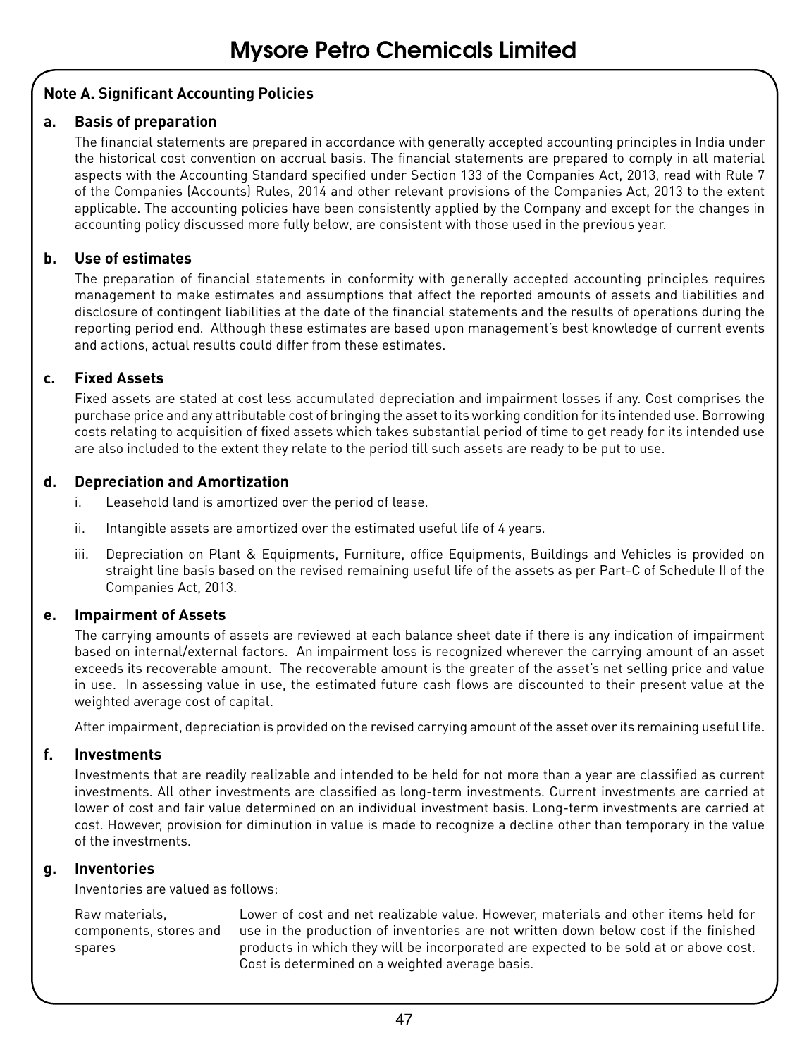# Mysore Petro Chemicals Limited

**Note A. Significant Accounting Policies**

**a. Basis of preparation**

The financial statements are prepared in accordance with generally accepted accounting principles in India under the historical cost convention on accrual basis. The financial statements are prepared to comply in all material aspects with the Accounting Standard specified under Section 133 of the Companies Act, 2013, read with Rule 7 of the Companies (Accounts) Rules, 2014 and other relevant provisions of the Companies Act, 2013 to the extent applicable. The accounting policies have been consistently applied by the Company and except for the changes in accounting policy discussed more fully below, are consistent with those used in the previous year.

**b. Use of estimates**

The preparation of financial statements in conformity with generally accepted accounting principles requires management to make estimates and assumptions that affect the reported amounts of assets and liabilities and disclosure of contingent liabilities at the date of the financial statements and the results of operations during the reporting period end. Although these estimates are based upon management's best knowledge of current events and actions, actual results could differ from these estimates.

**c. Fixed Assets**

Fixed assets are stated at cost less accumulated depreciation and impairment losses if any. Cost comprises the purchase price and any attributable cost of bringing the asset to its working condition for its intended use. Borrowing costs relating to acquisition of fixed assets which takes substantial period of time to get ready for its intended use are also included to the extent they relate to the period till such assets are ready to be put to use.

**d. Depreciation and Amortization**

i. Leasehold land is amortized over the period of lease.

ii. Intangible assets are amortized over the estimated useful life of 4 years.

iii. Depreciation on Plant & Equipments, Furniture, office Equipments, Buildings and Vehicles is provided on straight line basis based on the revised remaining useful life of the assets as per Part-C of Schedule II of the Companies Act, 2013.

**e. Impairment of Assets**

The carrying amounts of assets are reviewed at each balance sheet date if there is any indication of impairment based on internal/external factors. An impairment loss is recognized wherever the carrying amount of an asset exceeds its recoverable amount. The recoverable amount is the greater of the asset's net selling price and value in use. In assessing value in use, the estimated future cash flows are discounted to their present value at the weighted average cost of capital.

After impairment, depreciation is provided on the revised carrying amount of the asset over its remaining useful life.

**f. Investments**

Investments that are readily realizable and intended to be held for not more than a year are classified as current investments. All other investments are classified as long-term investments. Current investments are carried at lower of cost and fair value determined on an individual investment basis. Long-term investments are carried at cost. However, provision for diminution in value is made to recognize a decline other than temporary in the value of the investments.

**g. Inventories**

Inventories are valued as follows:

| | |
|---|---|
| Raw materials, components, stores and spares | Lower of cost and net realizable value. However, materials and other items held for use in the production of inventories are not written down below cost if the finished products in which they will be incorporated are expected to be sold at or above cost. Cost is determined on a weighted average basis. |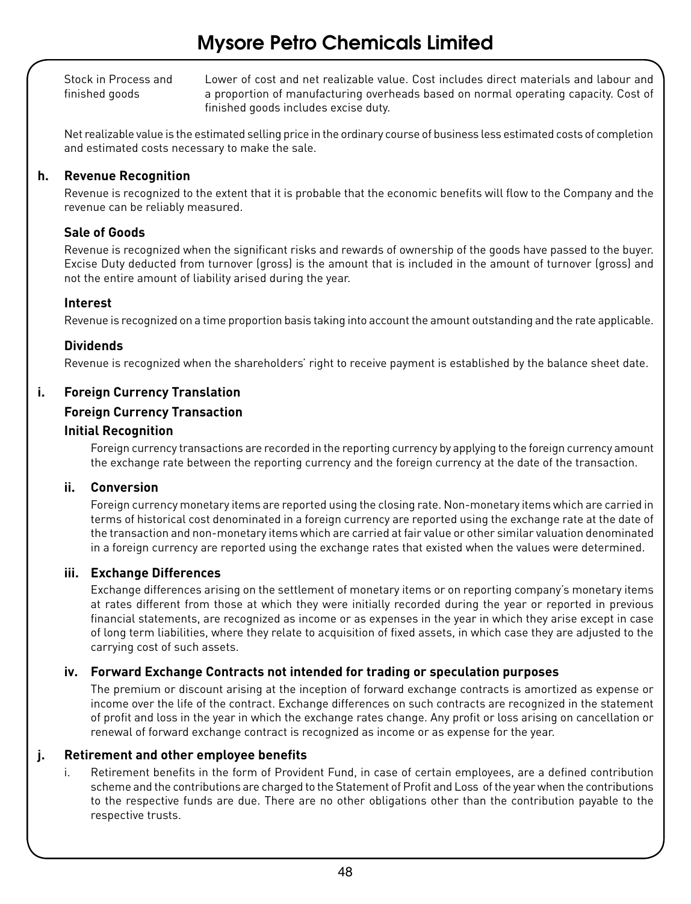| | |
|---|---|
| Stock in Process and finished goods | Lower of cost and net realizable value. Cost includes direct materials and labour and a proportion of manufacturing overheads based on normal operating capacity. Cost of finished goods includes excise duty. |

Net realizable value is the estimated selling price in the ordinary course of business less estimated costs of completion and estimated costs necessary to make the sale.

### h. Revenue Recognition

Revenue is recognized to the extent that it is probable that the economic benefits will flow to the Company and the revenue can be reliably measured.

**Sale of Goods**

Revenue is recognized when the significant risks and rewards of ownership of the goods have passed to the buyer. Excise Duty deducted from turnover (gross) is the amount that is included in the amount of turnover (gross) and not the entire amount of liability arised during the year.

**Interest**

Revenue is recognized on a time proportion basis taking into account the amount outstanding and the rate applicable.

**Dividends**

Revenue is recognized when the shareholders' right to receive payment is established by the balance sheet date.

### i. Foreign Currency Translation

**Foreign Currency Transaction**

**Initial Recognition**

Foreign currency transactions are recorded in the reporting currency by applying to the foreign currency amount the exchange rate between the reporting currency and the foreign currency at the date of the transaction.

**ii. Conversion**

Foreign currency monetary items are reported using the closing rate. Non-monetary items which are carried in terms of historical cost denominated in a foreign currency are reported using the exchange rate at the date of the transaction and non-monetary items which are carried at fair value or other similar valuation denominated in a foreign currency are reported using the exchange rates that existed when the values were determined.

**iii. Exchange Differences**

Exchange differences arising on the settlement of monetary items or on reporting company's monetary items at rates different from those at which they were initially recorded during the year or reported in previous financial statements, are recognized as income or as expenses in the year in which they arise except in case of long term liabilities, where they relate to acquisition of fixed assets, in which case they are adjusted to the carrying cost of such assets.

**iv. Forward Exchange Contracts not intended for trading or speculation purposes**

The premium or discount arising at the inception of forward exchange contracts is amortized as expense or income over the life of the contract. Exchange differences on such contracts are recognized in the statement of profit and loss in the year in which the exchange rates change. Any profit or loss arising on cancellation or renewal of forward exchange contract is recognized as income or as expense for the year.

### j. Retirement and other employee benefits

i. Retirement benefits in the form of Provident Fund, in case of certain employees, are a defined contribution scheme and the contributions are charged to the Statement of Profit and Loss of the year when the contributions to the respective funds are due. There are no other obligations other than the contribution payable to the respective trusts.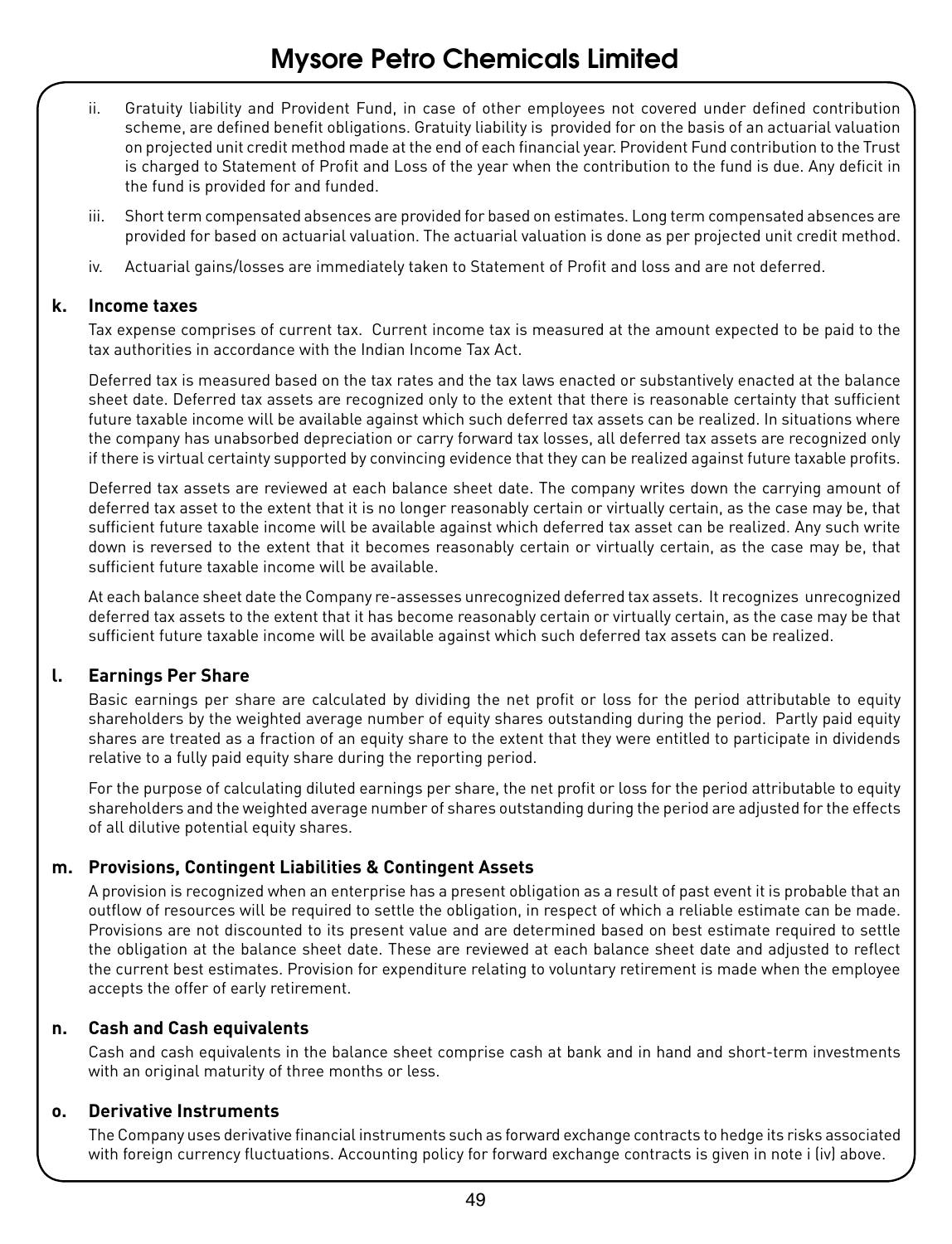ii. Gratuity liability and Provident Fund, in case of other employees not covered under defined contribution scheme, are defined benefit obligations. Gratuity liability is provided for on the basis of an actuarial valuation on projected unit credit method made at the end of each financial year. Provident Fund contribution to the Trust is charged to Statement of Profit and Loss of the year when the contribution to the fund is due. Any deficit in the fund is provided for and funded.

iii. Short term compensated absences are provided for based on estimates. Long term compensated absences are provided for based on actuarial valuation. The actuarial valuation is done as per projected unit credit method.

iv. Actuarial gains/losses are immediately taken to Statement of Profit and loss and are not deferred.

### k. Income taxes

Tax expense comprises of current tax. Current income tax is measured at the amount expected to be paid to the tax authorities in accordance with the Indian Income Tax Act.

Deferred tax is measured based on the tax rates and the tax laws enacted or substantively enacted at the balance sheet date. Deferred tax assets are recognized only to the extent that there is reasonable certainty that sufficient future taxable income will be available against which such deferred tax assets can be realized. In situations where the company has unabsorbed depreciation or carry forward tax losses, all deferred tax assets are recognized only if there is virtual certainty supported by convincing evidence that they can be realized against future taxable profits.

Deferred tax assets are reviewed at each balance sheet date. The company writes down the carrying amount of deferred tax asset to the extent that it is no longer reasonably certain or virtually certain, as the case may be, that sufficient future taxable income will be available against which deferred tax asset can be realized. Any such write down is reversed to the extent that it becomes reasonably certain or virtually certain, as the case may be, that sufficient future taxable income will be available.

At each balance sheet date the Company re-assesses unrecognized deferred tax assets. It recognizes unrecognized deferred tax assets to the extent that it has become reasonably certain or virtually certain, as the case may be that sufficient future taxable income will be available against which such deferred tax assets can be realized.

### l. Earnings Per Share

Basic earnings per share are calculated by dividing the net profit or loss for the period attributable to equity shareholders by the weighted average number of equity shares outstanding during the period. Partly paid equity shares are treated as a fraction of an equity share to the extent that they were entitled to participate in dividends relative to a fully paid equity share during the reporting period.

For the purpose of calculating diluted earnings per share, the net profit or loss for the period attributable to equity shareholders and the weighted average number of shares outstanding during the period are adjusted for the effects of all dilutive potential equity shares.

### m. Provisions, Contingent Liabilities & Contingent Assets

A provision is recognized when an enterprise has a present obligation as a result of past event it is probable that an outflow of resources will be required to settle the obligation, in respect of which a reliable estimate can be made. Provisions are not discounted to its present value and are determined based on best estimate required to settle the obligation at the balance sheet date. These are reviewed at each balance sheet date and adjusted to reflect the current best estimates. Provision for expenditure relating to voluntary retirement is made when the employee accepts the offer of early retirement.

### n. Cash and Cash equivalents

Cash and cash equivalents in the balance sheet comprise cash at bank and in hand and short-term investments with an original maturity of three months or less.

### o. Derivative Instruments

The Company uses derivative financial instruments such as forward exchange contracts to hedge its risks associated with foreign currency fluctuations. Accounting policy for forward exchange contracts is given in note i (iv) above.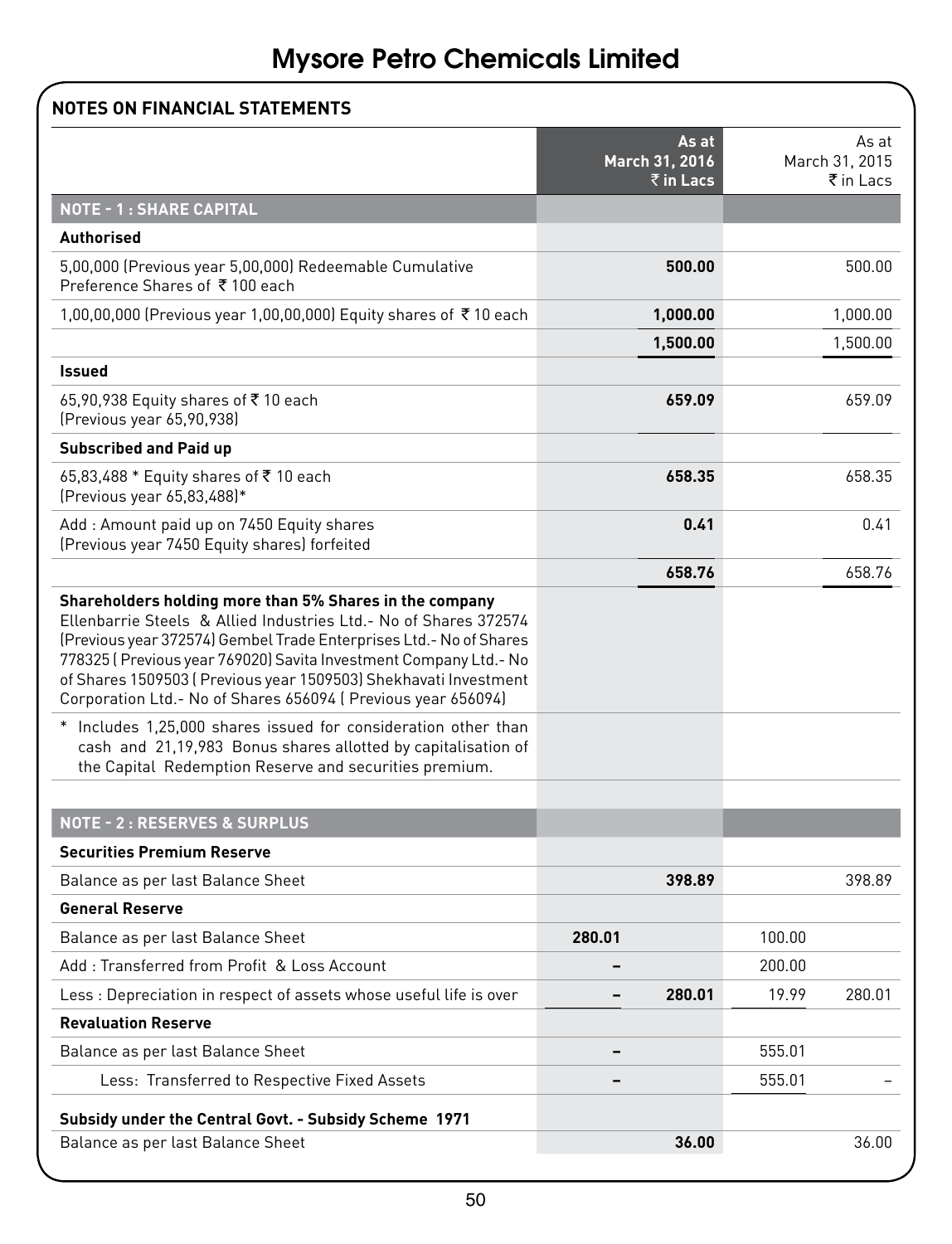# Mysore Petro Chemicals Limited

## NOTES ON FINANCIAL STATEMENTS

| | | As at March 31, 2016 ₹ in Lacs | | As at March 31, 2015 ₹ in Lacs |
|---|---|---|---|---|
| **NOTE - 1 : SHARE CAPITAL** | | | | |
| **Authorised** | | | | |
| 5,00,000 (Previous year 5,00,000) Redeemable Cumulative Preference Shares of ₹ 100 each | | **500.00** | | 500.00 |
| 1,00,00,000 (Previous year 1,00,00,000) Equity shares of ₹ 10 each | | **1,000.00** | | 1,000.00 |
| | | **1,500.00** | | 1,500.00 |
| **Issued** | | | | |
| 65,90,938 Equity shares of ₹ 10 each (Previous year 65,90,938) | | **659.09** | | 659.09 |
| **Subscribed and Paid up** | | | | |
| 65,83,488 * Equity shares of ₹ 10 each (Previous year 65,83,488)* | | **658.35** | | 658.35 |
| Add : Amount paid up on 7450 Equity shares (Previous year 7450 Equity shares) forfeited | | **0.41** | | 0.41 |
| | | **658.76** | | 658.76 |
| **Shareholders holding more than 5% Shares in the company** Ellenbarrie Steels & Allied Industries Ltd.- No of Shares 372574 (Previous year 372574) Gembel Trade Enterprises Ltd.- No of Shares 778325 ( Previous year 769020) Savita Investment Company Ltd.- No of Shares 1509503 ( Previous year 1509503) Shekhavati Investment Corporation Ltd.- No of Shares 656094 ( Previous year 656094) | | | | |
| * Includes 1,25,000 shares issued for consideration other than cash and 21,19,983 Bonus shares allotted by capitalisation of the Capital Redemption Reserve and securities premium. | | | | |
| **NOTE - 2 : RESERVES & SURPLUS** | | | | |
| **Securities Premium Reserve** | | | | |
| Balance as per last Balance Sheet | | **398.89** | | 398.89 |
| **General Reserve** | | | | |
| Balance as per last Balance Sheet | **280.01** | | 100.00 | |
| Add : Transferred from Profit & Loss Account | – | | 200.00 | |
| Less : Depreciation in respect of assets whose useful life is over | – | **280.01** | 19.99 | 280.01 |
| **Revaluation Reserve** | | | | |
| Balance as per last Balance Sheet | – | | 555.01 | |
| Less: Transferred to Respective Fixed Assets | – | | 555.01 | – |
| **Subsidy under the Central Govt. - Subsidy Scheme 1971** | | | | |
| Balance as per last Balance Sheet | | **36.00** | | 36.00 |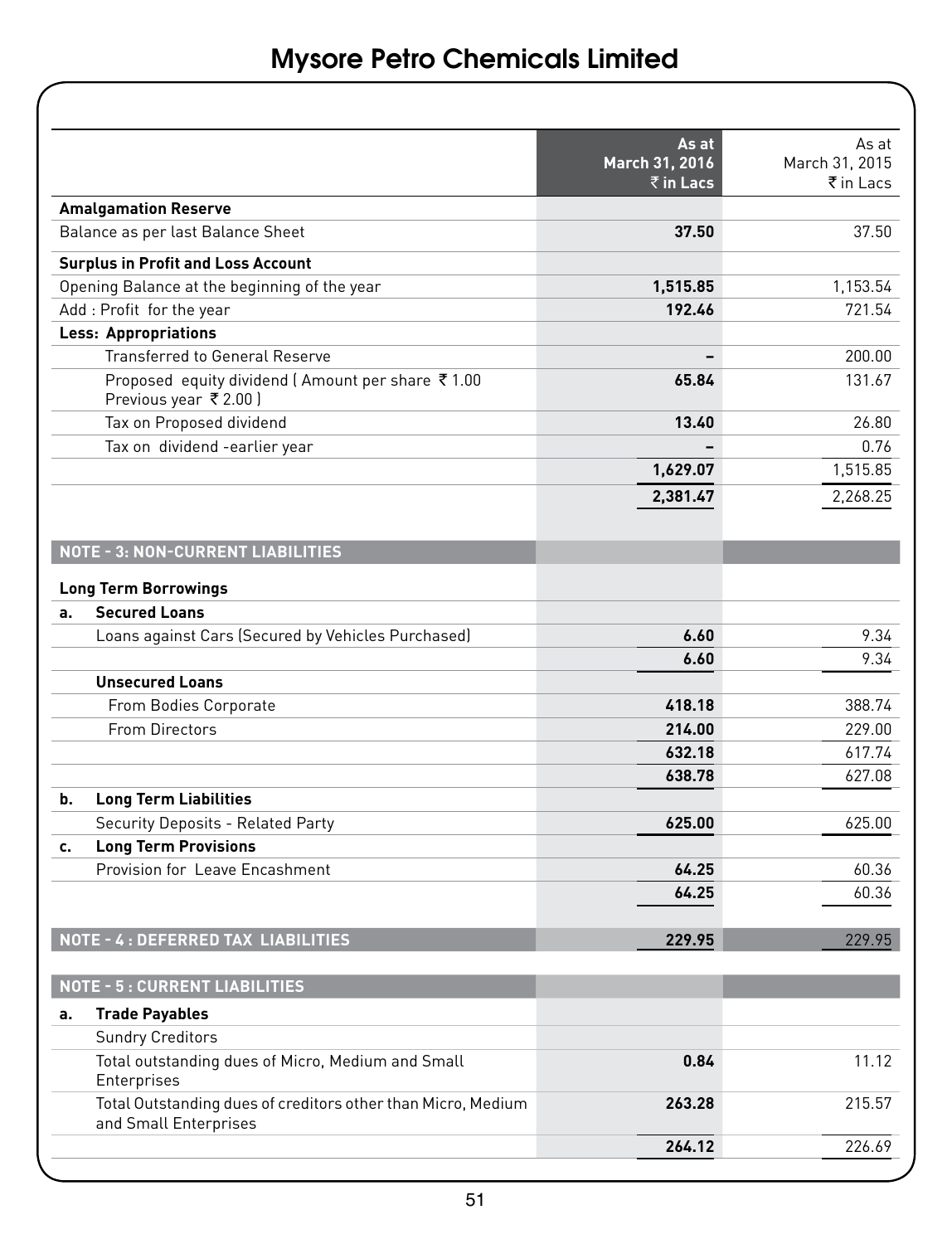# Mysore Petro Chemicals Limited

| | As at March 31, 2016 ₹ in Lacs | As at March 31, 2015 ₹ in Lacs |
|---|---|---|
| **Amalgamation Reserve** | | |
| Balance as per last Balance Sheet | **37.50** | 37.50 |
| **Surplus in Profit and Loss Account** | | |
| Opening Balance at the beginning of the year | **1,515.85** | 1,153.54 |
| Add : Profit for the year | **192.46** | 721.54 |
| **Less: Appropriations** | | |
| Transferred to General Reserve | **–** | 200.00 |
| Proposed equity dividend ( Amount per share ₹ 1.00 Previous year ₹ 2.00 ) | **65.84** | 131.67 |
| Tax on Proposed dividend | **13.40** | 26.80 |
| Tax on dividend -earlier year | **–** | 0.76 |
| | **1,629.07** | 1,515.85 |
| | **2,381.47** | 2,268.25 |

| | As at March 31, 2016 ₹ in Lacs | As at March 31, 2015 ₹ in Lacs |
|---|---|---|
| **NOTE - 3: NON-CURRENT LIABILITIES** | | |
| **Long Term Borrowings** | | |
| **a. Secured Loans** | | |
| Loans against Cars (Secured by Vehicles Purchased) | **6.60** | 9.34 |
| | **6.60** | 9.34 |
| **Unsecured Loans** | | |
| From Bodies Corporate | **418.18** | 388.74 |
| From Directors | **214.00** | 229.00 |
| | **632.18** | 617.74 |
| | **638.78** | 627.08 |
| **b. Long Term Liabilities** | | |
| Security Deposits - Related Party | **625.00** | 625.00 |
| **c. Long Term Provisions** | | |
| Provision for Leave Encashment | **64.25** | 60.36 |
| | **64.25** | 60.36 |
| **NOTE - 4 : DEFERRED TAX LIABILITIES** | **229.95** | 229.95 |
| **NOTE - 5 : CURRENT LIABILITIES** | | |
| **a. Trade Payables** | | |
| Sundry Creditors | | |
| Total outstanding dues of Micro, Medium and Small Enterprises | **0.84** | 11.12 |
| Total Outstanding dues of creditors other than Micro, Medium and Small Enterprises | **263.28** | 215.57 |
| | **264.12** | 226.69 |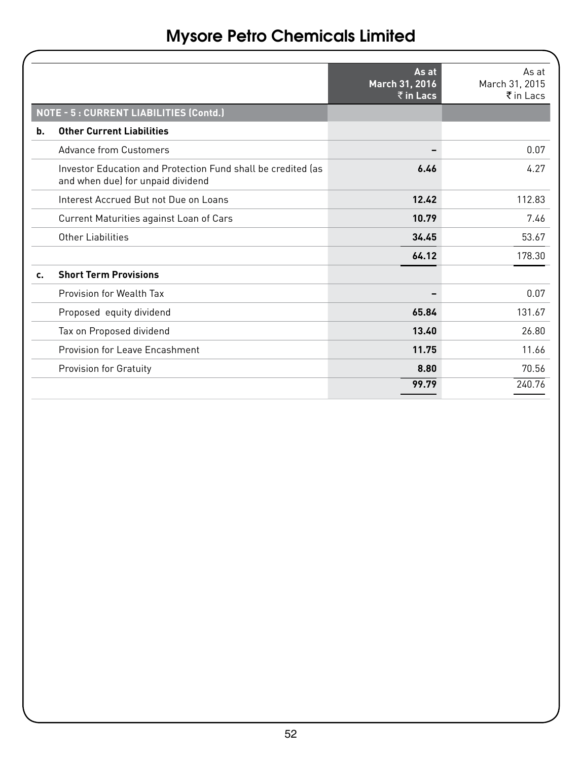| | | As at March 31, 2016 ₹ in Lacs | As at March 31, 2015 ₹ in Lacs |
|---|---|---|---|
| **NOTE - 5 : CURRENT LIABILITIES (Contd.)** | | | |
| **b.** | **Other Current Liabilities** | | |
| | Advance from Customers | **–** | 0.07 |
| | Investor Education and Protection Fund shall be credited (as and when due) for unpaid dividend | **6.46** | 4.27 |
| | Interest Accrued But not Due on Loans | **12.42** | 112.83 |
| | Current Maturities against Loan of Cars | **10.79** | 7.46 |
| | Other Liabilities | **34.45** | 53.67 |
| | | **64.12** | 178.30 |
| **c.** | **Short Term Provisions** | | |
| | Provision for Wealth Tax | **–** | 0.07 |
| | Proposed equity dividend | **65.84** | 131.67 |
| | Tax on Proposed dividend | **13.40** | 26.80 |
| | Provision for Leave Encashment | **11.75** | 11.66 |
| | Provision for Gratuity | **8.80** | 70.56 |
| | | **99.79** | 240.76 |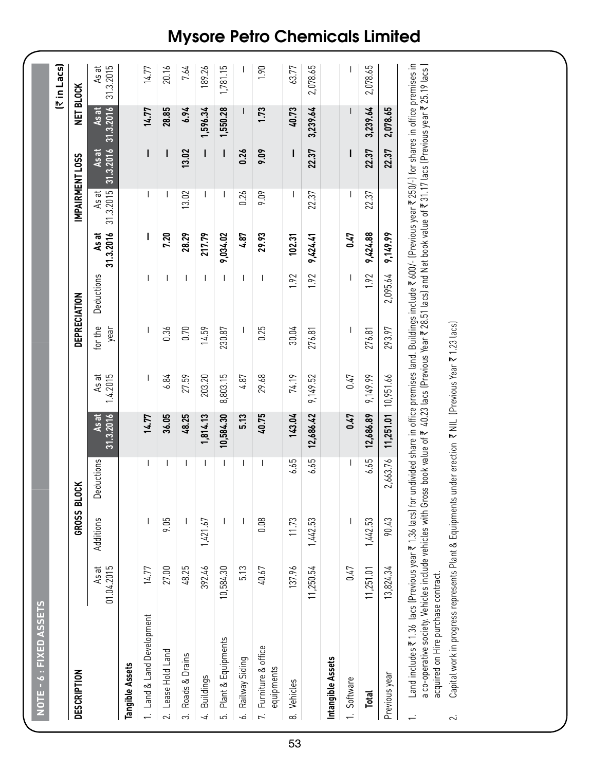## NOTE - 6 : FIXED ASSETS

(₹ in Lacs)

| DESCRIPTION | GROSS BLOCK | | | | DEPRECIATION | | | | IMPAIRMENT LOSS | | NET BLOCK | |
|---|---|---|---|---|---|---|---|---|---|---|---|---|
| | As at 01.04.2015 | Additions | Deductions | As at 31.3.2016 | As at 1.4.2015 | for the year | Deductions | As at 31.3.2016 | As at 31.3.2015 | As at 31.3.2016 | As at 31.3.2016 | As at 31.3.2015 |
| **Tangible Assets** | | | | | | | | | | | | |
| 1. Land & Land Development | 14.77 | – | – | **14.77** | – | – | – | **–** | – | **–** | **14.77** | 14.77 |
| 2. Lease Hold Land | 27.00 | 9.05 | – | **36.05** | 6.84 | 0.36 | – | **7.20** | – | **–** | **28.85** | 20.16 |
| 3. Roads & Drains | 48.25 | – | – | **48.25** | 27.59 | 0.70 | – | **28.29** | 13.02 | **13.02** | **6.94** | 7.64 |
| 4. Buildings | 392.46 | 1,421.67 | – | **1,814.13** | 203.20 | 14.59 | – | **217.79** | – | **–** | **1,596.34** | 189.26 |
| 5. Plant & Equipments | 10,584.30 | – | – | **10,584.30** | 8,803.15 | 230.87 | – | **9,034.02** | – | **–** | **1,550.28** | 1,781.15 |
| 6. Railway Siding | 5.13 | – | – | **5.13** | 4.87 | – | – | **4.87** | 0.26 | **0.26** | **–** | – |
| 7. Furniture & office equipments | 40.67 | 0.08 | – | **40.75** | 29.68 | 0.25 | – | **29.93** | 9.09 | **9.09** | **1.73** | 1.90 |
| 8. Vehicles | 137.96 | 11.73 | 6.65 | **143.04** | 74.19 | 30.04 | 1.92 | **102.31** | – | **–** | **40.73** | 63.77 |
| | 11,250.54 | 1,442.53 | 6.65 | **12,686.42** | 9,149.52 | 276.81 | 1.92 | **9,424.41** | 22.37 | **22.37** | **3,239.64** | 2,078.65 |
| **Intangible Assets** | | | | | | | | | | | | |
| 1. Software | 0.47 | – | – | **0.47** | 0.47 | – | – | **0.47** | – | **–** | **–** | – |
| **Total** | 11,251.01 | 1,442.53 | 6.65 | **12,686.89** | 9,149.99 | 276.81 | 1.92 | **9,424.88** | 22.37 | **22.37** | **3,239.64** | 2,078.65 |
| Previous year | 13,824.34 | 90.43 | 2,663.76 | **11,251.01** | 10,951.66 | 293.97 | 2,095.64 | **9,149.99** | | **22.37** | **2,078.65** | |

1. Land includes ₹ 1.36 lacs (Previous year ₹ 1.36 lacs) for undivided share in office premises land. Buildings include ₹ 600/- (Previous year ₹ 250/-) for shares in office premises in a co-operative society. Vehicles include vehicles with Gross book value of ₹ 40.23 lacs (Previous Year ₹ 28.51 lacs) and Net book value of ₹ 31.17 lacs (Previous year ₹ 25.19 lacs) acquired on Hire purchase contract.

2. Capital work in progress represents Plant & Equipments under erection ₹ NIL (Previous Year ₹ 1.23 lacs)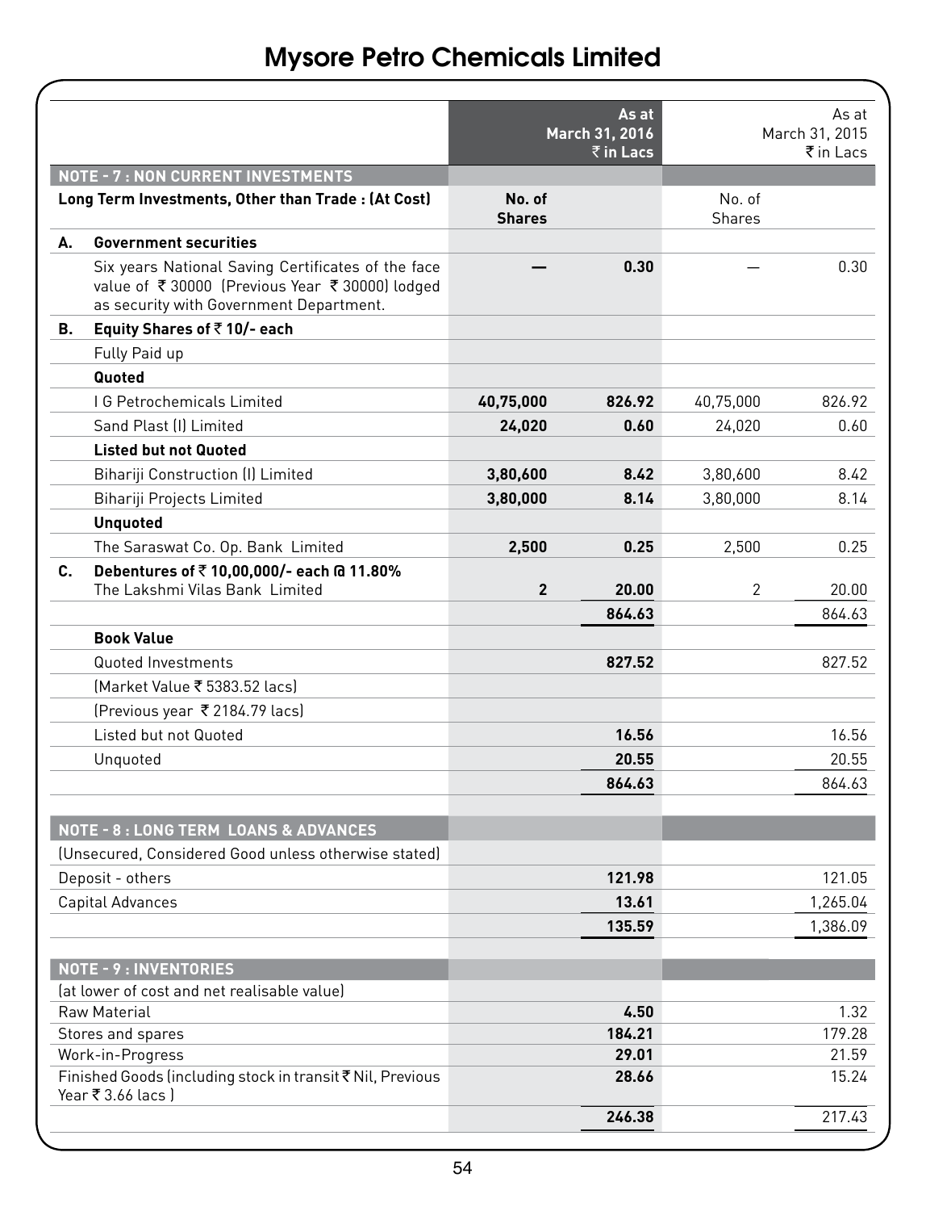# Mysore Petro Chemicals Limited

| | As at March 31, 2016 ₹ in Lacs | | As at March 31, 2015 ₹ in Lacs | |
|---|---|---|---|---|
| **NOTE - 7 : NON CURRENT INVESTMENTS** | | | | |
| **Long Term Investments, Other than Trade : (At Cost)** | **No. of Shares** | | No. of Shares | |
| **A. Government securities** | | | | |
| Six years National Saving Certificates of the face value of ₹ 30000 (Previous Year ₹ 30000) lodged as security with Government Department. | **—** | **0.30** | — | 0.30 |
| **B. Equity Shares of ₹ 10/- each** | | | | |
| Fully Paid up | | | | |
| **Quoted** | | | | |
| I G Petrochemicals Limited | **40,75,000** | **826.92** | 40,75,000 | 826.92 |
| Sand Plast (I) Limited | **24,020** | **0.60** | 24,020 | 0.60 |
| **Listed but not Quoted** | | | | |
| Bihariji Construction (I) Limited | **3,80,600** | **8.42** | 3,80,600 | 8.42 |
| Bihariji Projects Limited | **3,80,000** | **8.14** | 3,80,000 | 8.14 |
| **Unquoted** | | | | |
| The Saraswat Co. Op. Bank Limited | **2,500** | **0.25** | 2,500 | 0.25 |
| **C. Debentures of ₹ 10,00,000/- each @ 11.80%** The Lakshmi Vilas Bank Limited | **2** | **20.00** | 2 | 20.00 |
| | | **864.63** | | 864.63 |
| **Book Value** | | | | |
| Quoted Investments | | **827.52** | | 827.52 |
| (Market Value ₹ 5383.52 lacs) | | | | |
| (Previous year ₹ 2184.79 lacs) | | | | |
| Listed but not Quoted | | **16.56** | | 16.56 |
| Unquoted | | **20.55** | | 20.55 |
| | | **864.63** | | 864.63 |

| | As at March 31, 2016 ₹ in Lacs | As at March 31, 2015 ₹ in Lacs |
|---|---|---|
| **NOTE - 8 : LONG TERM LOANS & ADVANCES** | | |
| (Unsecured, Considered Good unless otherwise stated) | | |
| Deposit - others | **121.98** | 121.05 |
| Capital Advances | **13.61** | 1,265.04 |
| | **135.59** | 1,386.09 |
| **NOTE - 9 : INVENTORIES** | | |
| (at lower of cost and net realisable value) | | |
| Raw Material | **4.50** | 1.32 |
| Stores and spares | **184.21** | 179.28 |
| Work-in-Progress | **29.01** | 21.59 |
| Finished Goods (including stock in transit ₹ Nil, Previous Year ₹ 3.66 lacs ) | **28.66** | 15.24 |
| | **246.38** | 217.43 |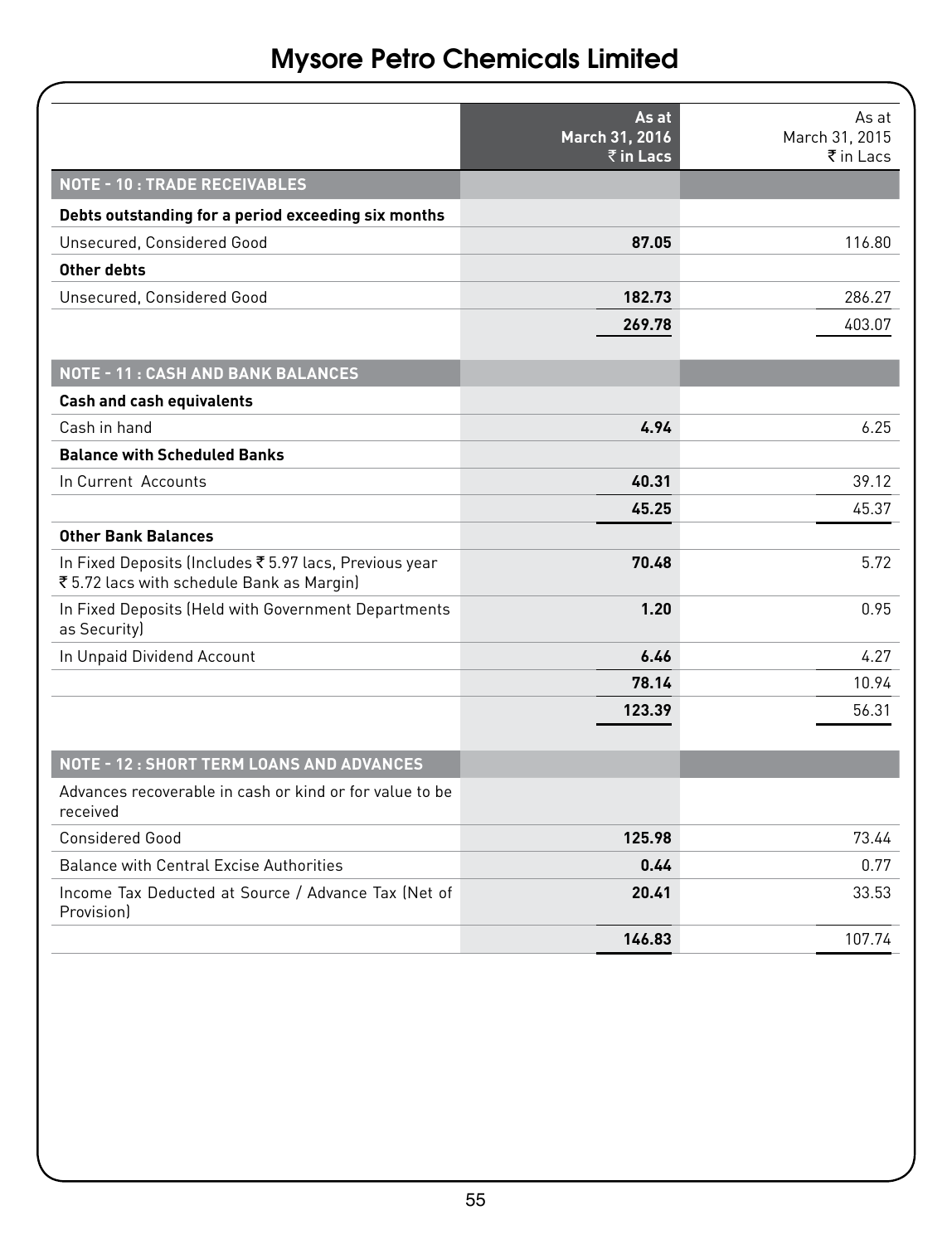# Mysore Petro Chemicals Limited

| | As at March 31, 2016 ₹ in Lacs | As at March 31, 2015 ₹ in Lacs |
|---|---|---|
| **NOTE - 10 : TRADE RECEIVABLES** | | |
| **Debts outstanding for a period exceeding six months** | | |
| Unsecured, Considered Good | **87.05** | 116.80 |
| **Other debts** | | |
| Unsecured, Considered Good | **182.73** | 286.27 |
| | **269.78** | 403.07 |
| **NOTE - 11 : CASH AND BANK BALANCES** | | |
| **Cash and cash equivalents** | | |
| Cash in hand | **4.94** | 6.25 |
| **Balance with Scheduled Banks** | | |
| In Current Accounts | **40.31** | 39.12 |
| | **45.25** | 45.37 |
| **Other Bank Balances** | | |
| In Fixed Deposits (Includes ₹ 5.97 lacs, Previous year ₹ 5.72 lacs with schedule Bank as Margin) | **70.48** | 5.72 |
| In Fixed Deposits (Held with Government Departments as Security) | **1.20** | 0.95 |
| In Unpaid Dividend Account | **6.46** | 4.27 |
| | **78.14** | 10.94 |
| | **123.39** | 56.31 |
| **NOTE - 12 : SHORT TERM LOANS AND ADVANCES** | | |
| Advances recoverable in cash or kind or for value to be received | | |
| Considered Good | **125.98** | 73.44 |
| Balance with Central Excise Authorities | **0.44** | 0.77 |
| Income Tax Deducted at Source / Advance Tax (Net of Provision) | **20.41** | 33.53 |
| | **146.83** | 107.74 |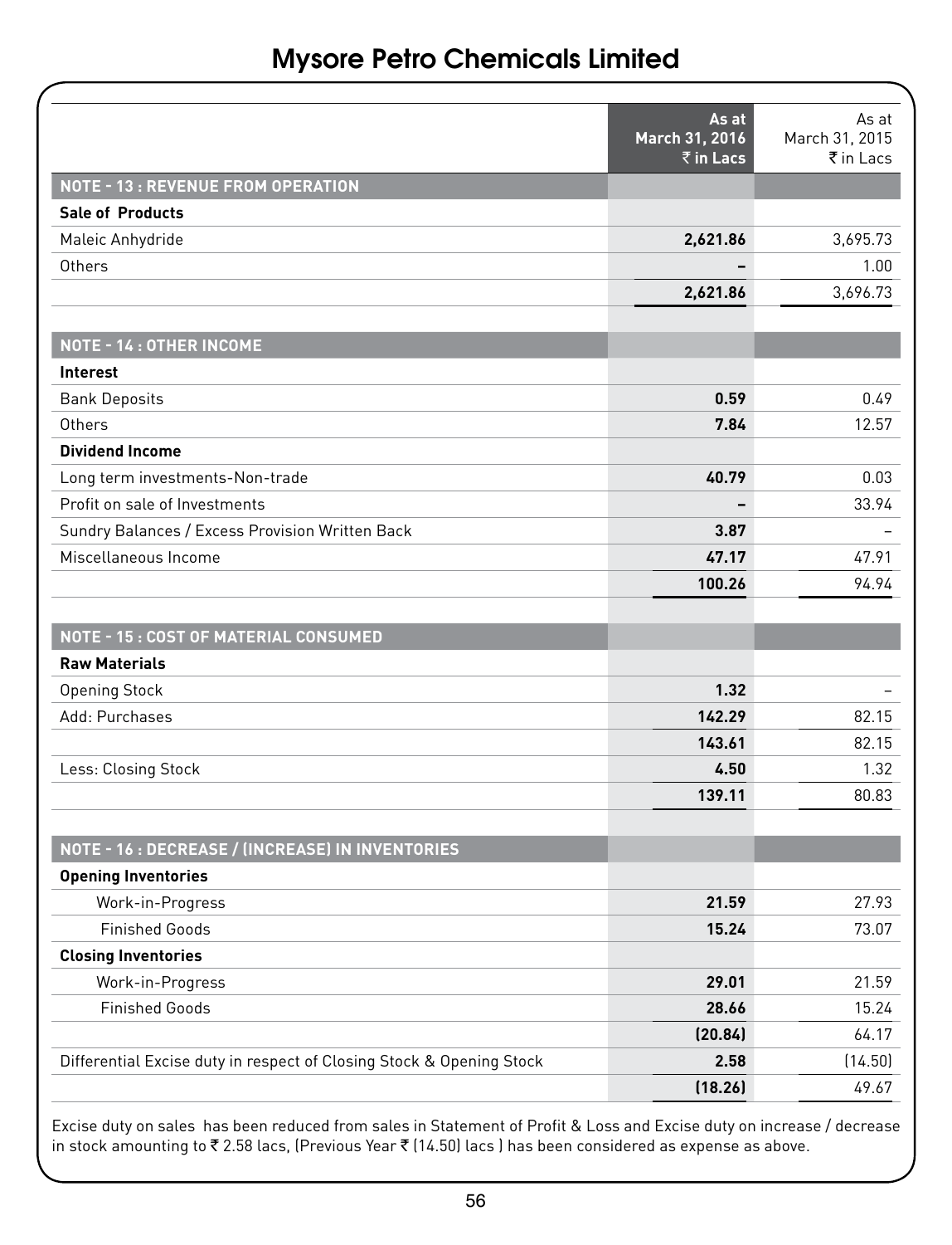# Mysore Petro Chemicals Limited

| | As at March 31, 2016 ₹ in Lacs | As at March 31, 2015 ₹ in Lacs |
|---|---|---|
| **NOTE - 13 : REVENUE FROM OPERATION** | | |
| **Sale of Products** | | |
| Maleic Anhydride | **2,621.86** | 3,695.73 |
| Others | **–** | 1.00 |
| | **2,621.86** | 3,696.73 |
| **NOTE - 14 : OTHER INCOME** | | |
| **Interest** | | |
| Bank Deposits | **0.59** | 0.49 |
| Others | **7.84** | 12.57 |
| **Dividend Income** | | |
| Long term investments-Non-trade | **40.79** | 0.03 |
| Profit on sale of Investments | **–** | 33.94 |
| Sundry Balances / Excess Provision Written Back | **3.87** | – |
| Miscellaneous Income | **47.17** | 47.91 |
| | **100.26** | 94.94 |
| **NOTE - 15 : COST OF MATERIAL CONSUMED** | | |
| **Raw Materials** | | |
| Opening Stock | **1.32** | – |
| Add: Purchases | **142.29** | 82.15 |
| | **143.61** | 82.15 |
| Less: Closing Stock | **4.50** | 1.32 |
| | **139.11** | 80.83 |
| **NOTE - 16 : DECREASE / (INCREASE) IN INVENTORIES** | | |
| **Opening Inventories** | | |
| Work-in-Progress | **21.59** | 27.93 |
| Finished Goods | **15.24** | 73.07 |
| **Closing Inventories** | | |
| Work-in-Progress | **29.01** | 21.59 |
| Finished Goods | **28.66** | 15.24 |
| | **(20.84)** | 64.17 |
| Differential Excise duty in respect of Closing Stock & Opening Stock | **2.58** | (14.50) |
| | **(18.26)** | 49.67 |

Excise duty on sales has been reduced from sales in Statement of Profit & Loss and Excise duty on increase / decrease in stock amounting to ₹ 2.58 lacs, (Previous Year ₹ (14.50) lacs ) has been considered as expense as above.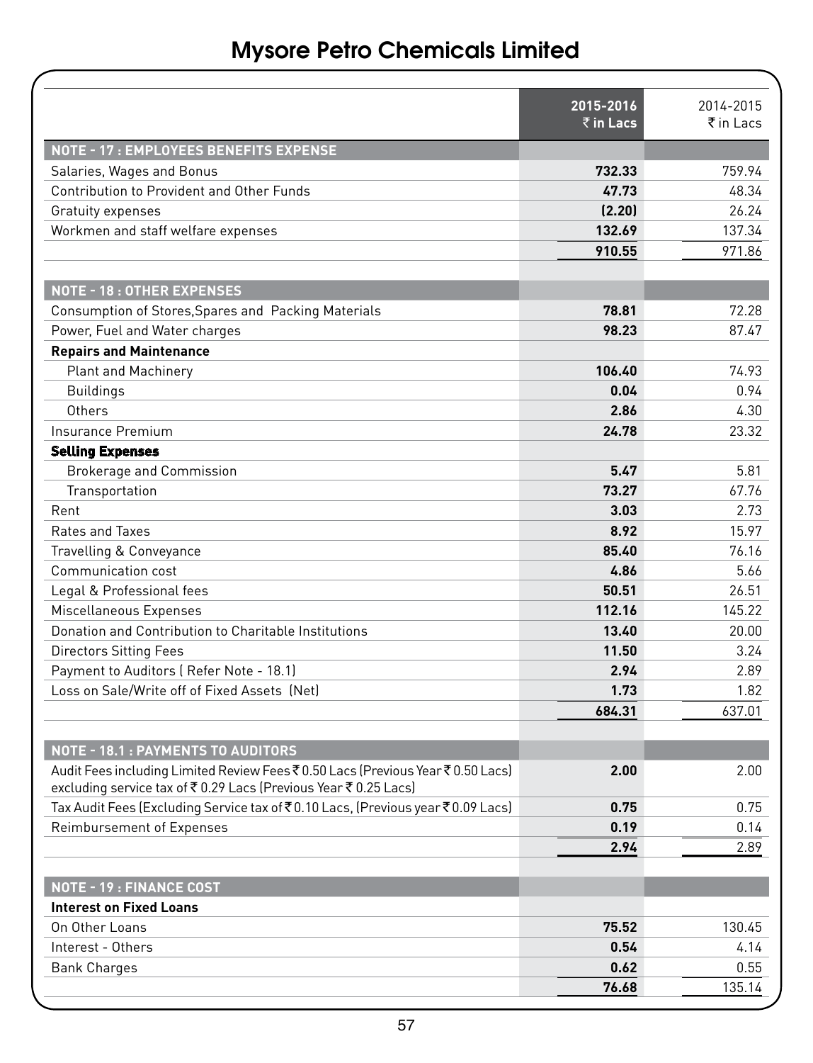# Mysore Petro Chemicals Limited

| | 2015-2016 ₹ in Lacs | 2014-2015 ₹ in Lacs |
|---|---|---|
| **NOTE - 17 : EMPLOYEES BENEFITS EXPENSE** | | |
| Salaries, Wages and Bonus | **732.33** | 759.94 |
| Contribution to Provident and Other Funds | **47.73** | 48.34 |
| Gratuity expenses | **(2.20)** | 26.24 |
| Workmen and staff welfare expenses | **132.69** | 137.34 |
| | **910.55** | 971.86 |
| **NOTE - 18 : OTHER EXPENSES** | | |
| Consumption of Stores,Spares and Packing Materials | **78.81** | 72.28 |
| Power, Fuel and Water charges | **98.23** | 87.47 |
| **Repairs and Maintenance** | | |
| Plant and Machinery | **106.40** | 74.93 |
| Buildings | **0.04** | 0.94 |
| Others | **2.86** | 4.30 |
| Insurance Premium | **24.78** | 23.32 |
| **Selling Expenses** | | |
| Brokerage and Commission | **5.47** | 5.81 |
| Transportation | **73.27** | 67.76 |
| Rent | **3.03** | 2.73 |
| Rates and Taxes | **8.92** | 15.97 |
| Travelling & Conveyance | **85.40** | 76.16 |
| Communication cost | **4.86** | 5.66 |
| Legal & Professional fees | **50.51** | 26.51 |
| Miscellaneous Expenses | **112.16** | 145.22 |
| Donation and Contribution to Charitable Institutions | **13.40** | 20.00 |
| Directors Sitting Fees | **11.50** | 3.24 |
| Payment to Auditors ( Refer Note - 18.1) | **2.94** | 2.89 |
| Loss on Sale/Write off of Fixed Assets (Net) | **1.73** | 1.82 |
| | **684.31** | 637.01 |
| **NOTE - 18.1 : PAYMENTS TO AUDITORS** | | |
| Audit Fees including Limited Review Fees ₹ 0.50 Lacs (Previous Year ₹ 0.50 Lacs) excluding service tax of ₹ 0.29 Lacs (Previous Year ₹ 0.25 Lacs) | **2.00** | 2.00 |
| Tax Audit Fees (Excluding Service tax of ₹ 0.10 Lacs, (Previous year ₹ 0.09 Lacs) | **0.75** | 0.75 |
| Reimbursement of Expenses | **0.19** | 0.14 |
| | **2.94** | 2.89 |
| **NOTE - 19 : FINANCE COST** | | |
| **Interest on Fixed Loans** | | |
| On Other Loans | **75.52** | 130.45 |
| Interest - Others | **0.54** | 4.14 |
| Bank Charges | **0.62** | 0.55 |
| | **76.68** | 135.14 |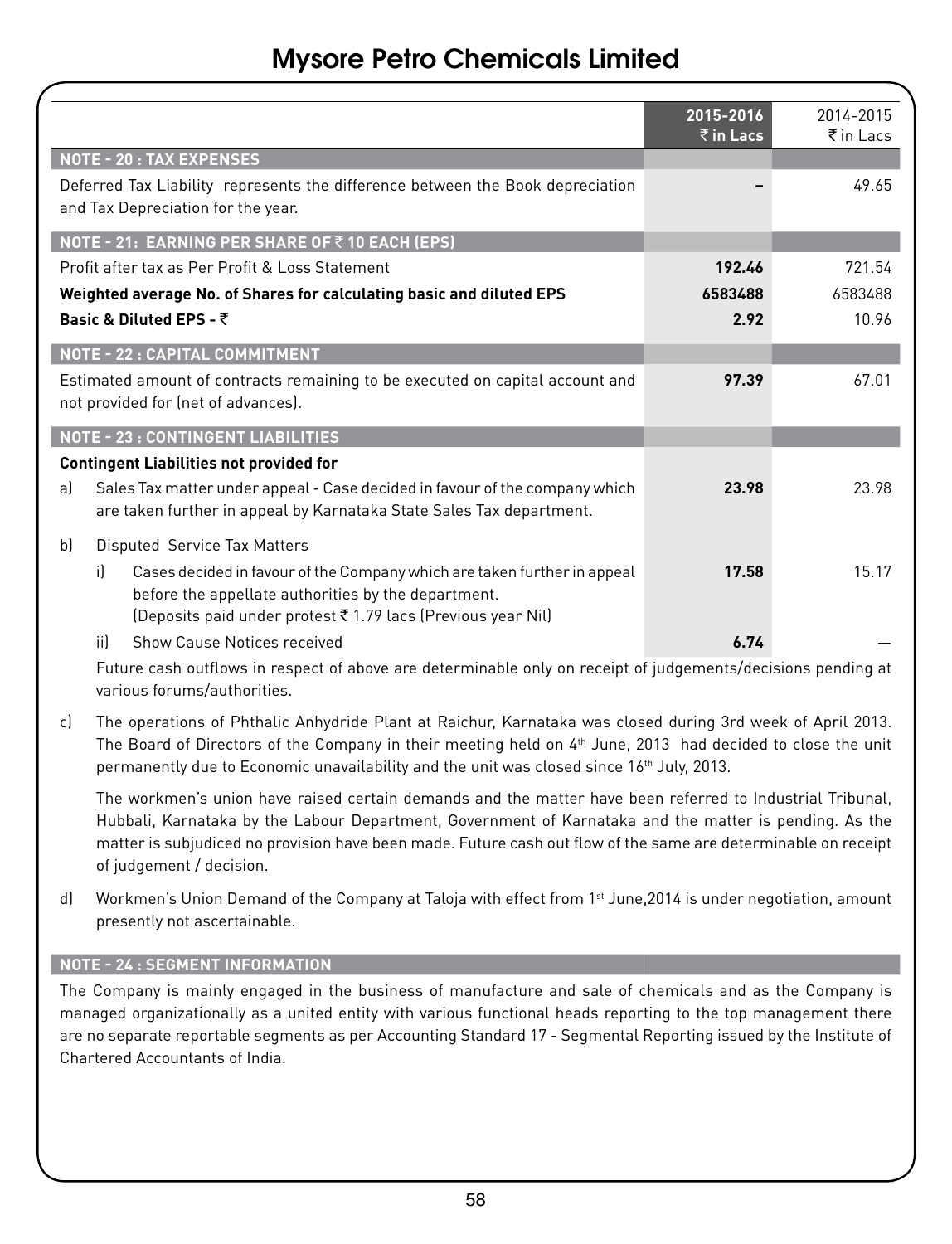| | 2015-2016 ₹ in Lacs | 2014-2015 ₹ in Lacs |
|---|---|---|
| **NOTE - 20 : TAX EXPENSES** | | |
| Deferred Tax Liability represents the difference between the Book depreciation and Tax Depreciation for the year. | **-** | 49.65 |
| **NOTE - 21: EARNING PER SHARE OF ₹ 10 EACH (EPS)** | | |
| Profit after tax as Per Profit & Loss Statement | **192.46** | 721.54 |
| **Weighted average No. of Shares for calculating basic and diluted EPS** | **6583488** | 6583488 |
| **Basic & Diluted EPS - ₹** | **2.92** | 10.96 |
| **NOTE - 22 : CAPITAL COMMITMENT** | | |
| Estimated amount of contracts remaining to be executed on capital account and not provided for (net of advances). | **97.39** | 67.01 |
| **NOTE - 23 : CONTINGENT LIABILITIES** | | |
| **Contingent Liabilities not provided for** | | |
| a) Sales Tax matter under appeal - Case decided in favour of the company which are taken further in appeal by Karnataka State Sales Tax department. | **23.98** | 23.98 |
| b) Disputed Service Tax Matters | | |
| i) Cases decided in favour of the Company which are taken further in appeal before the appellate authorities by the department. (Deposits paid under protest ₹ 1.79 lacs (Previous year Nil) | **17.58** | 15.17 |
| ii) Show Cause Notices received | **6.74** | — |

Future cash outflows in respect of above are determinable only on receipt of judgements/decisions pending at various forums/authorities.

c) The operations of Phthalic Anhydride Plant at Raichur, Karnataka was closed during 3rd week of April 2013. The Board of Directors of the Company in their meeting held on 4th June, 2013 had decided to close the unit permanently due to Economic unavailability and the unit was closed since 16th July, 2013.

The workmen's union have raised certain demands and the matter have been referred to Industrial Tribunal, Hubbali, Karnataka by the Labour Department, Government of Karnataka and the matter is pending. As the matter is subjudiced no provision have been made. Future cash out flow of the same are determinable on receipt of judgement / decision.

d) Workmen's Union Demand of the Company at Taloja with effect from 1st June,2014 is under negotiation, amount presently not ascertainable.

**NOTE - 24 : SEGMENT INFORMATION**

The Company is mainly engaged in the business of manufacture and sale of chemicals and as the Company is managed organizationally as a united entity with various functional heads reporting to the top management there are no separate reportable segments as per Accounting Standard 17 - Segmental Reporting issued by the Institute of Chartered Accountants of India.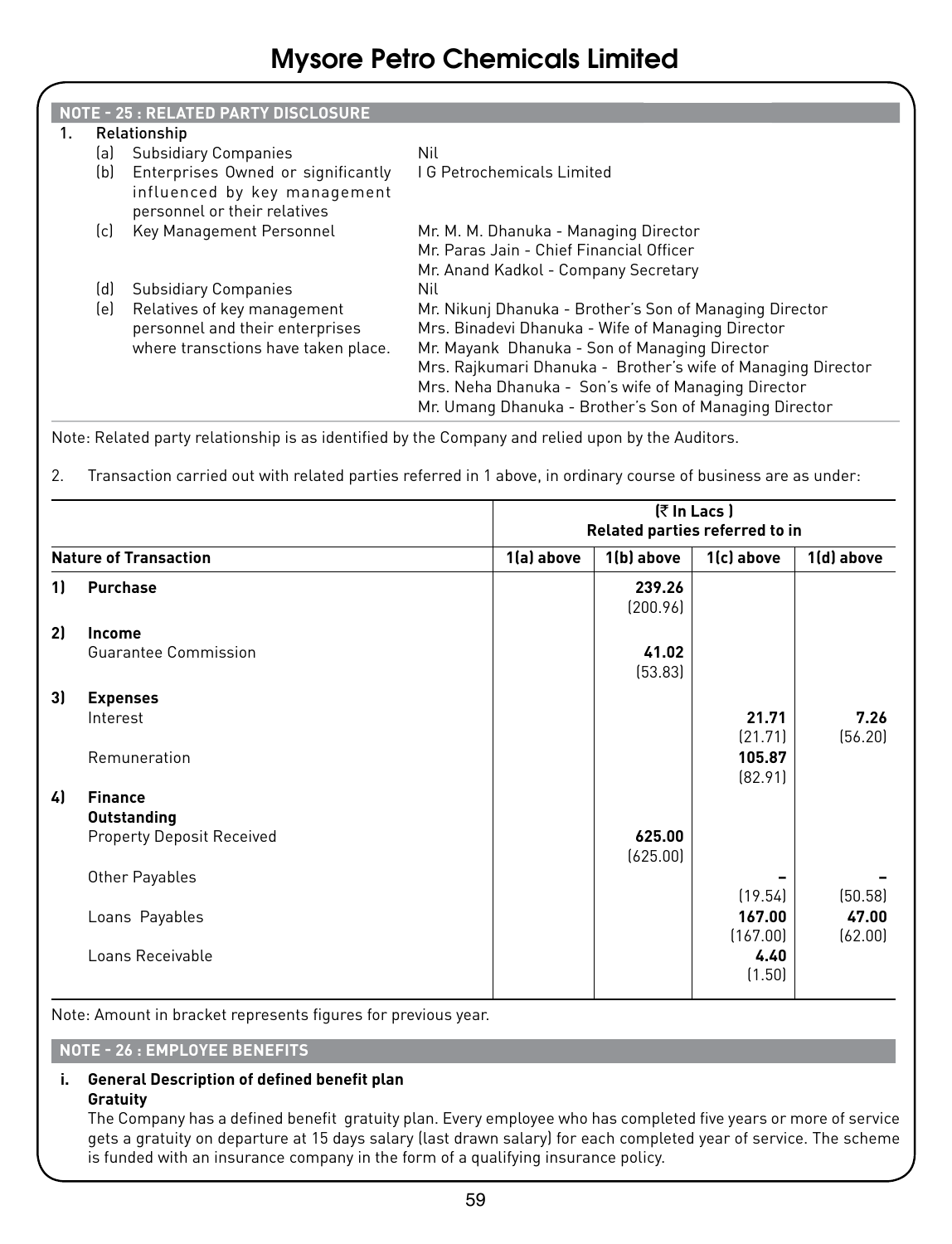# Mysore Petro Chemicals Limited

## NOTE - 25 : RELATED PARTY DISCLOSURE

1. Relationship

| | | |
|---|---|---|
| (a) | Subsidiary Companies | Nil |
| (b) | Enterprises Owned or significantly influenced by key management personnel or their relatives | I G Petrochemicals Limited |
| (c) | Key Management Personnel | Mr. M. M. Dhanuka - Managing Director<br>Mr. Paras Jain - Chief Financial Officer<br>Mr. Anand Kadkol - Company Secretary |
| (d) | Subsidiary Companies | Nil |
| (e) | Relatives of key management personnel and their enterprises where transctions have taken place. | Mr. Nikunj Dhanuka - Brother's Son of Managing Director<br>Mrs. Binadevi Dhanuka - Wife of Managing Director<br>Mr. Mayank Dhanuka - Son of Managing Director<br>Mrs. Rajkumari Dhanuka - Brother's wife of Managing Director<br>Mrs. Neha Dhanuka - Son's wife of Managing Director<br>Mr. Umang Dhanuka - Brother's Son of Managing Director |

Note: Related party relationship is as identified by the Company and relied upon by the Auditors.

2. Transaction carried out with related parties referred in 1 above, in ordinary course of business are as under:

| | (₹ In Lacs ) Related parties referred to in | | | |
|---|---|---|---|---|
| **Nature of Transaction** | **1(a) above** | **1(b) above** | **1(c) above** | **1(d) above** |
| **1) Purchase** | | **239.26**<br>(200.96) | | |
| **2) Income** | | | | |
| Guarantee Commission | | **41.02**<br>(53.83) | | |
| **3) Expenses** | | | | |
| Interest | | | **21.71**<br>(21.71) | **7.26**<br>(56.20) |
| Remuneration | | | **105.87**<br>(82.91) | |
| **4) Finance** | | | | |
| **Outstanding** | | | | |
| Property Deposit Received | | **625.00**<br>(625.00) | | |
| Other Payables | | | **–**<br>(19.54) | **–**<br>(50.58) |
| Loans Payables | | | **167.00**<br>(167.00) | **47.00**<br>(62.00) |
| Loans Receivable | | | **4.40**<br>(1.50) | |

Note: Amount in bracket represents figures for previous year.

## NOTE - 26 : EMPLOYEE BENEFITS

**i. General Description of defined benefit plan**

**Gratuity**

The Company has a defined benefit gratuity plan. Every employee who has completed five years or more of service gets a gratuity on departure at 15 days salary (last drawn salary) for each completed year of service. The scheme is funded with an insurance company in the form of a qualifying insurance policy.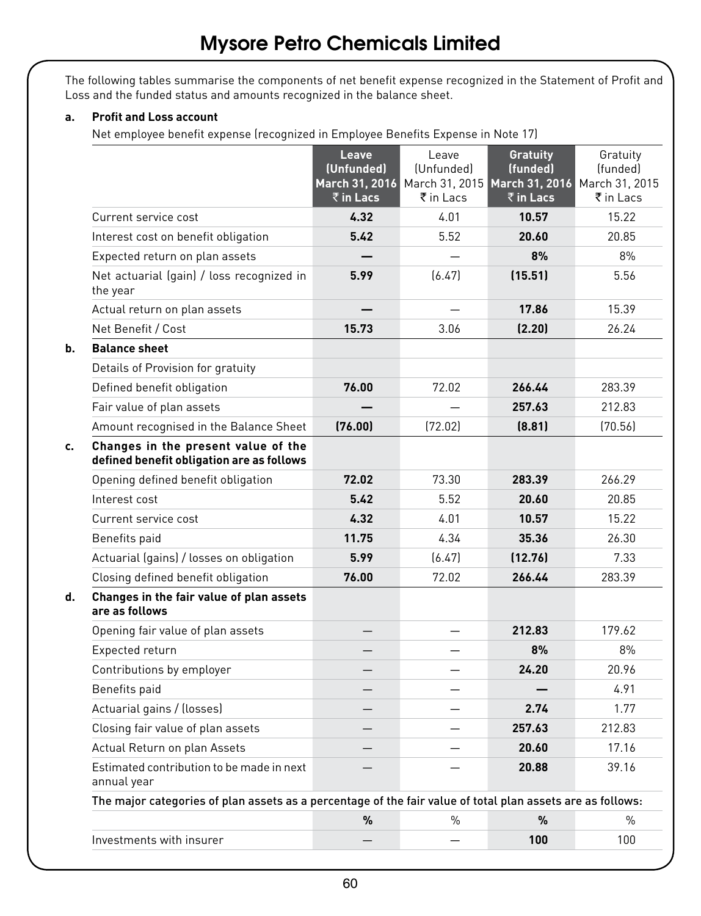The following tables summarise the components of net benefit expense recognized in the Statement of Profit and Loss and the funded status and amounts recognized in the balance sheet.

**a. Profit and Loss account**

Net employee benefit expense (recognized in Employee Benefits Expense in Note 17)

| | **Leave (Unfunded) March 31, 2016 ₹ in Lacs** | Leave (Unfunded) March 31, 2015 ₹ in Lacs | **Gratuity (funded) March 31, 2016 ₹ in Lacs** | Gratuity (funded) March 31, 2015 ₹ in Lacs |
|---|---|---|---|---|
| Current service cost | **4.32** | 4.01 | **10.57** | 15.22 |
| Interest cost on benefit obligation | **5.42** | 5.52 | **20.60** | 20.85 |
| Expected return on plan assets | **—** | — | **8%** | 8% |
| Net actuarial (gain) / loss recognized in the year | **5.99** | (6.47) | **(15.51)** | 5.56 |
| Actual return on plan assets | **—** | — | **17.86** | 15.39 |
| Net Benefit / Cost | **15.73** | 3.06 | **(2.20)** | 26.24 |
| **b. Balance sheet** | | | | |
| Details of Provision for gratuity | | | | |
| Defined benefit obligation | **76.00** | 72.02 | **266.44** | 283.39 |
| Fair value of plan assets | **—** | — | **257.63** | 212.83 |
| Amount recognised in the Balance Sheet | **(76.00)** | (72.02) | **(8.81)** | (70.56) |
| **c. Changes in the present value of the defined benefit obligation are as follows** | | | | |
| Opening defined benefit obligation | **72.02** | 73.30 | **283.39** | 266.29 |
| Interest cost | **5.42** | 5.52 | **20.60** | 20.85 |
| Current service cost | **4.32** | 4.01 | **10.57** | 15.22 |
| Benefits paid | **11.75** | 4.34 | **35.36** | 26.30 |
| Actuarial (gains) / losses on obligation | **5.99** | (6.47) | **(12.76)** | 7.33 |
| Closing defined benefit obligation | **76.00** | 72.02 | **266.44** | 283.39 |
| **d. Changes in the fair value of plan assets are as follows** | | | | |
| Opening fair value of plan assets | — | — | **212.83** | 179.62 |
| Expected return | — | — | **8%** | 8% |
| Contributions by employer | — | — | **24.20** | 20.96 |
| Benefits paid | — | — | **—** | 4.91 |
| Actuarial gains / (losses) | — | — | **2.74** | 1.77 |
| Closing fair value of plan assets | — | — | **257.63** | 212.83 |
| Actual Return on plan Assets | — | — | **20.60** | 17.16 |
| Estimated contribution to be made in next annual year | — | — | **20.88** | 39.16 |

**The major categories of plan assets as a percentage of the fair value of total plan assets are as follows:**

| | **%** | % | **%** | % |
|---|---|---|---|---|
| Investments with insurer | — | — | **100** | 100 |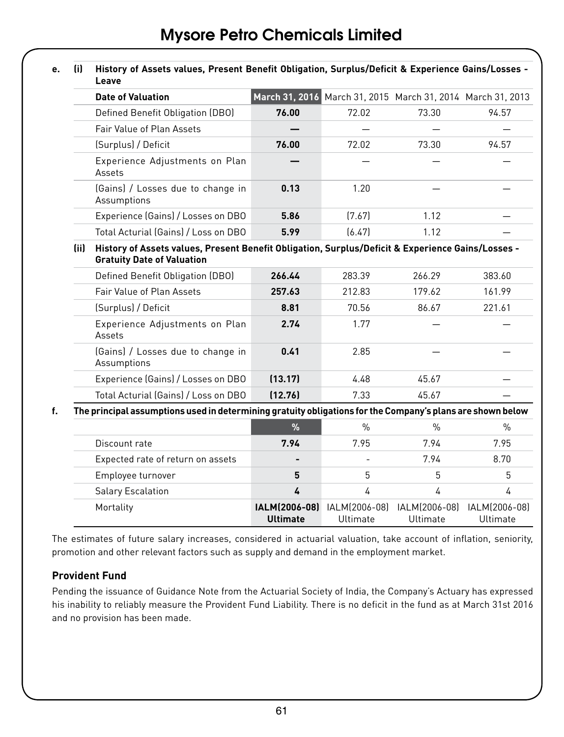**e. (i) History of Assets values, Present Benefit Obligation, Surplus/Deficit & Experience Gains/Losses - Leave**

| Date of Valuation | March 31, 2016 | March 31, 2015 | March 31, 2014 | March 31, 2013 |
|---|---|---|---|---|
| Defined Benefit Obligation (DBO) | **76.00** | 72.02 | 73.30 | 94.57 |
| Fair Value of Plan Assets | **—** | — | — | — |
| (Surplus) / Deficit | **76.00** | 72.02 | 73.30 | 94.57 |
| Experience Adjustments on Plan Assets | **—** | — | — | — |
| (Gains) / Losses due to change in Assumptions | **0.13** | 1.20 | — | — |
| Experience (Gains) / Losses on DBO | **5.86** | (7.67) | 1.12 | — |
| Total Acturial (Gains) / Loss on DBO | **5.99** | (6.47) | 1.12 | — |

**(ii) History of Assets values, Present Benefit Obligation, Surplus/Deficit & Experience Gains/Losses - Gratuity Date of Valuation**

| | | | | |
|---|---|---|---|---|
| Defined Benefit Obligation (DBO) | **266.44** | 283.39 | 266.29 | 383.60 |
| Fair Value of Plan Assets | **257.63** | 212.83 | 179.62 | 161.99 |
| (Surplus) / Deficit | **8.81** | 70.56 | 86.67 | 221.61 |
| Experience Adjustments on Plan Assets | **2.74** | 1.77 | — | — |
| (Gains) / Losses due to change in Assumptions | **0.41** | 2.85 | — | — |
| Experience (Gains) / Losses on DBO | **(13.17)** | 4.48 | 45.67 | — |
| Total Acturial (Gains) / Loss on DBO | **(12.76)** | 7.33 | 45.67 | — |

**f. The principal assumptions used in determining gratuity obligations for the Company's plans are shown below**

| | % | % | % | % |
|---|---|---|---|---|
| Discount rate | **7.94** | 7.95 | 7.94 | 7.95 |
| Expected rate of return on assets | **-** | - | 7.94 | 8.70 |
| Employee turnover | **5** | 5 | 5 | 5 |
| Salary Escalation | **4** | 4 | 4 | 4 |
| Mortality | **IALM(2006-08) Ultimate** | IALM(2006-08) Ultimate | IALM(2006-08) Ultimate | IALM(2006-08) Ultimate |

The estimates of future salary increases, considered in actuarial valuation, take account of inflation, seniority, promotion and other relevant factors such as supply and demand in the employment market.

### Provident Fund

Pending the issuance of Guidance Note from the Actuarial Society of India, the Company's Actuary has expressed his inability to reliably measure the Provident Fund Liability. There is no deficit in the fund as at March 31st 2016 and no provision has been made.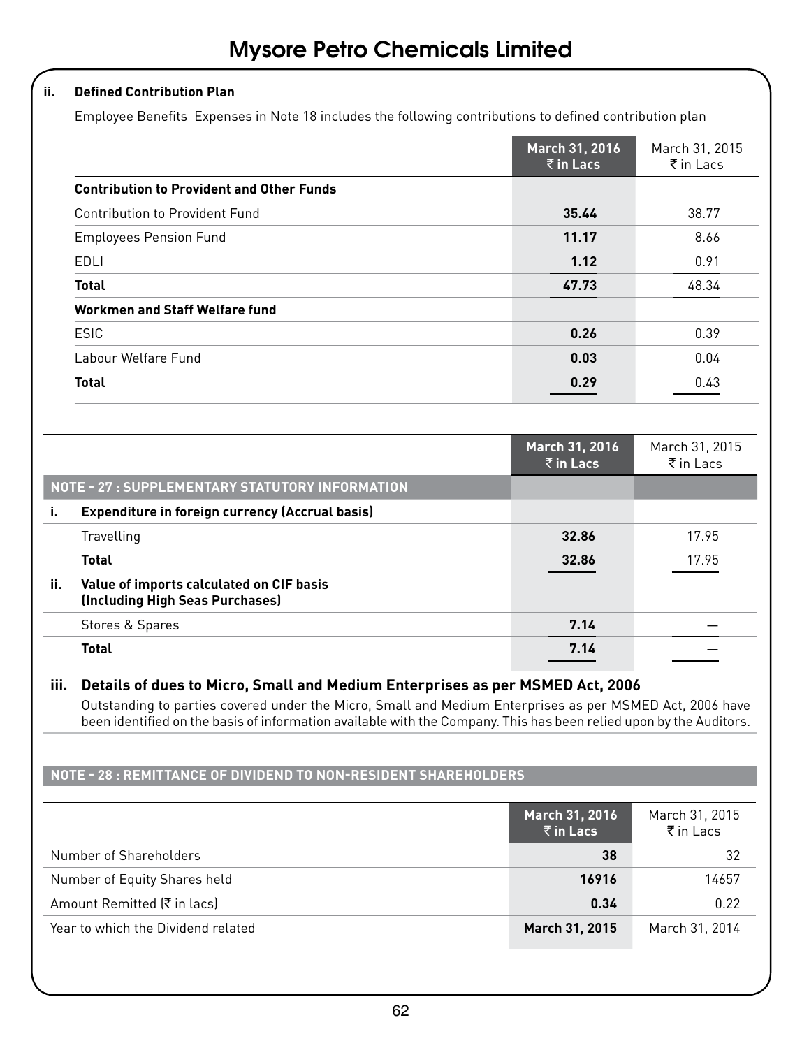## ii. Defined Contribution Plan

Employee Benefits Expenses in Note 18 includes the following contributions to defined contribution plan

| | March 31, 2016 ₹ in Lacs | March 31, 2015 ₹ in Lacs |
|---|---|---|
| **Contribution to Provident and Other Funds** | | |
| Contribution to Provident Fund | **35.44** | 38.77 |
| Employees Pension Fund | **11.17** | 8.66 |
| EDLI | **1.12** | 0.91 |
| **Total** | **47.73** | 48.34 |
| **Workmen and Staff Welfare fund** | | |
| ESIC | **0.26** | 0.39 |
| Labour Welfare Fund | **0.03** | 0.04 |
| **Total** | **0.29** | 0.43 |

## NOTE - 27 : SUPPLEMENTARY STATUTORY INFORMATION

| | | March 31, 2016 ₹ in Lacs | March 31, 2015 ₹ in Lacs |
|---|---|---|---|
| **i.** | **Expenditure in foreign currency (Accrual basis)** | | |
| | Travelling | **32.86** | 17.95 |
| | **Total** | **32.86** | 17.95 |
| **ii.** | **Value of imports calculated on CIF basis (Including High Seas Purchases)** | | |
| | Stores & Spares | **7.14** | — |
| | **Total** | **7.14** | — |

### iii. Details of dues to Micro, Small and Medium Enterprises as per MSMED Act, 2006

Outstanding to parties covered under the Micro, Small and Medium Enterprises as per MSMED Act, 2006 have been identified on the basis of information available with the Company. This has been relied upon by the Auditors.

## NOTE - 28 : REMITTANCE OF DIVIDEND TO NON-RESIDENT SHAREHOLDERS

| | March 31, 2016 ₹ in Lacs | March 31, 2015 ₹ in Lacs |
|---|---|---|
| Number of Shareholders | **38** | 32 |
| Number of Equity Shares held | **16916** | 14657 |
| Amount Remitted (₹ in lacs) | **0.34** | 0.22 |
| Year to which the Dividend related | **March 31, 2015** | March 31, 2014 |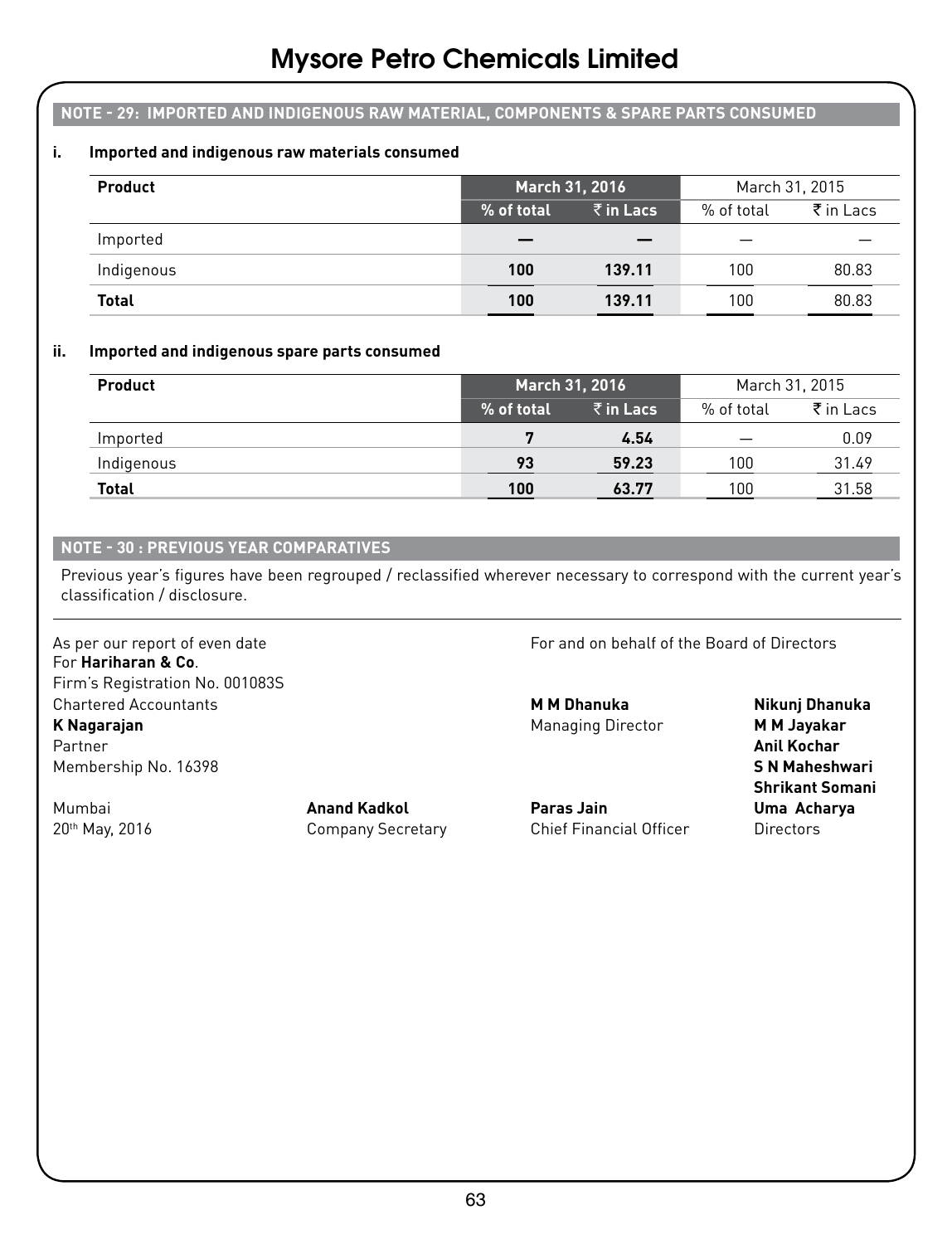## NOTE - 29: IMPORTED AND INDIGENOUS RAW MATERIAL, COMPONENTS & SPARE PARTS CONSUMED

### i. Imported and indigenous raw materials consumed

| Product | March 31, 2016 | | March 31, 2015 | |
|---|---|---|---|---|
| | % of total | ₹ in Lacs | % of total | ₹ in Lacs |
| Imported | — | — | — | — |
| Indigenous | 100 | 139.11 | 100 | 80.83 |
| **Total** | **100** | **139.11** | 100 | 80.83 |

### ii. Imported and indigenous spare parts consumed

| Product | March 31, 2016 | | March 31, 2015 | |
|---|---|---|---|---|
| | % of total | ₹ in Lacs | % of total | ₹ in Lacs |
| Imported | 7 | 4.54 | — | 0.09 |
| Indigenous | 93 | 59.23 | 100 | 31.49 |
| **Total** | **100** | **63.77** | 100 | 31.58 |

## NOTE - 30 : PREVIOUS YEAR COMPARATIVES

Previous year's figures have been regrouped / reclassified wherever necessary to correspond with the current year's classification / disclosure.

As per our report of even date
For **Hariharan & Co**.
Firm's Registration No. 001083S
Chartered Accountants
**K Nagarajan**
Partner
Membership No. 16398

Mumbai
20th May, 2016

**Anand Kadkol**
Company Secretary

For and on behalf of the Board of Directors

**M M Dhanuka**
Managing Director

**Paras Jain**
Chief Financial Officer

**Nikunj Dhanuka**
**M M Jayakar**
**Anil Kochar**
**S N Maheshwari**
**Shrikant Somani**
**Uma Acharya**
Directors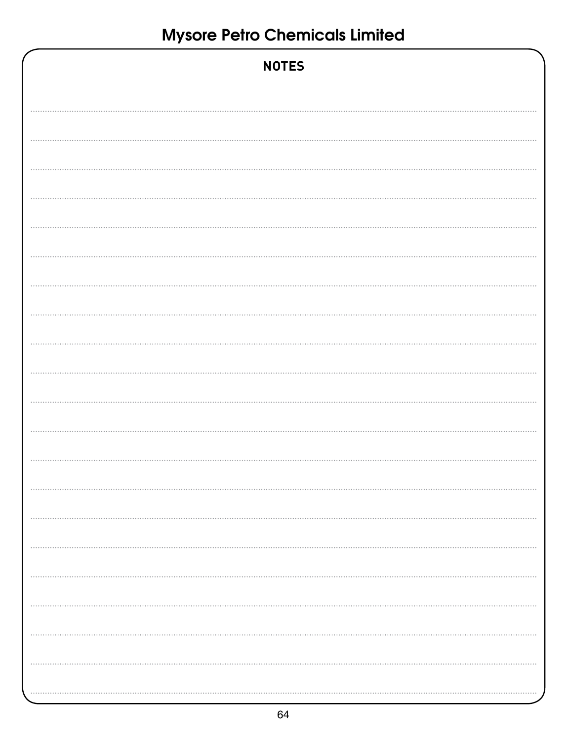## NOTES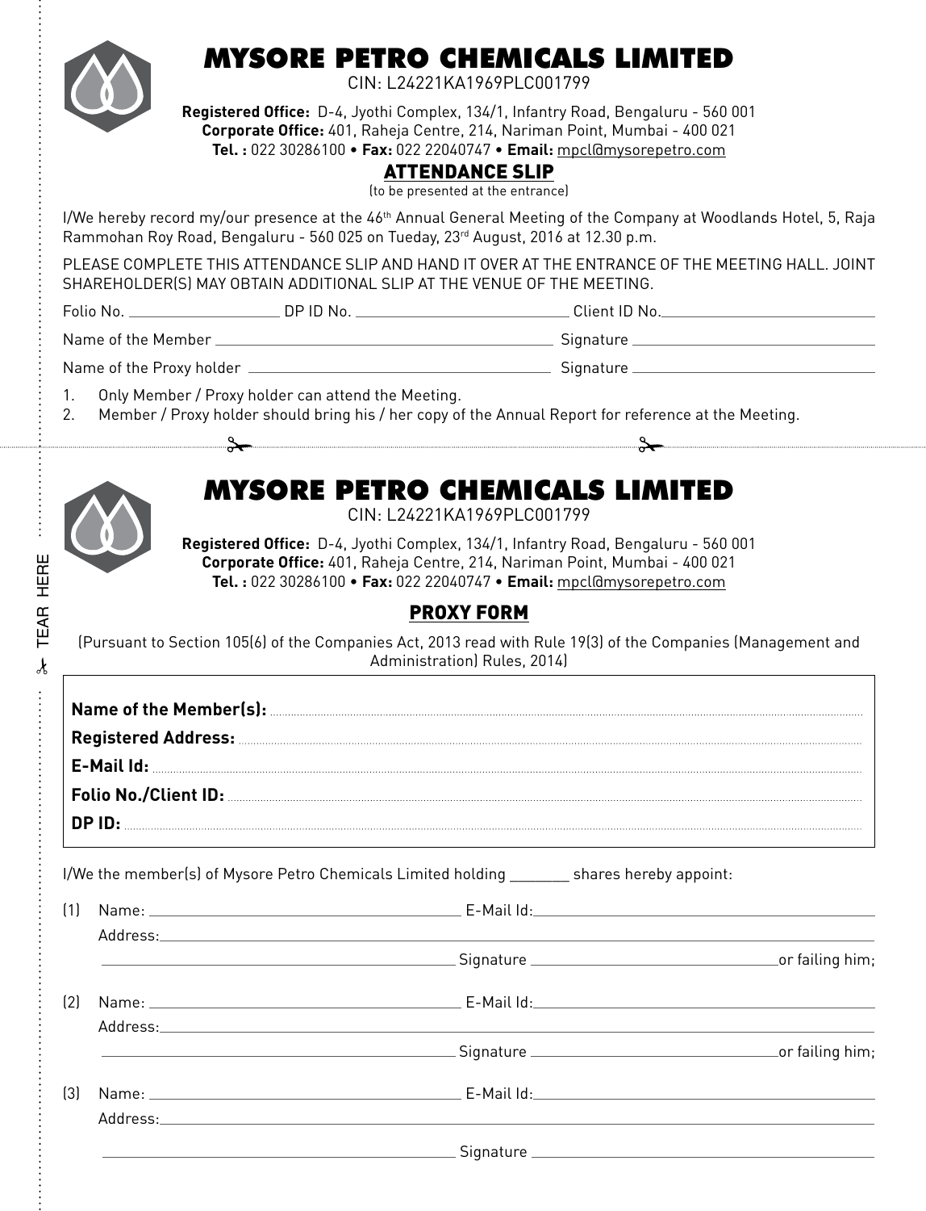# MYSORE PETRO CHEMICALS LIMITED

CIN: L24221KA1969PLC001799

**Registered Office:** D-4, Jyothi Complex, 134/1, Infantry Road, Bengaluru - 560 001
**Corporate Office:** 401, Raheja Centre, 214, Nariman Point, Mumbai - 400 021
**Tel. :** 022 30286100 • **Fax:** 022 22040747 • **Email:** mpcl@mysorepetro.com

## ATTENDANCE SLIP

(to be presented at the entrance)

I/We hereby record my/our presence at the 46th Annual General Meeting of the Company at Woodlands Hotel, 5, Raja Rammohan Roy Road, Bengaluru - 560 025 on Tueday, 23rd August, 2016 at 12.30 p.m.

PLEASE COMPLETE THIS ATTENDANCE SLIP AND HAND IT OVER AT THE ENTRANCE OF THE MEETING HALL. JOINT SHAREHOLDER(S) MAY OBTAIN ADDITIONAL SLIP AT THE VENUE OF THE MEETING.

Folio No. ____________ DP ID No. ____________ Client ID No.____________

Name of the Member ____________ Signature ____________

Name of the Proxy holder ____________ Signature ____________

1. Only Member / Proxy holder can attend the Meeting.
2. Member / Proxy holder should bring his / her copy of the Annual Report for reference at the Meeting.

TEAR HERE

# MYSORE PETRO CHEMICALS LIMITED

CIN: L24221KA1969PLC001799

**Registered Office:** D-4, Jyothi Complex, 134/1, Infantry Road, Bengaluru - 560 001
**Corporate Office:** 401, Raheja Centre, 214, Nariman Point, Mumbai - 400 021
**Tel. :** 022 30286100 • **Fax:** 022 22040747 • **Email:** mpcl@mysorepetro.com

## PROXY FORM

(Pursuant to Section 105(6) of the Companies Act, 2013 read with Rule 19(3) of the Companies (Management and Administration) Rules, 2014)

**Name of the Member(s):** ............

**Registered Address:** ............

**E-Mail Id:** ............

**Folio No./Client ID:** ............

**DP ID:** ............

I/We the member(s) of Mysore Petro Chemicals Limited holding ________ shares hereby appoint:

(1) Name: ____________ E-Mail Id:____________
Address:____________
____________ Signature ____________or failing him;

(2) Name: ____________ E-Mail Id:____________
Address:____________
____________ Signature ____________or failing him;

(3) Name: ____________ E-Mail Id:____________
Address:____________
____________ Signature ____________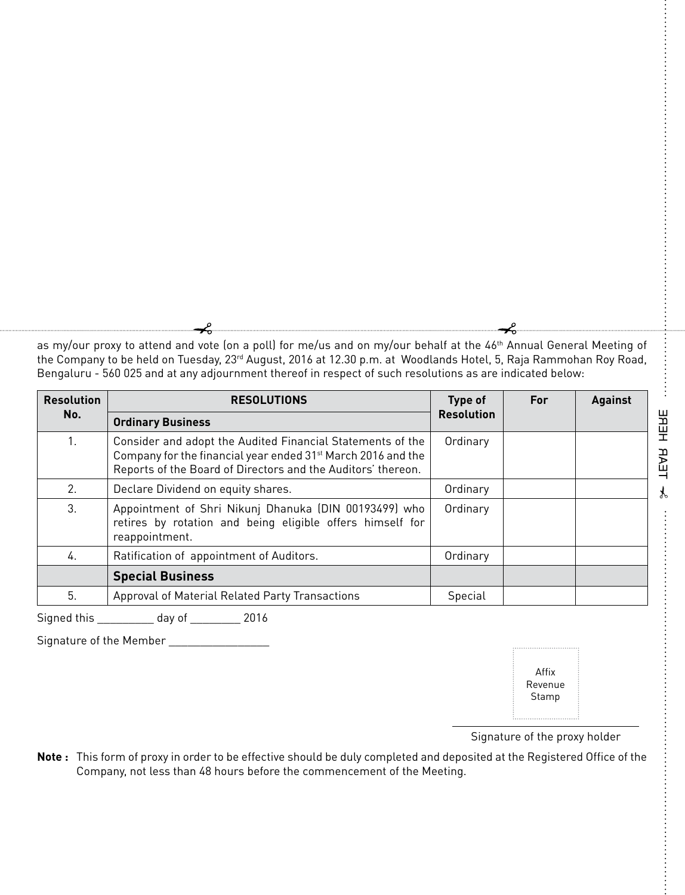as my/our proxy to attend and vote (on a poll) for me/us and on my/our behalf at the 46th Annual General Meeting of the Company to be held on Tuesday, 23rd August, 2016 at 12.30 p.m. at Woodlands Hotel, 5, Raja Rammohan Roy Road, Bengaluru - 560 025 and at any adjournment thereof in respect of such resolutions as are indicated below:

| Resolution No. | RESOLUTIONS | Type of Resolution | For | Against |
|---|---|---|---|---|
| | **Ordinary Business** | | | |
| 1. | Consider and adopt the Audited Financial Statements of the Company for the financial year ended 31st March 2016 and the Reports of the Board of Directors and the Auditors' thereon. | Ordinary | | |
| 2. | Declare Dividend on equity shares. | Ordinary | | |
| 3. | Appointment of Shri Nikunj Dhanuka (DIN 00193499) who retires by rotation and being eligible offers himself for reappointment. | Ordinary | | |
| 4. | Ratification of appointment of Auditors. | Ordinary | | |
| | **Special Business** | | | |
| 5. | Approval of Material Related Party Transactions | Special | | |

Signed this __________ day of _________ 2016

Signature of the Member _________________

Affix Revenue Stamp

Signature of the proxy holder

**Note :** This form of proxy in order to be effective should be duly completed and deposited at the Registered Office of the Company, not less than 48 hours before the commencement of the Meeting.

TEAR HERE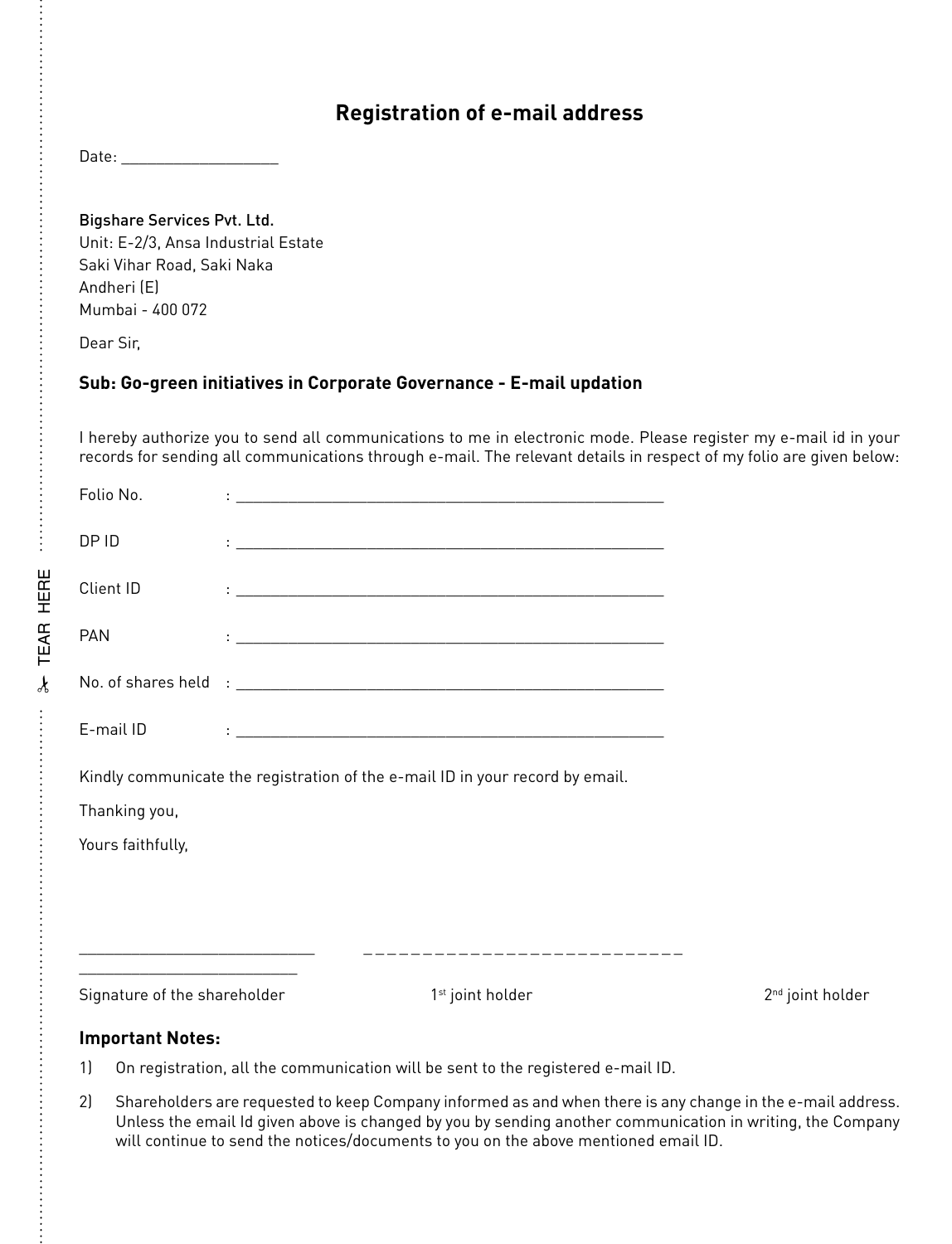## Registration of e-mail address

Date: ___________________

Bigshare Services Pvt. Ltd.
Unit: E-2/3, Ansa Industrial Estate
Saki Vihar Road, Saki Naka
Andheri (E)
Mumbai - 400 072

Dear Sir,

**Sub: Go-green initiatives in Corporate Governance - E-mail updation**

I hereby authorize you to send all communications to me in electronic mode. Please register my e-mail id in your records for sending all communications through e-mail. The relevant details in respect of my folio are given below:

Folio No. : ____________________________________________________

DP ID : ____________________________________________________

Client ID : ____________________________________________________

PAN : ____________________________________________________

No. of shares held : ____________________________________________________

E-mail ID : ____________________________________________________

Kindly communicate the registration of the e-mail ID in your record by email.

Thanking you,

Yours faithfully,

___________________________ ___________________________ ___________________________

Signature of the shareholder 1st joint holder 2nd joint holder

**Important Notes:**

1) On registration, all the communication will be sent to the registered e-mail ID.

2) Shareholders are requested to keep Company informed as and when there is any change in the e-mail address. Unless the email Id given above is changed by you by sending another communication in writing, the Company will continue to send the notices/documents to you on the above mentioned email ID.

TEAR HERE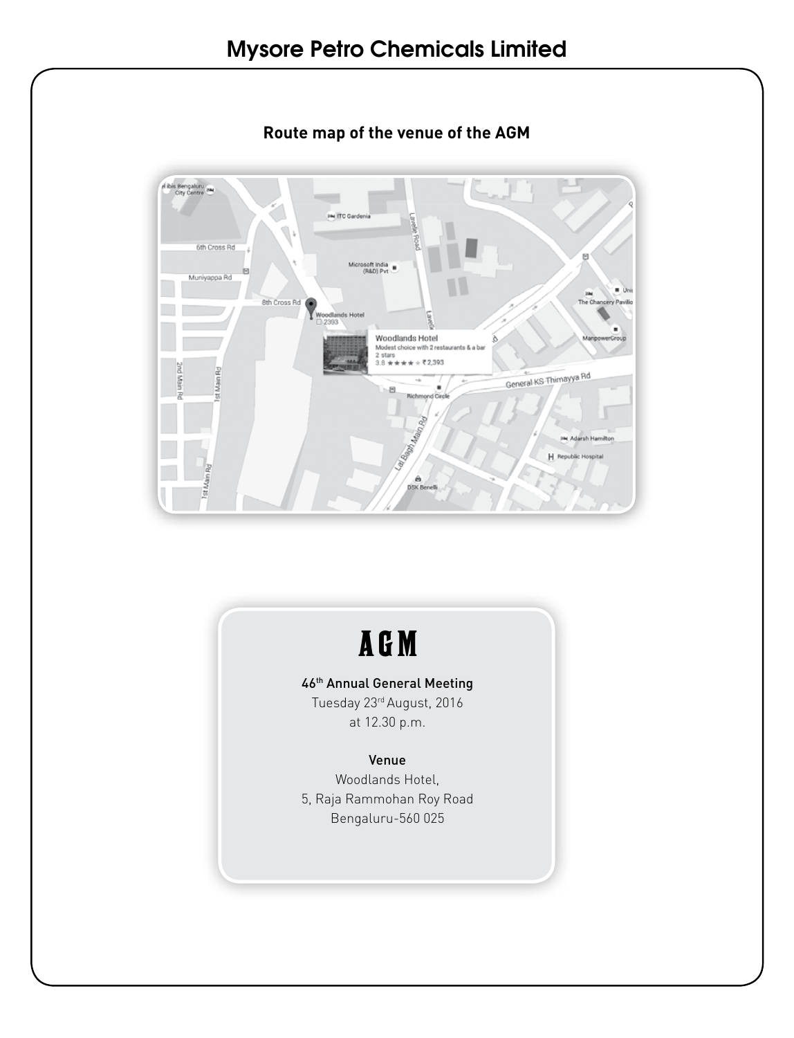# Mysore Petro Chemicals Limited

**Route map of the venue of the AGM**

# AGM

**46th Annual General Meeting**
Tuesday 23rd August, 2016
at 12.30 p.m.

**Venue**
Woodlands Hotel,
5, Raja Rammohan Roy Road
Bengaluru-560 025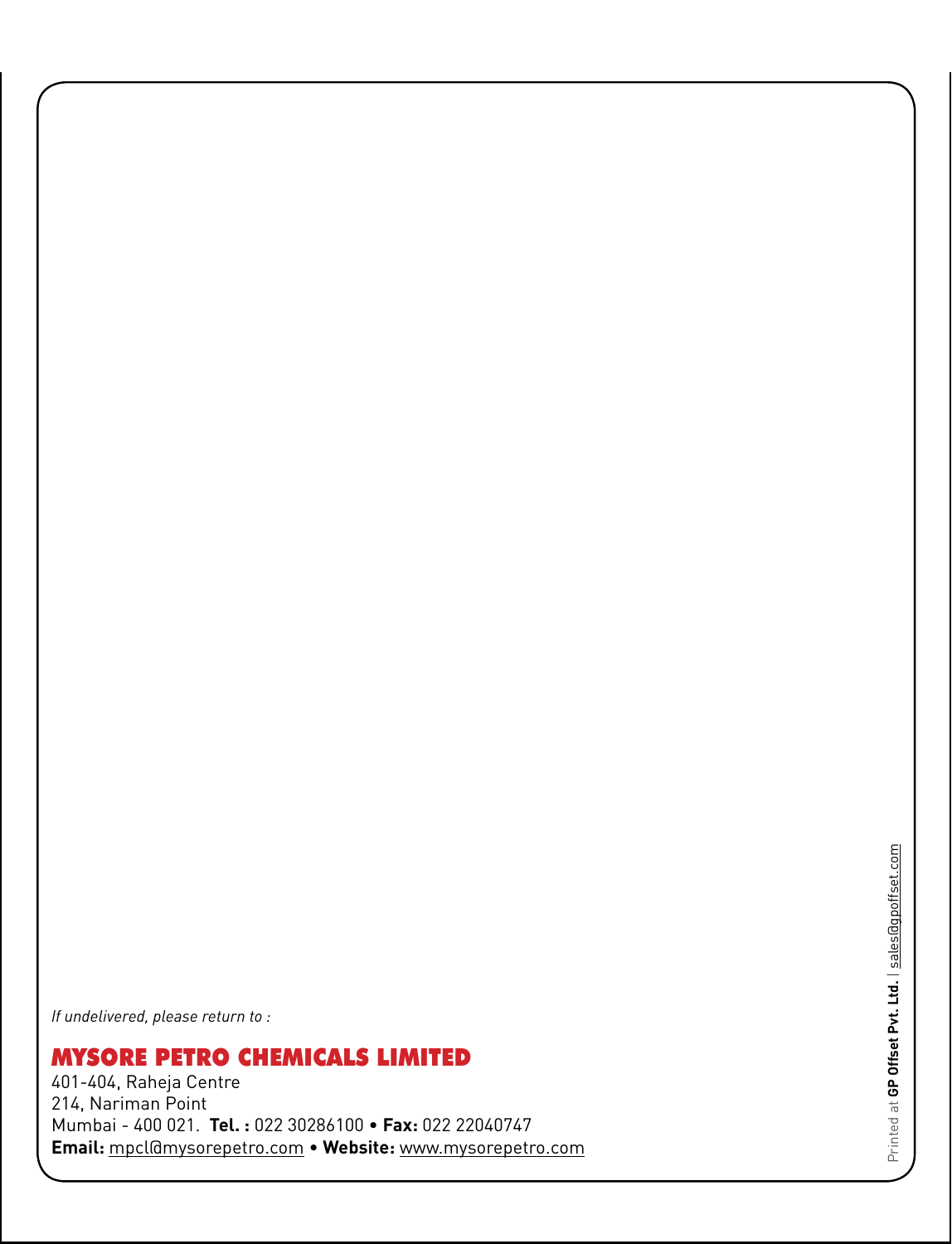*If undelivered, please return to :*

**MYSORE PETRO CHEMICALS LIMITED**

401-404, Raheja Centre
214, Nariman Point
Mumbai - 400 021. **Tel. :** 022 30286100 • **Fax:** 022 22040747
**Email:** mpcl@mysorepetro.com • **Website:** www.mysorepetro.com

Printed at **GP Offset Pvt. Ltd.** | sales@gpoffset.com